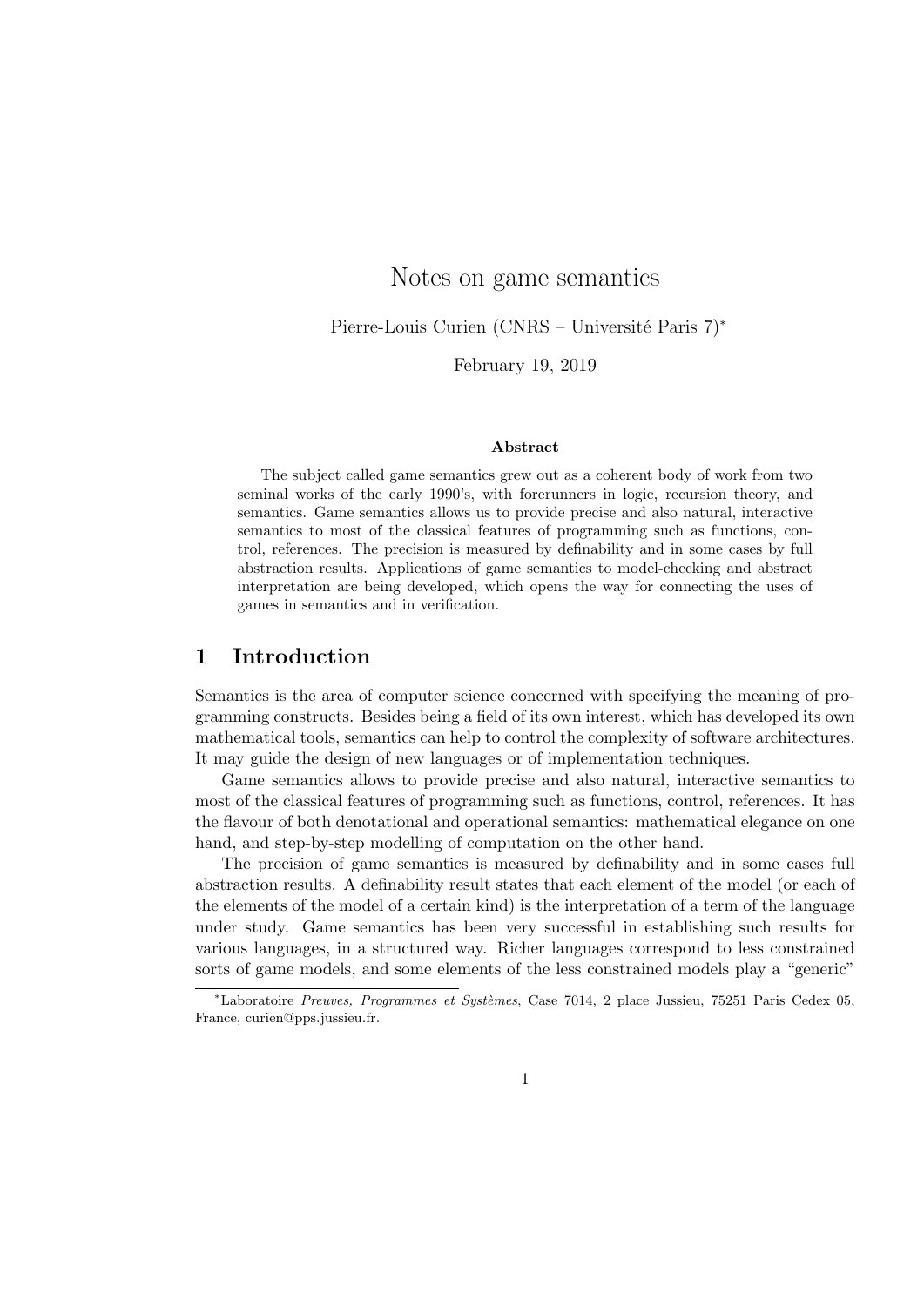# Notes on game semantics

Pierre-Louis Curien (CNRS – Université Paris 7)*

February 19, 2019

### Abstract

The subject called game semantics grew out as a coherent body of work from two seminal works of the early 1990's, with forerunners in logic, recursion theory, and semantics. Game semantics allows us to provide precise and also natural, interactive semantics to most of the classical features of programming such as functions, control, references. The precision is measured by definability and in some cases by full abstraction results. Applications of game semantics to model-checking and abstract interpretation are being developed, which opens the way for connecting the uses of games in semantics and in verification.

## 1 Introduction

Semantics is the area of computer science concerned with specifying the meaning of programming constructs. Besides being a field of its own interest, which has developed its own mathematical tools, semantics can help to control the complexity of software architectures. It may guide the design of new languages or of implementation techniques.

Game semantics allows to provide precise and also natural, interactive semantics to most of the classical features of programming such as functions, control, references. It has the flavour of both denotational and operational semantics: mathematical elegance on one hand, and step-by-step modelling of computation on the other hand.

The precision of game semantics is measured by definability and in some cases full abstraction results. A definability result states that each element of the model (or each of the elements of the model of a certain kind) is the interpretation of a term of the language under study. Game semantics has been very successful in establishing such results for various languages, in a structured way. Richer languages correspond to less constrained sorts of game models, and some elements of the less constrained models play a "generic"

*Laboratoire *Preuves, Programmes et Systèmes*, Case 7014, 2 place Jussieu, 75251 Paris Cedex 05, France, curien@pps.jussieu.fr.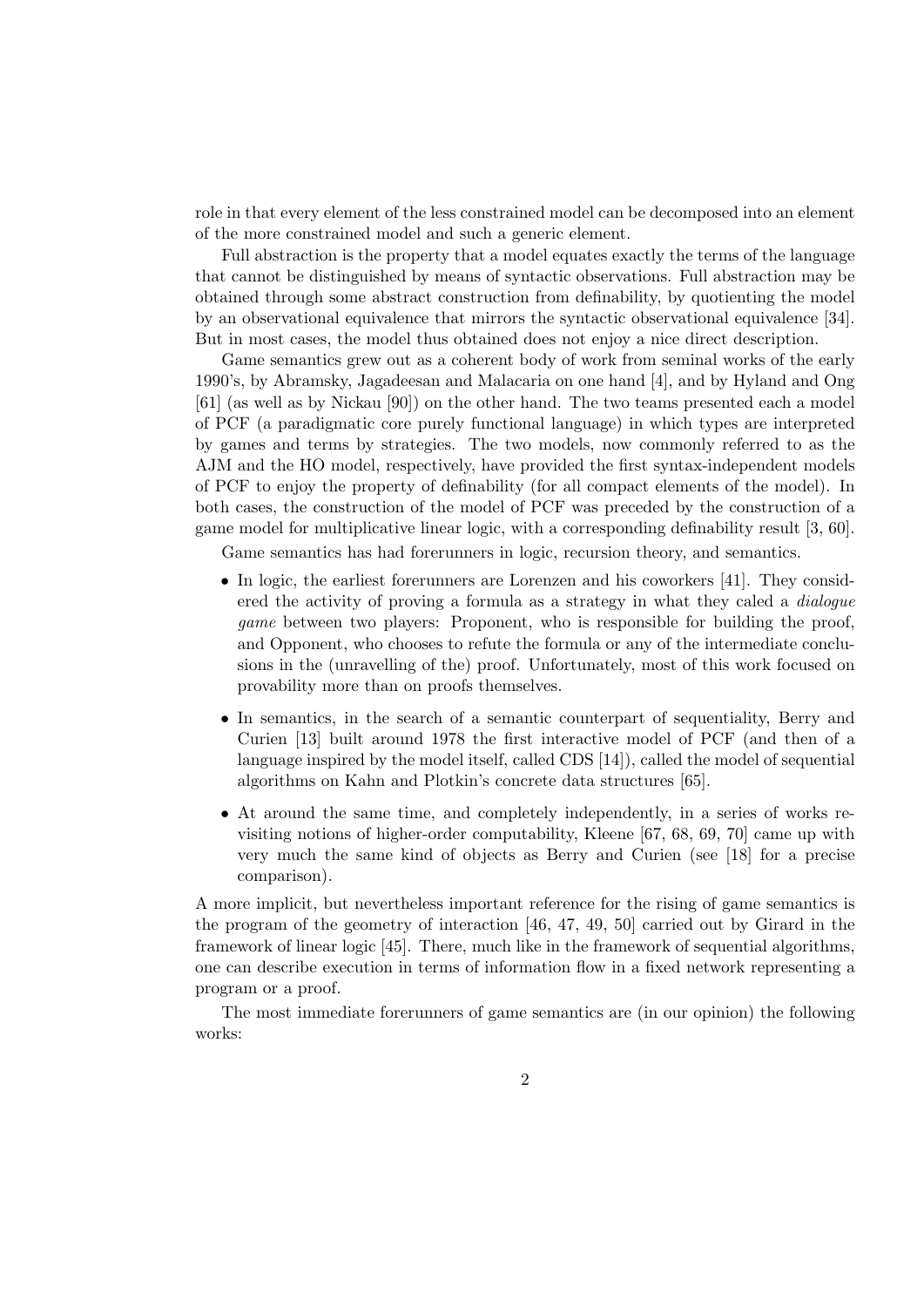role in that every element of the less constrained model can be decomposed into an element of the more constrained model and such a generic element.

Full abstraction is the property that a model equates exactly the terms of the language that cannot be distinguished by means of syntactic observations. Full abstraction may be obtained through some abstract construction from definability, by quotienting the model by an observational equivalence that mirrors the syntactic observational equivalence [34]. But in most cases, the model thus obtained does not enjoy a nice direct description.

Game semantics grew out as a coherent body of work from seminal works of the early 1990's, by Abramsky, Jagadeesan and Malacaria on one hand [4], and by Hyland and Ong [61] (as well as by Nickau [90]) on the other hand. The two teams presented each a model of PCF (a paradigmatic core purely functional language) in which types are interpreted by games and terms by strategies. The two models, now commonly referred to as the AJM and the HO model, respectively, have provided the first syntax-independent models of PCF to enjoy the property of definability (for all compact elements of the model). In both cases, the construction of the model of PCF was preceded by the construction of a game model for multiplicative linear logic, with a corresponding definability result [3, 60].

Game semantics has had forerunners in logic, recursion theory, and semantics.

- In logic, the earliest forerunners are Lorenzen and his coworkers [41]. They considered the activity of proving a formula as a strategy in what they caled a *dialogue game* between two players: Proponent, who is responsible for building the proof, and Opponent, who chooses to refute the formula or any of the intermediate conclusions in the (unravelling of the) proof. Unfortunately, most of this work focused on provability more than on proofs themselves.
- In semantics, in the search of a semantic counterpart of sequentiality, Berry and Curien [13] built around 1978 the first interactive model of PCF (and then of a language inspired by the model itself, called CDS [14]), called the model of sequential algorithms on Kahn and Plotkin's concrete data structures [65].
- At around the same time, and completely independently, in a series of works revisiting notions of higher-order computability, Kleene [67, 68, 69, 70] came up with very much the same kind of objects as Berry and Curien (see [18] for a precise comparison).

A more implicit, but nevertheless important reference for the rising of game semantics is the program of the geometry of interaction [46, 47, 49, 50] carried out by Girard in the framework of linear logic [45]. There, much like in the framework of sequential algorithms, one can describe execution in terms of information flow in a fixed network representing a program or a proof.

The most immediate forerunners of game semantics are (in our opinion) the following works: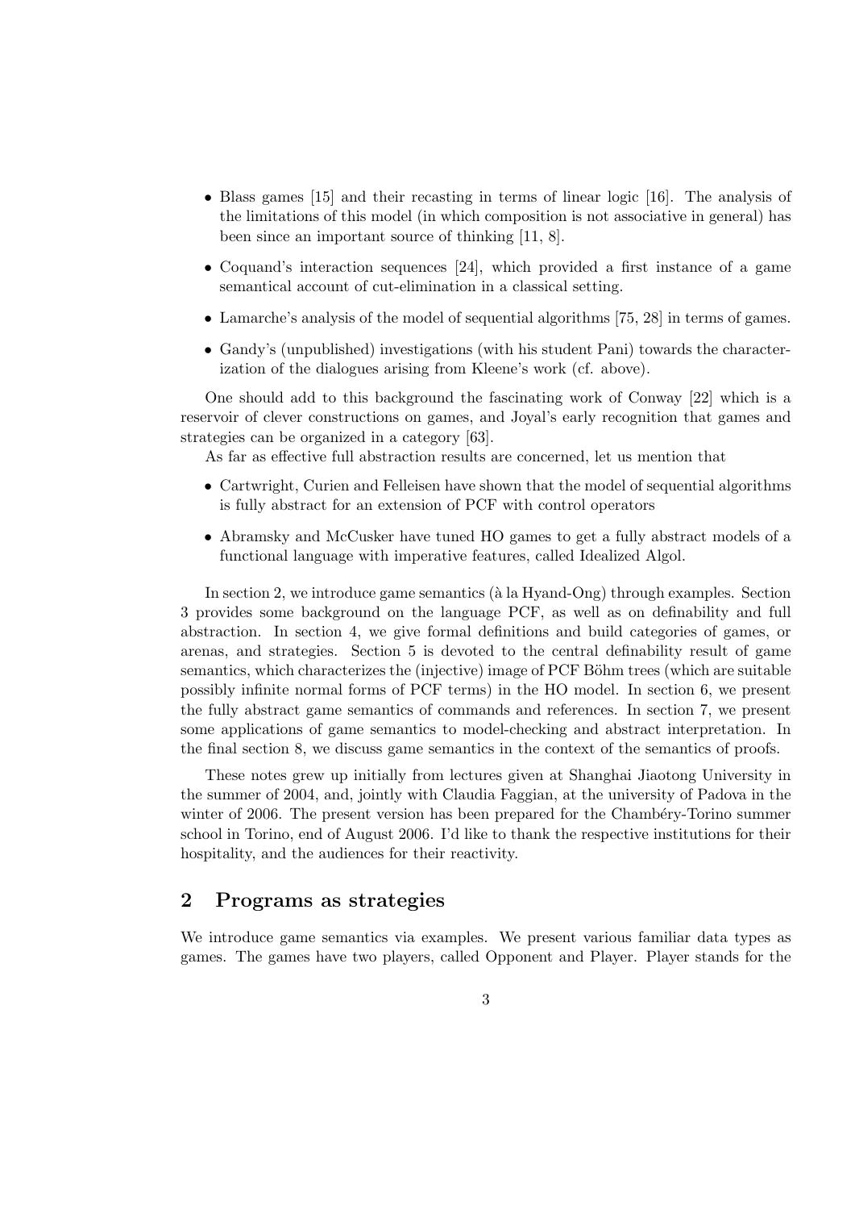- Blass games [15] and their recasting in terms of linear logic [16]. The analysis of the limitations of this model (in which composition is not associative in general) has been since an important source of thinking [11, 8].
- Coquand's interaction sequences [24], which provided a first instance of a game semantical account of cut-elimination in a classical setting.
- Lamarche's analysis of the model of sequential algorithms [75, 28] in terms of games.
- Gandy's (unpublished) investigations (with his student Pani) towards the characterization of the dialogues arising from Kleene's work (cf. above).

One should add to this background the fascinating work of Conway [22] which is a reservoir of clever constructions on games, and Joyal's early recognition that games and strategies can be organized in a category [63].

As far as effective full abstraction results are concerned, let us mention that

- Cartwright, Curien and Felleisen have shown that the model of sequential algorithms is fully abstract for an extension of PCF with control operators
- Abramsky and McCusker have tuned HO games to get a fully abstract models of a functional language with imperative features, called Idealized Algol.

In section 2, we introduce game semantics (à la Hyand-Ong) through examples. Section 3 provides some background on the language PCF, as well as on definability and full abstraction. In section 4, we give formal definitions and build categories of games, or arenas, and strategies. Section 5 is devoted to the central definability result of game semantics, which characterizes the (injective) image of PCF Böhm trees (which are suitable possibly infinite normal forms of PCF terms) in the HO model. In section 6, we present the fully abstract game semantics of commands and references. In section 7, we present some applications of game semantics to model-checking and abstract interpretation. In the final section 8, we discuss game semantics in the context of the semantics of proofs.

These notes grew up initially from lectures given at Shanghai Jiaotong University in the summer of 2004, and, jointly with Claudia Faggian, at the university of Padova in the winter of 2006. The present version has been prepared for the Chambéry-Torino summer school in Torino, end of August 2006. I'd like to thank the respective institutions for their hospitality, and the audiences for their reactivity.

## 2 Programs as strategies

We introduce game semantics via examples. We present various familiar data types as games. The games have two players, called Opponent and Player. Player stands for the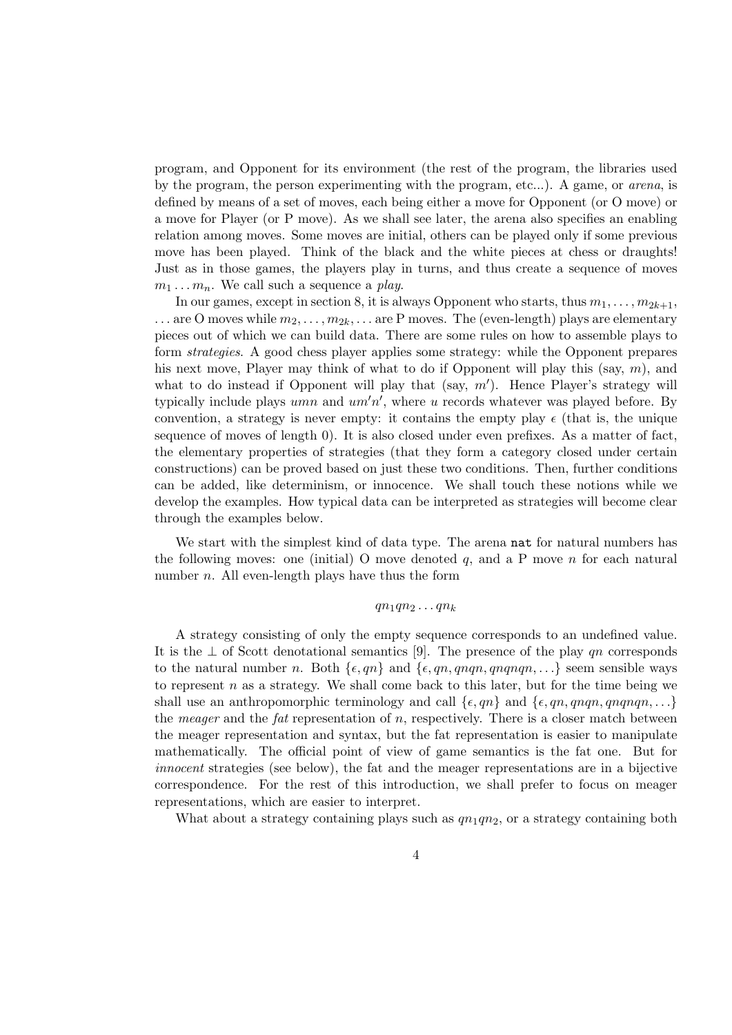program, and Opponent for its environment (the rest of the program, the libraries used by the program, the person experimenting with the program, etc...). A game, or *arena*, is defined by means of a set of moves, each being either a move for Opponent (or O move) or a move for Player (or P move). As we shall see later, the arena also specifies an enabling relation among moves. Some moves are initial, others can be played only if some previous move has been played. Think of the black and the white pieces at chess or draughts! Just as in those games, the players play in turns, and thus create a sequence of moves $m_1 \dots m_n$. We call such a sequence a *play*.

In our games, except in section 8, it is always Opponent who starts, thus $m_1, \dots, m_{2k+1}$, $\dots$ are O moves while $m_2, \dots, m_{2k}, \dots$ are P moves. The (even-length) plays are elementary pieces out of which we can build data. There are some rules on how to assemble plays to form *strategies*. A good chess player applies some strategy: while the Opponent prepares his next move, Player may think of what to do if Opponent will play this (say, $m$), and what to do instead if Opponent will play that (say, $m'$). Hence Player's strategy will typically include plays $umn$ and $um'n'$, where $u$ records whatever was played before. By convention, a strategy is never empty: it contains the empty play $\epsilon$ (that is, the unique sequence of moves of length 0). It is also closed under even prefixes. As a matter of fact, the elementary properties of strategies (that they form a category closed under certain constructions) can be proved based on just these two conditions. Then, further conditions can be added, like determinism, or innocence. We shall touch these notions while we develop the examples. How typical data can be interpreted as strategies will become clear through the examples below.

We start with the simplest kind of data type. The arena `nat` for natural numbers has the following moves: one (initial) O move denoted $q$, and a P move $n$ for each natural number $n$. All even-length plays have thus the form

$$qn_1qn_2 \dots qn_k$$

A strategy consisting of only the empty sequence corresponds to an undefined value. It is the $\perp$ of Scott denotational semantics [9]. The presence of the play $qn$ corresponds to the natural number $n$. Both $\{\epsilon, qn\}$ and $\{\epsilon, qn, qnqn, qnqnqn, \dots\}$ seem sensible ways to represent $n$ as a strategy. We shall come back to this later, but for the time being we shall use an anthropomorphic terminology and call $\{\epsilon, qn\}$ and $\{\epsilon, qn, qnqn, qnqnqn, \dots\}$ the *meager* and the *fat* representation of $n$, respectively. There is a closer match between the meager representation and syntax, but the fat representation is easier to manipulate mathematically. The official point of view of game semantics is the fat one. But for *innocent* strategies (see below), the fat and the meager representations are in a bijective correspondence. For the rest of this introduction, we shall prefer to focus on meager representations, which are easier to interpret.

What about a strategy containing plays such as $qn_1qn_2$, or a strategy containing both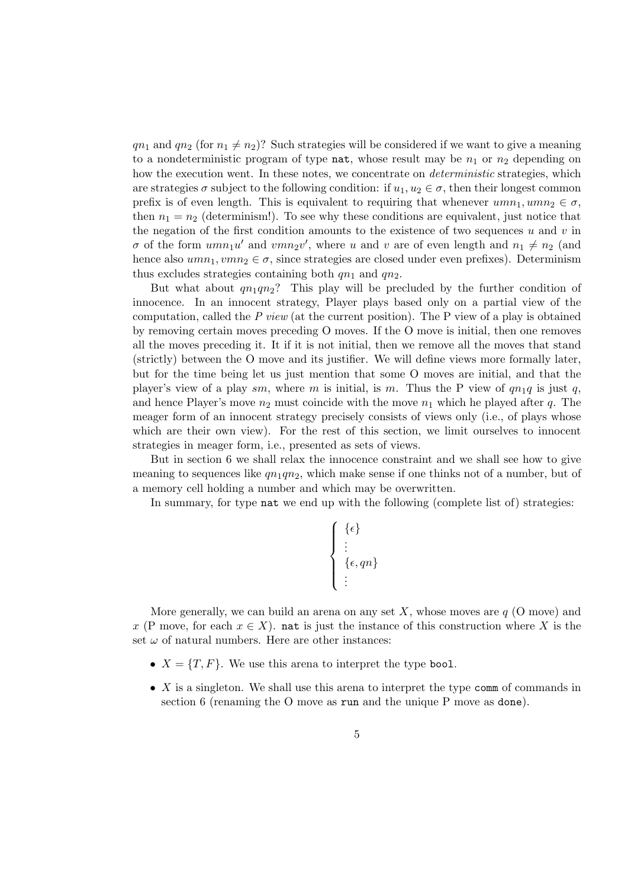$qn_1$ and $qn_2$ (for $n_1 \neq n_2$)? Such strategies will be considered if we want to give a meaning to a nondeterministic program of type `nat`, whose result may be $n_1$ or $n_2$ depending on how the execution went. In these notes, we concentrate on *deterministic* strategies, which are strategies $\sigma$ subject to the following condition: if $u_1, u_2 \in \sigma$, then their longest common prefix is of even length. This is equivalent to requiring that whenever $umn_1, umn_2 \in \sigma$, then $n_1 = n_2$ (determinism!). To see why these conditions are equivalent, just notice that the negation of the first condition amounts to the existence of two sequences $u$ and $v$ in $\sigma$ of the form $umn_1u'$ and $vmn_2v'$, where $u$ and $v$ are of even length and $n_1 \neq n_2$ (and hence also $umn_1, vmn_2 \in \sigma$, since strategies are closed under even prefixes). Determinism thus excludes strategies containing both $qn_1$ and $qn_2$.

But what about $qn_1qn_2$? This play will be precluded by the further condition of innocence. In an innocent strategy, Player plays based only on a partial view of the computation, called the *P view* (at the current position). The P view of a play is obtained by removing certain moves preceding O moves. If the O move is initial, then one removes all the moves preceding it. It if it is not initial, then we remove all the moves that stand (strictly) between the O move and its justifier. We will define views more formally later, but for the time being let us just mention that some O moves are initial, and that the player's view of a play $sm$, where $m$ is initial, is $m$. Thus the P view of $qn_1q$ is just $q$, and hence Player's move $n_2$ must coincide with the move $n_1$ which he played after $q$. The meager form of an innocent strategy precisely consists of views only (i.e., of plays whose which are their own view). For the rest of this section, we limit ourselves to innocent strategies in meager form, i.e., presented as sets of views.

But in section 6 we shall relax the innocence constraint and we shall see how to give meaning to sequences like $qn_1qn_2$, which make sense if one thinks not of a number, but of a memory cell holding a number and which may be overwritten.

In summary, for type `nat` we end up with the following (complete list of) strategies:

$$\begin{cases} \{\epsilon\} \\ \vdots \\ \{\epsilon, qn\} \\ \vdots \end{cases}$$

More generally, we can build an arena on any set $X$, whose moves are $q$ (O move) and $x$ (P move, for each $x \in X$). `nat` is just the instance of this construction where $X$ is the set $\omega$ of natural numbers. Here are other instances:

- $X = \{T, F\}$. We use this arena to interpret the type `bool`.
- $X$ is a singleton. We shall use this arena to interpret the type `comm` of commands in section 6 (renaming the O move as `run` and the unique P move as `done`).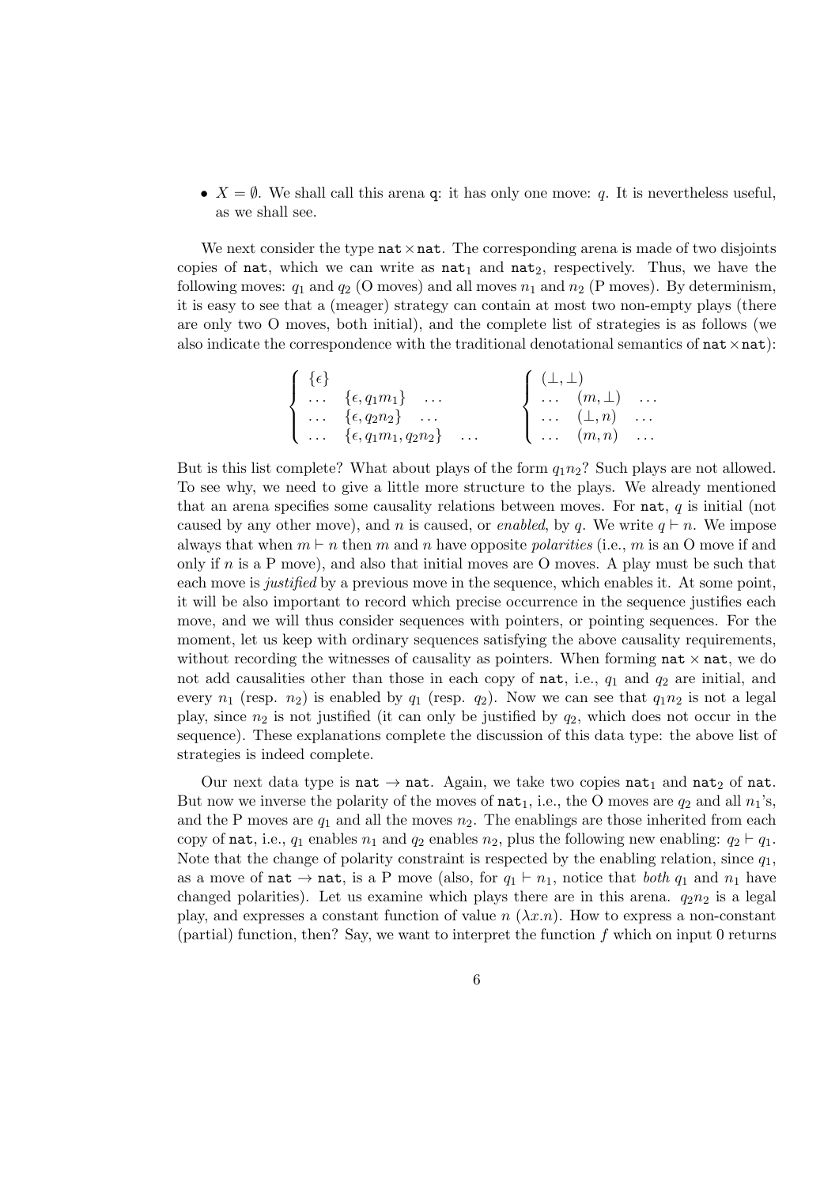- $X = \emptyset$. We shall call this arena $\mathtt{q}$: it has only one move: $q$. It is nevertheless useful, as we shall see.

We next consider the type $\mathtt{nat} \times \mathtt{nat}$. The corresponding arena is made of two disjoints copies of $\mathtt{nat}$, which we can write as $\mathtt{nat}_1$ and $\mathtt{nat}_2$, respectively. Thus, we have the following moves: $q_1$ and $q_2$ (O moves) and all moves $n_1$ and $n_2$ (P moves). By determinism, it is easy to see that a (meager) strategy can contain at most two non-empty plays (there are only two O moves, both initial), and the complete list of strategies is as follows (we also indicate the correspondence with the traditional denotational semantics of $\mathtt{nat} \times \mathtt{nat}$):

$$
\left\{
\begin{array}{lll}
\{\epsilon\} & & \\
\ldots & \{\epsilon, q_1 m_1\} & \ldots \\
\ldots & \{\epsilon, q_2 n_2\} & \ldots \\
\ldots & \{\epsilon, q_1 m_1, q_2 n_2\} & \ldots
\end{array}
\right.
\qquad
\left\{
\begin{array}{lll}
(\bot, \bot) & & \\
\ldots & (m, \bot) & \ldots \\
\ldots & (\bot, n) & \ldots \\
\ldots & (m, n) & \ldots
\end{array}
\right.
$$

But is this list complete? What about plays of the form $q_1 n_2$? Such plays are not allowed. To see why, we need to give a little more structure to the plays. We already mentioned that an arena specifies some causality relations between moves. For $\mathtt{nat}$, $q$ is initial (not caused by any other move), and $n$ is caused, or *enabled*, by $q$. We write $q \vdash n$. We impose always that when $m \vdash n$ then $m$ and $n$ have opposite *polarities* (i.e., $m$ is an O move if and only if $n$ is a P move), and also that initial moves are O moves. A play must be such that each move is *justified* by a previous move in the sequence, which enables it. At some point, it will be also important to record which precise occurrence in the sequence justifies each move, and we will thus consider sequences with pointers, or pointing sequences. For the moment, let us keep with ordinary sequences satisfying the above causality requirements, without recording the witnesses of causality as pointers. When forming $\mathtt{nat} \times \mathtt{nat}$, we do not add causalities other than those in each copy of $\mathtt{nat}$, i.e., $q_1$ and $q_2$ are initial, and every $n_1$ (resp. $n_2$) is enabled by $q_1$ (resp. $q_2$). Now we can see that $q_1 n_2$ is not a legal play, since $n_2$ is not justified (it can only be justified by $q_2$, which does not occur in the sequence). These explanations complete the discussion of this data type: the above list of strategies is indeed complete.

Our next data type is $\mathtt{nat} \to \mathtt{nat}$. Again, we take two copies $\mathtt{nat}_1$ and $\mathtt{nat}_2$ of $\mathtt{nat}$. But now we inverse the polarity of the moves of $\mathtt{nat}_1$, i.e., the O moves are $q_2$ and all $n_1$'s, and the P moves are $q_1$ and all the moves $n_2$. The enablings are those inherited from each copy of $\mathtt{nat}$, i.e., $q_1$ enables $n_1$ and $q_2$ enables $n_2$, plus the following new enabling: $q_2 \vdash q_1$. Note that the change of polarity constraint is respected by the enabling relation, since $q_1$, as a move of $\mathtt{nat} \to \mathtt{nat}$, is a P move (also, for $q_1 \vdash n_1$, notice that *both* $q_1$ and $n_1$ have changed polarities). Let us examine which plays there are in this arena. $q_2 n_2$ is a legal play, and expresses a constant function of value $n$ ($\lambda x.n$). How to express a non-constant (partial) function, then? Say, we want to interpret the function $f$ which on input 0 returns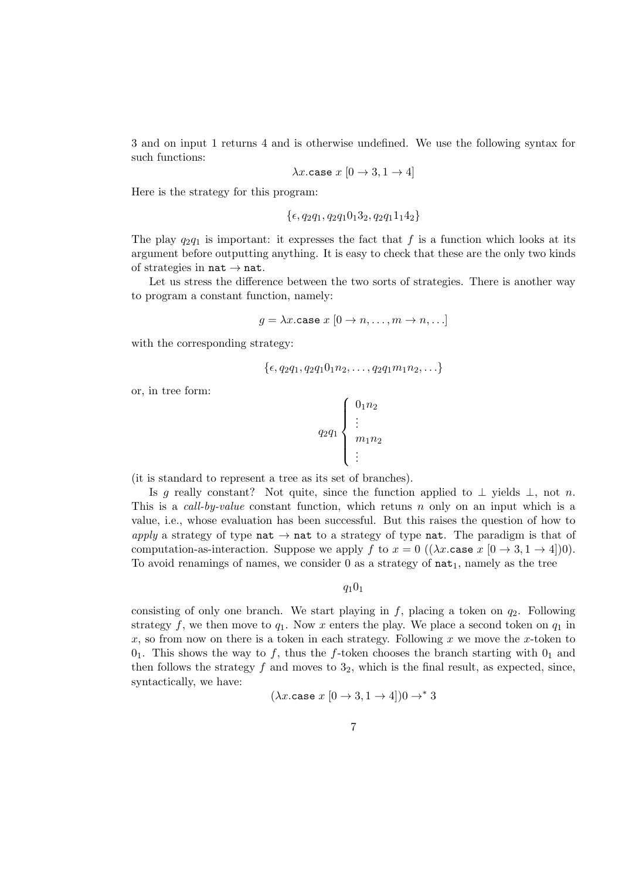3 and on input 1 returns 4 and is otherwise undefined. We use the following syntax for such functions:

$$\lambda x.\texttt{case}\ x\ [0 \to 3, 1 \to 4]$$

Here is the strategy for this program:

$$\{\epsilon, q_2 q_1, q_2 q_1 0_1 3_2, q_2 q_1 1_1 4_2\}$$

The play $q_2 q_1$ is important: it expresses the fact that $f$ is a function which looks at its argument before outputting anything. It is easy to check that these are the only two kinds of strategies in $\texttt{nat} \to \texttt{nat}$.

Let us stress the difference between the two sorts of strategies. There is another way to program a constant function, namely:

$$g = \lambda x.\texttt{case}\ x\ [0 \to n, \ldots, m \to n, \ldots]$$

with the corresponding strategy:

$$\{\epsilon, q_2 q_1, q_2 q_1 0_1 n_2, \ldots, q_2 q_1 m_1 n_2, \ldots\}$$

or, in tree form:

$$q_2 q_1 \left\{ \begin{array}{l} 0_1 n_2 \\ \vdots \\ m_1 n_2 \\ \vdots \end{array} \right.$$

(it is standard to represent a tree as its set of branches).

Is $g$ really constant? Not quite, since the function applied to $\bot$ yields $\bot$, not $n$. This is a *call-by-value* constant function, which retuns $n$ only on an input which is a value, i.e., whose evaluation has been successful. But this raises the question of how to *apply* a strategy of type $\texttt{nat} \to \texttt{nat}$ to a strategy of type $\texttt{nat}$. The paradigm is that of computation-as-interaction. Suppose we apply $f$ to $x = 0$ ($(\lambda x.\texttt{case}\ x\ [0 \to 3, 1 \to 4])0$). To avoid renamings of names, we consider 0 as a strategy of $\texttt{nat}_1$, namely as the tree

$$q_1 0_1$$

consisting of only one branch. We start playing in $f$, placing a token on $q_2$. Following strategy $f$, we then move to $q_1$. Now $x$ enters the play. We place a second token on $q_1$ in $x$, so from now on there is a token in each strategy. Following $x$ we move the $x$-token to $0_1$. This shows the way to $f$, thus the $f$-token chooses the branch starting with $0_1$ and then follows the strategy $f$ and moves to $3_2$, which is the final result, as expected, since, syntactically, we have:

$$(\lambda x.\texttt{case}\ x\ [0 \to 3, 1 \to 4])0 \to^* 3$$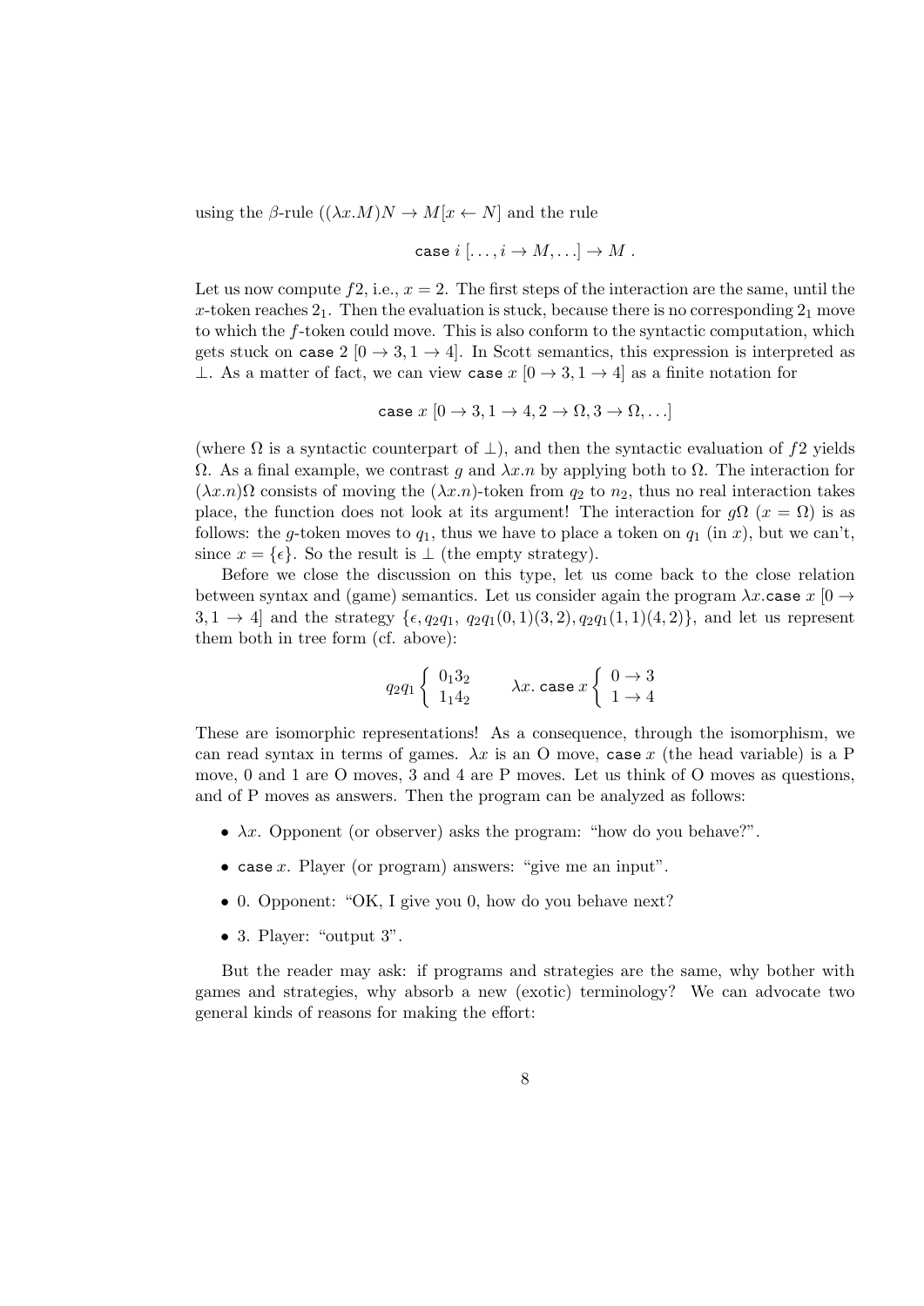using the $\beta$-rule $((\lambda x.M)N \to M[x \leftarrow N]$ and the rule

$$\texttt{case}\ i\ [\ldots, i \to M, \ldots] \to M\ .$$

Let us now compute $f2$, i.e., $x = 2$. The first steps of the interaction are the same, until the $x$-token reaches $2_1$. Then the evaluation is stuck, because there is no corresponding $2_1$ move to which the $f$-token could move. This is also conform to the syntactic computation, which gets stuck on $\texttt{case}\ 2\ [0 \to 3, 1 \to 4]$. In Scott semantics, this expression is interpreted as $\bot$. As a matter of fact, we can view $\texttt{case}\ x\ [0 \to 3, 1 \to 4]$ as a finite notation for

$$\texttt{case}\ x\ [0 \to 3, 1 \to 4, 2 \to \Omega, 3 \to \Omega, \ldots]$$

(where $\Omega$ is a syntactic counterpart of $\bot$), and then the syntactic evaluation of $f2$ yields $\Omega$. As a final example, we contrast $g$ and $\lambda x.n$ by applying both to $\Omega$. The interaction for $(\lambda x.n)\Omega$ consists of moving the $(\lambda x.n)$-token from $q_2$ to $n_2$, thus no real interaction takes place, the function does not look at its argument! The interaction for $g\Omega$ ($x = \Omega$) is as follows: the $g$-token moves to $q_1$, thus we have to place a token on $q_1$ (in $x$), but we can't, since $x = \{\epsilon\}$. So the result is $\bot$ (the empty strategy).

Before we close the discussion on this type, let us come back to the close relation between syntax and (game) semantics. Let us consider again the program $\lambda x.\texttt{case}\ x\ [0 \to 3, 1 \to 4]$ and the strategy $\{\epsilon, q_2q_1,\ q_2q_1(0,1)(3,2), q_2q_1(1,1)(4,2)\}$, and let us represent them both in tree form (cf. above):

$$q_2q_1 \left\{ \begin{array}{l} 0_13_2 \\ 1_14_2 \end{array} \right. \qquad \lambda x.\,\texttt{case}\ x \left\{ \begin{array}{l} 0 \to 3 \\ 1 \to 4 \end{array} \right.$$

These are isomorphic representations! As a consequence, through the isomorphism, we can read syntax in terms of games. $\lambda x$ is an O move, $\texttt{case}\ x$ (the head variable) is a P move, 0 and 1 are O moves, 3 and 4 are P moves. Let us think of O moves as questions, and of P moves as answers. Then the program can be analyzed as follows:

- $\lambda x$. Opponent (or observer) asks the program: "how do you behave?".
- $\texttt{case}\ x$. Player (or program) answers: "give me an input".
- 0. Opponent: "OK, I give you 0, how do you behave next?
- 3. Player: "output 3".

But the reader may ask: if programs and strategies are the same, why bother with games and strategies, why absorb a new (exotic) terminology? We can advocate two general kinds of reasons for making the effort: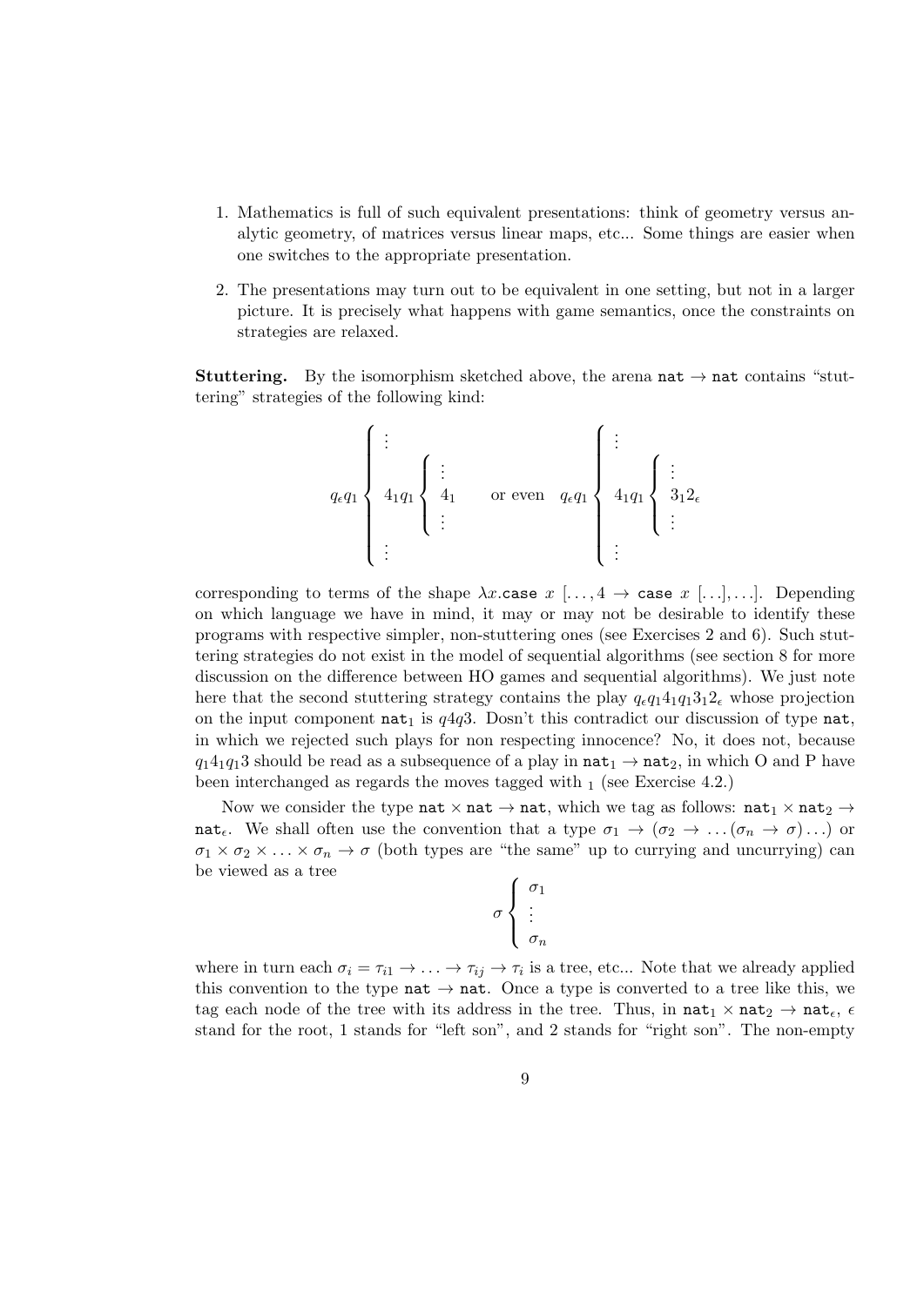1. Mathematics is full of such equivalent presentations: think of geometry versus analytic geometry, of matrices versus linear maps, etc... Some things are easier when one switches to the appropriate presentation.

2. The presentations may turn out to be equivalent in one setting, but not in a larger picture. It is precisely what happens with game semantics, once the constraints on strategies are relaxed.

**Stuttering.** By the isomorphism sketched above, the arena $\mathtt{nat} \to \mathtt{nat}$ contains "stuttering" strategies of the following kind:

$$q_\epsilon q_1 \left\{ \begin{array}{l} \vdots \\ \\ 4_1 q_1 \left\{ \begin{array}{l} \vdots \\ 4_1 \\ \vdots \end{array} \right. \\ \\ \vdots \end{array} \right. \quad \text{or even} \quad q_\epsilon q_1 \left\{ \begin{array}{l} \vdots \\ \\ 4_1 q_1 \left\{ \begin{array}{l} \vdots \\ 3_1 2_\epsilon \\ \vdots \end{array} \right. \\ \\ \vdots \end{array} \right.$$

corresponding to terms of the shape $\lambda x.\mathtt{case}\ x\ [\ldots, 4 \to \mathtt{case}\ x\ [\ldots], \ldots]$. Depending on which language we have in mind, it may or may not be desirable to identify these programs with respective simpler, non-stuttering ones (see Exercises 2 and 6). Such stuttering strategies do not exist in the model of sequential algorithms (see section 8 for more discussion on the difference between HO games and sequential algorithms). We just note here that the second stuttering strategy contains the play $q_\epsilon q_1 4_1 q_1 3_1 2_\epsilon$ whose projection on the input component $\mathtt{nat}_1$ is $q4q3$. Dosn't this contradict our discussion of type $\mathtt{nat}$, in which we rejected such plays for non respecting innocence? No, it does not, because $q_1 4_1 q_1 3$ should be read as a subsequence of a play in $\mathtt{nat}_1 \to \mathtt{nat}_2$, in which O and P have been interchanged as regards the moves tagged with $_1$ (see Exercise 4.2.)

Now we consider the type $\mathtt{nat} \times \mathtt{nat} \to \mathtt{nat}$, which we tag as follows: $\mathtt{nat}_1 \times \mathtt{nat}_2 \to \mathtt{nat}_\epsilon$. We shall often use the convention that a type $\sigma_1 \to (\sigma_2 \to \ldots (\sigma_n \to \sigma) \ldots)$ or $\sigma_1 \times \sigma_2 \times \ldots \times \sigma_n \to \sigma$ (both types are "the same" up to currying and uncurrying) can be viewed as a tree

$$\sigma \left\{ \begin{array}{l} \sigma_1 \\ \vdots \\ \sigma_n \end{array} \right.$$

where in turn each $\sigma_i = \tau_{i1} \to \ldots \to \tau_{ij} \to \tau_i$ is a tree, etc... Note that we already applied this convention to the type $\mathtt{nat} \to \mathtt{nat}$. Once a type is converted to a tree like this, we tag each node of the tree with its address in the tree. Thus, in $\mathtt{nat}_1 \times \mathtt{nat}_2 \to \mathtt{nat}_\epsilon$, $\epsilon$ stand for the root, 1 stands for "left son", and 2 stands for "right son". The non-empty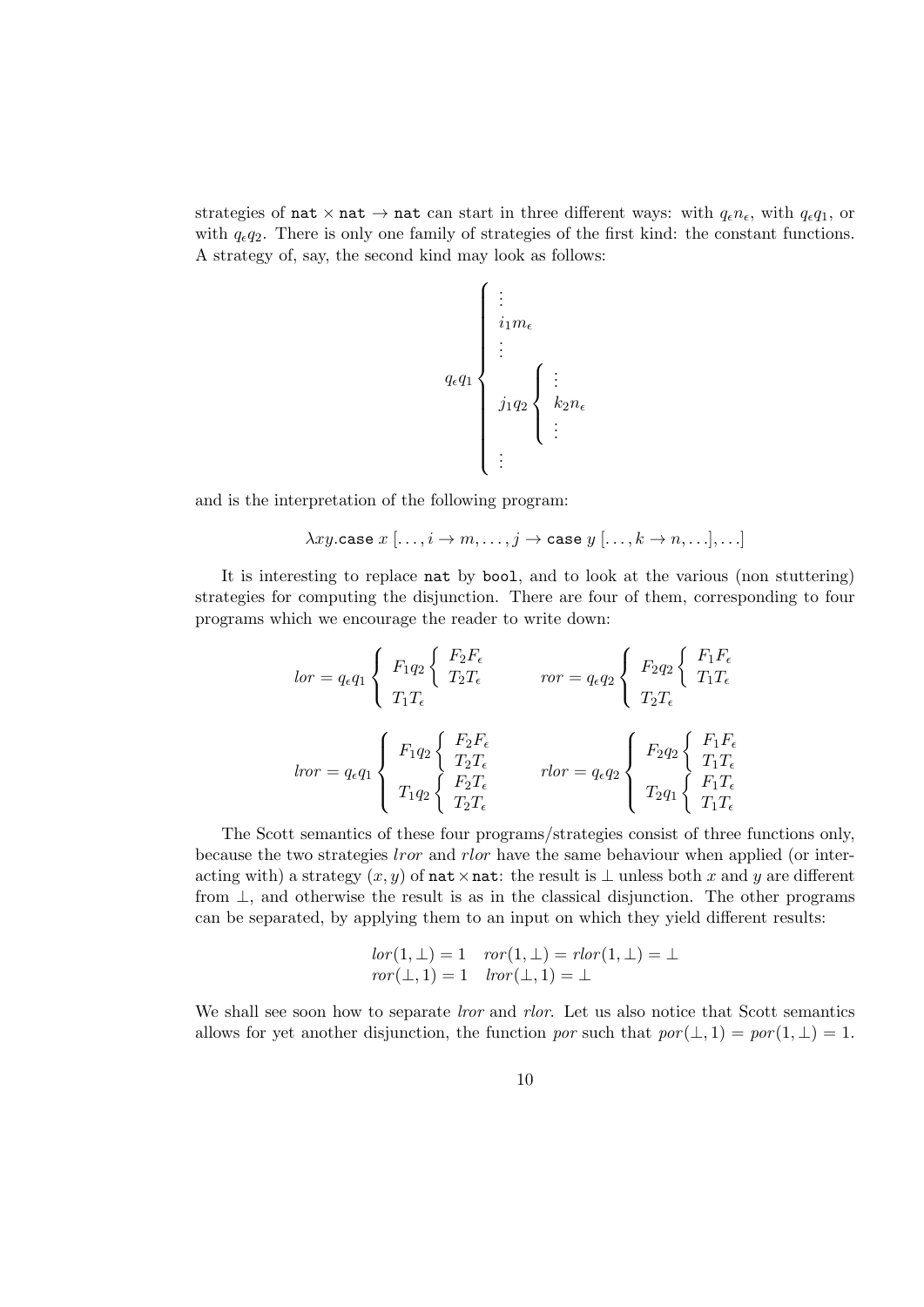strategies of $\mathtt{nat} \times \mathtt{nat} \to \mathtt{nat}$ can start in three different ways: with $q_\epsilon n_\epsilon$, with $q_\epsilon q_1$, or with $q_\epsilon q_2$. There is only one family of strategies of the first kind: the constant functions. A strategy of, say, the second kind may look as follows:

$$
q_\epsilon q_1 \left\{ \begin{array}{l} \vdots \\ i_1 m_\epsilon \\ \vdots \\ j_1 q_2 \left\{ \begin{array}{l} \vdots \\ k_2 n_\epsilon \\ \vdots \end{array} \right. \\ \vdots \end{array} \right.
$$

and is the interpretation of the following program:

$$
\lambda xy.\mathtt{case}\ x\ [\ldots, i \to m, \ldots, j \to \mathtt{case}\ y\ [\ldots, k \to n, \ldots], \ldots]
$$

It is interesting to replace $\mathtt{nat}$ by $\mathtt{bool}$, and to look at the various (non stuttering) strategies for computing the disjunction. There are four of them, corresponding to four programs which we encourage the reader to write down:

$$
lor = q_\epsilon q_1 \left\{ \begin{array}{l} F_1 q_2 \left\{ \begin{array}{l} F_2 F_\epsilon \\ T_2 T_\epsilon \end{array} \right. \\ T_1 T_\epsilon \end{array} \right.
\qquad
ror = q_\epsilon q_2 \left\{ \begin{array}{l} F_2 q_2 \left\{ \begin{array}{l} F_1 F_\epsilon \\ T_1 T_\epsilon \end{array} \right. \\ T_2 T_\epsilon \end{array} \right.
$$

$$
lror = q_\epsilon q_1 \left\{ \begin{array}{l} F_1 q_2 \left\{ \begin{array}{l} F_2 F_\epsilon \\ T_2 T_\epsilon \end{array} \right. \\ T_1 q_2 \left\{ \begin{array}{l} F_2 T_\epsilon \\ T_2 T_\epsilon \end{array} \right. \end{array} \right.
\qquad
rlor = q_\epsilon q_2 \left\{ \begin{array}{l} F_2 q_2 \left\{ \begin{array}{l} F_1 F_\epsilon \\ T_1 T_\epsilon \end{array} \right. \\ T_2 q_1 \left\{ \begin{array}{l} F_1 T_\epsilon \\ T_1 T_\epsilon \end{array} \right. \end{array} \right.
$$

The Scott semantics of these four programs/strategies consist of three functions only, because the two strategies $lror$ and $rlor$ have the same behaviour when applied (or interacting with) a strategy $(x, y)$ of $\mathtt{nat} \times \mathtt{nat}$: the result is $\perp$ unless both $x$ and $y$ are different from $\perp$, and otherwise the result is as in the classical disjunction. The other programs can be separated, by applying them to an input on which they yield different results:

$$
\begin{array}{ll} lor(1, \perp) = 1 & ror(1, \perp) = rlor(1, \perp) = \perp \\ ror(\perp, 1) = 1 & lror(\perp, 1) = \perp \end{array}
$$

We shall see soon how to separate $lror$ and $rlor$. Let us also notice that Scott semantics allows for yet another disjunction, the function $por$ such that $por(\perp, 1) = por(1, \perp) = 1$.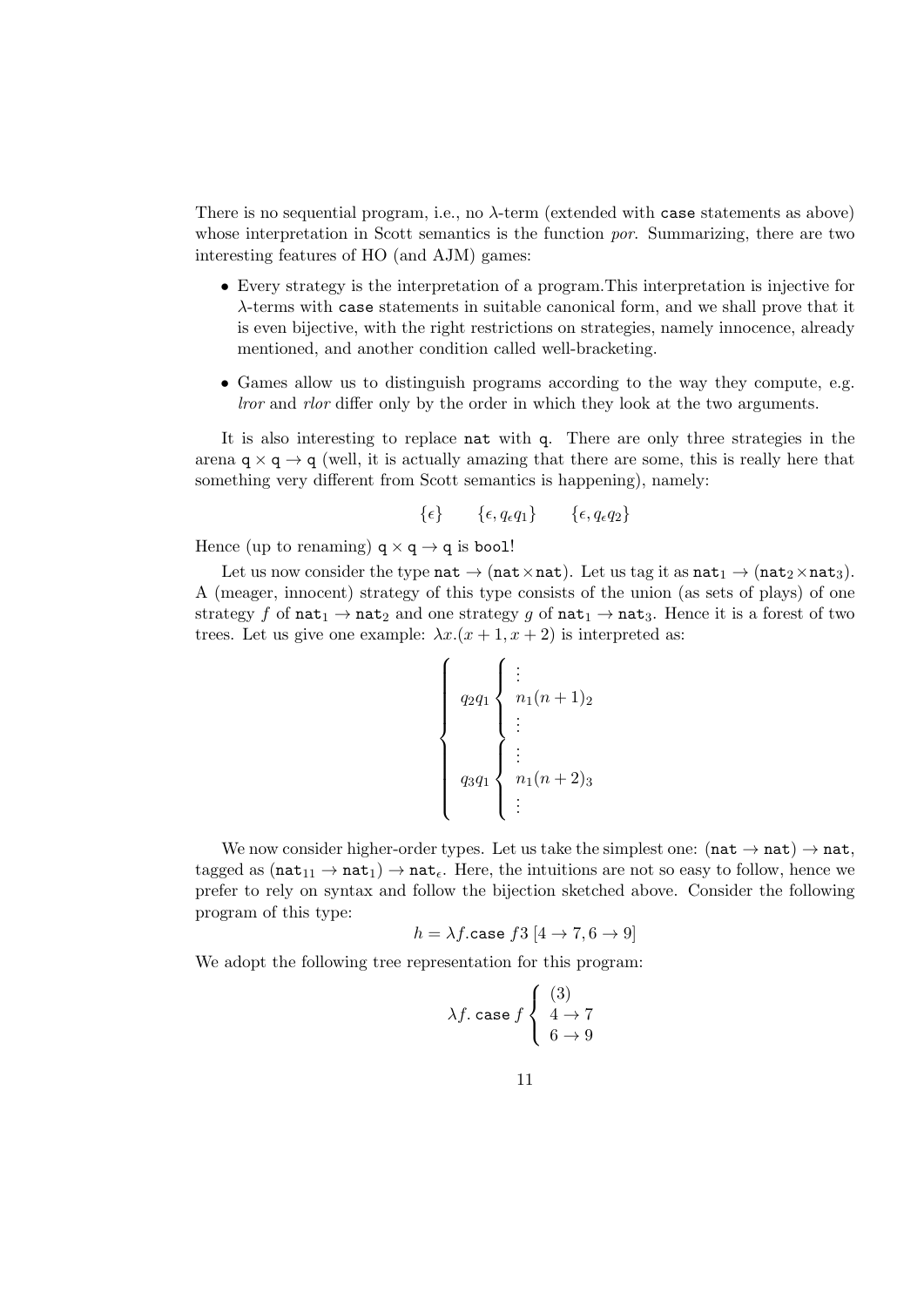There is no sequential program, i.e., no $\lambda$-term (extended with `case` statements as above) whose interpretation in Scott semantics is the function *por*. Summarizing, there are two interesting features of HO (and AJM) games:

- Every strategy is the interpretation of a program.This interpretation is injective for $\lambda$-terms with `case` statements in suitable canonical form, and we shall prove that it is even bijective, with the right restrictions on strategies, namely innocence, already mentioned, and another condition called well-bracketing.
- Games allow us to distinguish programs according to the way they compute, e.g. *lror* and *rlor* differ only by the order in which they look at the two arguments.

It is also interesting to replace `nat` with `q`. There are only three strategies in the arena $\mathtt{q} \times \mathtt{q} \to \mathtt{q}$ (well, it is actually amazing that there are some, this is really here that something very different from Scott semantics is happening), namely:

$$\{\epsilon\} \qquad \{\epsilon, q_\epsilon q_1\} \qquad \{\epsilon, q_\epsilon q_2\}$$

Hence (up to renaming) $\mathtt{q} \times \mathtt{q} \to \mathtt{q}$ is `bool`!

Let us now consider the type $\mathtt{nat} \to (\mathtt{nat} \times \mathtt{nat})$. Let us tag it as $\mathtt{nat}_1 \to (\mathtt{nat}_2 \times \mathtt{nat}_3)$. A (meager, innocent) strategy of this type consists of the union (as sets of plays) of one strategy $f$ of $\mathtt{nat}_1 \to \mathtt{nat}_2$ and one strategy $g$ of $\mathtt{nat}_1 \to \mathtt{nat}_3$. Hence it is a forest of two trees. Let us give one example: $\lambda x.(x+1, x+2)$ is interpreted as:

$$\left\{ \begin{array}{l} q_2 q_1 \left\{ \begin{array}{l} \vdots \\ n_1 (n+1)_2 \\ \vdots \end{array} \right. \\ q_3 q_1 \left\{ \begin{array}{l} \vdots \\ n_1 (n+2)_3 \\ \vdots \end{array} \right. \end{array} \right.$$

We now consider higher-order types. Let us take the simplest one: $(\mathtt{nat} \to \mathtt{nat}) \to \mathtt{nat}$, tagged as $(\mathtt{nat}_{11} \to \mathtt{nat}_1) \to \mathtt{nat}_\epsilon$. Here, the intuitions are not so easy to follow, hence we prefer to rely on syntax and follow the bijection sketched above. Consider the following program of this type:

$$h = \lambda f.\mathtt{case}\ f3\ [4 \to 7, 6 \to 9]$$

We adopt the following tree representation for this program:

$$\lambda f.\ \mathtt{case}\ f \left\{ \begin{array}{l} (3) \\ 4 \to 7 \\ 6 \to 9 \end{array} \right.$$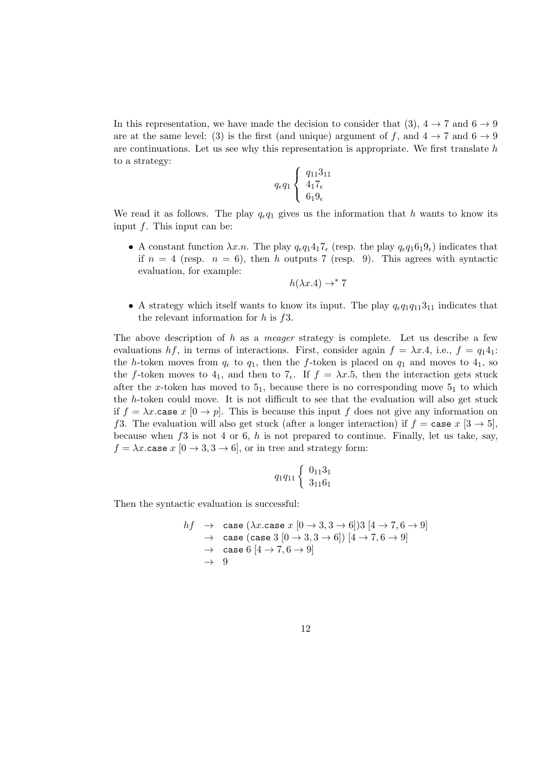In this representation, we have made the decision to consider that (3), $4 \to 7$ and $6 \to 9$ are at the same level: (3) is the first (and unique) argument of $f$, and $4 \to 7$ and $6 \to 9$ are continuations. Let us see why this representation is appropriate. We first translate $h$ to a strategy:

$$q_\epsilon q_1 \left\{ \begin{array}{l} q_{11} 3_{11} \\ 4_1 7_\epsilon \\ 6_1 9_\epsilon \end{array} \right.$$

We read it as follows. The play $q_\epsilon q_1$ gives us the information that $h$ wants to know its input $f$. This input can be:

- A constant function $\lambda x.n$. The play $q_\epsilon q_1 4_1 7_\epsilon$ (resp. the play $q_\epsilon q_1 6_1 9_\epsilon$) indicates that if $n = 4$ (resp. $n = 6$), then $h$ outputs 7 (resp. 9). This agrees with syntactic evaluation, for example:
$$h(\lambda x.4) \to^* 7$$
- A strategy which itself wants to know its input. The play $q_\epsilon q_1 q_{11} 3_{11}$ indicates that the relevant information for $h$ is $f3$.

The above description of $h$ as a *meager* strategy is complete. Let us describe a few evaluations $hf$, in terms of interactions. First, consider again $f = \lambda x.4$, i.e., $f = q_1 4_1$: the $h$-token moves from $q_\epsilon$ to $q_1$, then the $f$-token is placed on $q_1$ and moves to $4_1$, so the $f$-token moves to $4_1$, and then to $7_\epsilon$. If $f = \lambda x.5$, then the interaction gets stuck after the $x$-token has moved to $5_1$, because there is no corresponding move $5_1$ to which the $h$-token could move. It is not difficult to see that the evaluation will also get stuck if $f = \lambda x.\texttt{case}\ x\ [0 \to p]$. This is because this input $f$ does not give any information on $f3$. The evaluation will also get stuck (after a longer interaction) if $f = \texttt{case}\ x\ [3 \to 5]$, because when $f3$ is not 4 or 6, $h$ is not prepared to continue. Finally, let us take, say, $f = \lambda x.\texttt{case}\ x\ [0 \to 3, 3 \to 6]$, or in tree and strategy form:

$$q_1 q_{11} \left\{ \begin{array}{l} 0_{11} 3_1 \\ 3_{11} 6_1 \end{array} \right.$$

Then the syntactic evaluation is successful:

$$\begin{array}{lll} hf & \to & \texttt{case}\ (\lambda x.\texttt{case}\ x\ [0 \to 3, 3 \to 6])3\ [4 \to 7, 6 \to 9] \\ & \to & \texttt{case}\ (\texttt{case}\ 3\ [0 \to 3, 3 \to 6])\ [4 \to 7, 6 \to 9] \\ & \to & \texttt{case}\ 6\ [4 \to 7, 6 \to 9] \\ & \to & 9 \end{array}$$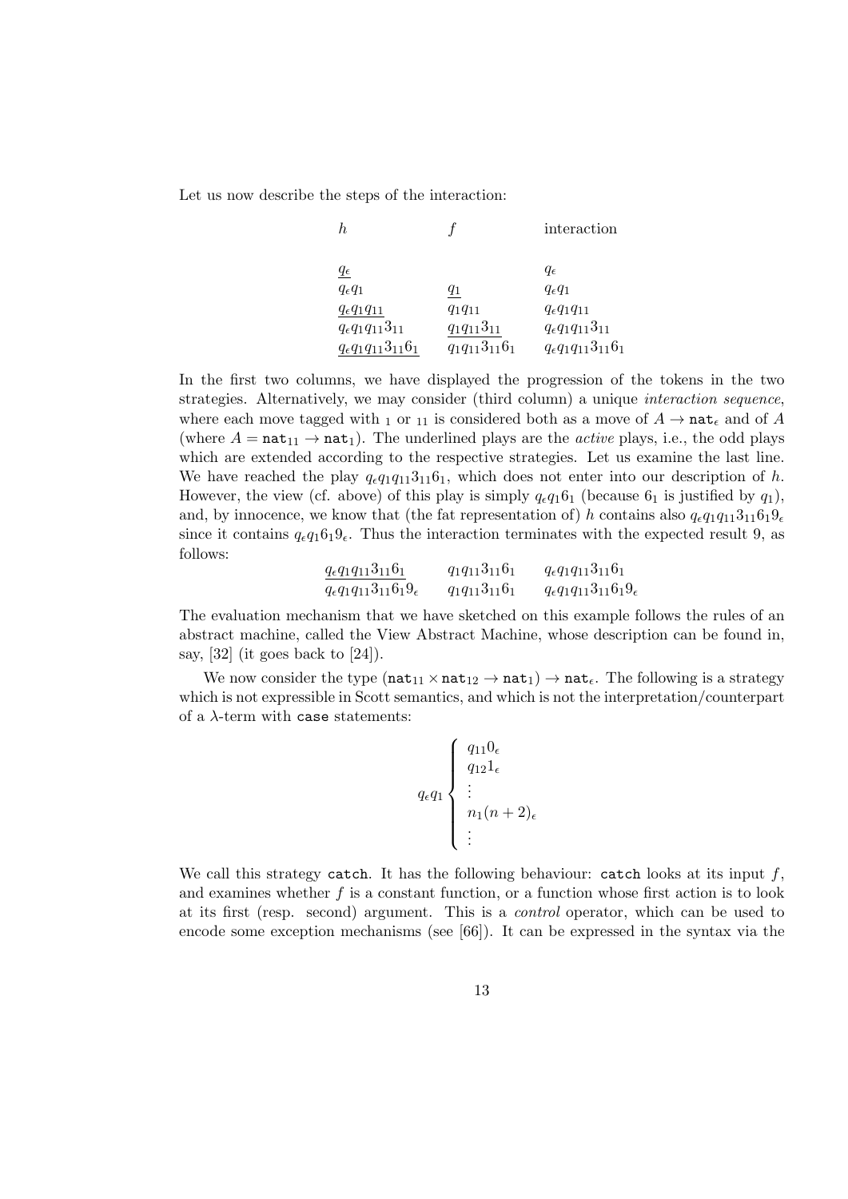Let us now describe the steps of the interaction:

| $h$ | $f$ | interaction |
|---|---|---|
| $\underline{q_\epsilon}$ | | $q_\epsilon$ |
| $q_\epsilon q_1$ | $\underline{q_1}$ | $q_\epsilon q_1$ |
| $\underline{q_\epsilon q_1 q_{11}}$ | $q_1 q_{11}$ | $q_\epsilon q_1 q_{11}$ |
| $q_\epsilon q_1 q_{11} 3_{11}$ | $\underline{q_1 q_{11} 3_{11}}$ | $q_\epsilon q_1 q_{11} 3_{11}$ |
| $\underline{q_\epsilon q_1 q_{11} 3_{11} 6_1}$ | $q_1 q_{11} 3_{11} 6_1$ | $q_\epsilon q_1 q_{11} 3_{11} 6_1$ |

In the first two columns, we have displayed the progression of the tokens in the two strategies. Alternatively, we may consider (third column) a unique *interaction sequence*, where each move tagged with $_1$ or $_{11}$ is considered both as a move of $A \to \mathtt{nat}_\epsilon$ and of $A$ (where $A = \mathtt{nat}_{11} \to \mathtt{nat}_1$). The underlined plays are the *active* plays, i.e., the odd plays which are extended according to the respective strategies. Let us examine the last line. We have reached the play $q_\epsilon q_1 q_{11} 3_{11} 6_1$, which does not enter into our description of $h$. However, the view (cf. above) of this play is simply $q_\epsilon q_1 6_1$ (because $6_1$ is justified by $q_1$), and, by innocence, we know that (the fat representation of) $h$ contains also $q_\epsilon q_1 q_{11} 3_{11} 6_1 9_\epsilon$ since it contains $q_\epsilon q_1 6_1 9_\epsilon$. Thus the interaction terminates with the expected result 9, as follows:

| | | |
|---|---|---|
| $\underline{q_\epsilon q_1 q_{11} 3_{11} 6_1}$ | $q_1 q_{11} 3_{11} 6_1$ | $q_\epsilon q_1 q_{11} 3_{11} 6_1$ |
| $q_\epsilon q_1 q_{11} 3_{11} 6_1 9_\epsilon$ | $q_1 q_{11} 3_{11} 6_1$ | $q_\epsilon q_1 q_{11} 3_{11} 6_1 9_\epsilon$ |

The evaluation mechanism that we have sketched on this example follows the rules of an abstract machine, called the View Abstract Machine, whose description can be found in, say, [32] (it goes back to [24]).

We now consider the type $(\mathtt{nat}_{11} \times \mathtt{nat}_{12} \to \mathtt{nat}_1) \to \mathtt{nat}_\epsilon$. The following is a strategy which is not expressible in Scott semantics, and which is not the interpretation/counterpart of a $\lambda$-term with `case` statements:

$$q_\epsilon q_1 \left\{ \begin{array}{l} q_{11} 0_\epsilon \\ q_{12} 1_\epsilon \\ \vdots \\ n_1 (n+2)_\epsilon \\ \vdots \end{array} \right.$$

We call this strategy `catch`. It has the following behaviour: `catch` looks at its input $f$, and examines whether $f$ is a constant function, or a function whose first action is to look at its first (resp. second) argument. This is a *control* operator, which can be used to encode some exception mechanisms (see [66]). It can be expressed in the syntax via the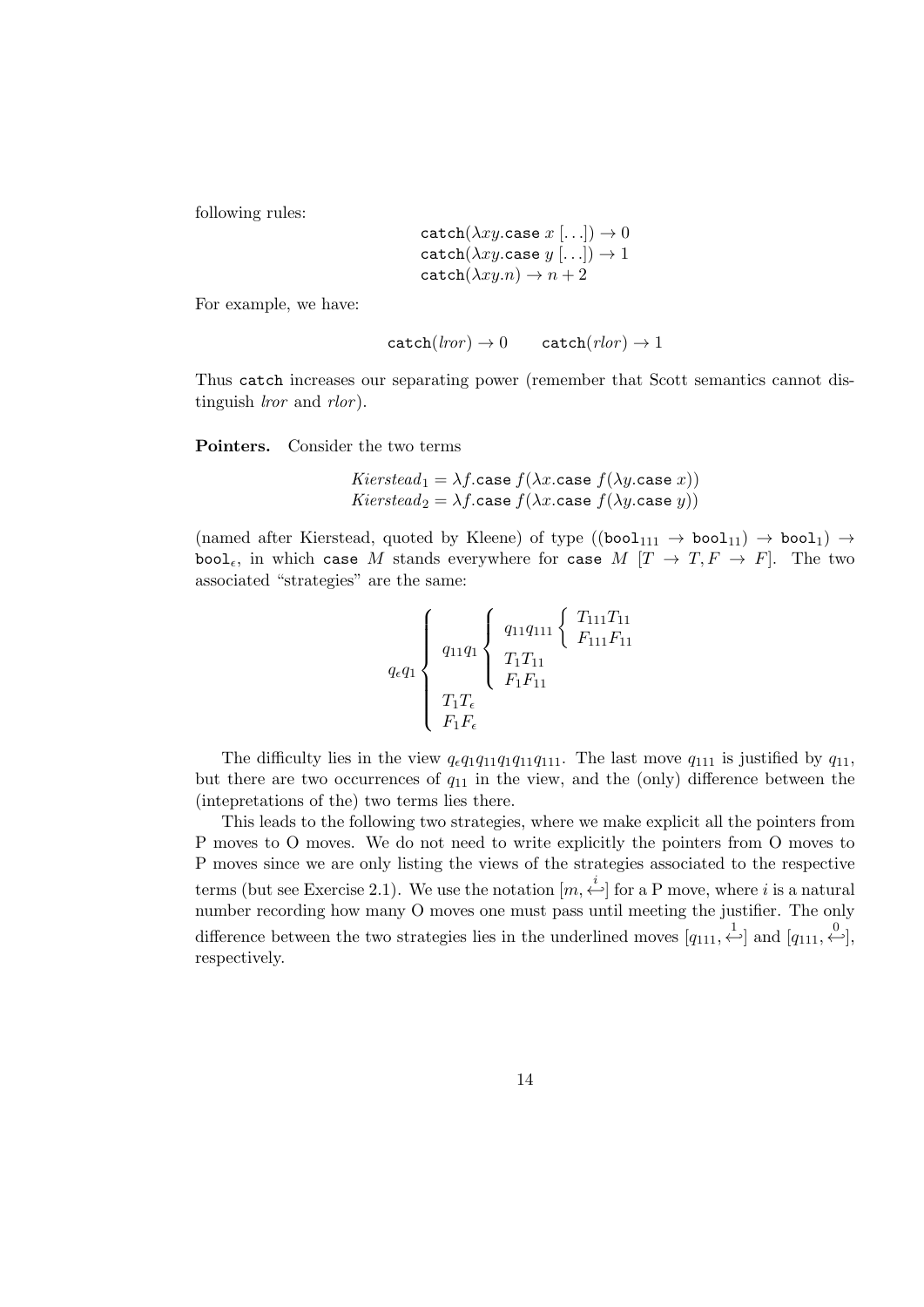following rules:

$$
\begin{array}{l}
\texttt{catch}(\lambda xy.\texttt{case}\ x\ [\ldots]) \rightarrow 0 \\
\texttt{catch}(\lambda xy.\texttt{case}\ y\ [\ldots]) \rightarrow 1 \\
\texttt{catch}(\lambda xy.n) \rightarrow n+2
\end{array}
$$

For example, we have:

$$
\texttt{catch}(\mathit{lror}) \rightarrow 0 \qquad \texttt{catch}(\mathit{rlor}) \rightarrow 1
$$

Thus `catch` increases our separating power (remember that Scott semantics cannot distinguish *lror* and *rlor*).

**Pointers.** Consider the two terms

$$
\begin{array}{l}
\mathit{Kierstead}_1 = \lambda f.\texttt{case}\ f(\lambda x.\texttt{case}\ f(\lambda y.\texttt{case}\ x)) \\
\mathit{Kierstead}_2 = \lambda f.\texttt{case}\ f(\lambda x.\texttt{case}\ f(\lambda y.\texttt{case}\ y))
\end{array}
$$

(named after Kierstead, quoted by Kleene) of type $((\texttt{bool}_{111} \rightarrow \texttt{bool}_{11}) \rightarrow \texttt{bool}_1) \rightarrow \texttt{bool}_\epsilon$, in which `case` $M$ stands everywhere for `case` $M\ [T \rightarrow T, F \rightarrow F]$. The two associated "strategies" are the same:

$$
q_\epsilon q_1 \left\{ \begin{array}{l}
q_{11} q_1 \left\{ \begin{array}{l}
q_{11} q_{111} \left\{ \begin{array}{l} T_{111} T_{11} \\ F_{111} F_{11} \end{array} \right. \\
T_1 T_{11} \\
F_1 F_{11}
\end{array} \right. \\
T_1 T_\epsilon \\
F_1 F_\epsilon
\end{array} \right.
$$

The difficulty lies in the view $q_\epsilon q_1 q_{11} q_1 q_{11} q_{111}$. The last move $q_{111}$ is justified by $q_{11}$, but there are two occurrences of $q_{11}$ in the view, and the (only) difference between the (intepretations of the) two terms lies there.

This leads to the following two strategies, where we make explicit all the pointers from P moves to O moves. We do not need to write explicitly the pointers from O moves to P moves since we are only listing the views of the strategies associated to the respective terms (but see Exercise 2.1). We use the notation $[m, \stackrel{i}{\hookleftarrow}]$ for a P move, where $i$ is a natural number recording how many O moves one must pass until meeting the justifier. The only difference between the two strategies lies in the underlined moves $[q_{111}, \stackrel{1}{\hookleftarrow}]$ and $[q_{111}, \stackrel{0}{\hookleftarrow}]$, respectively.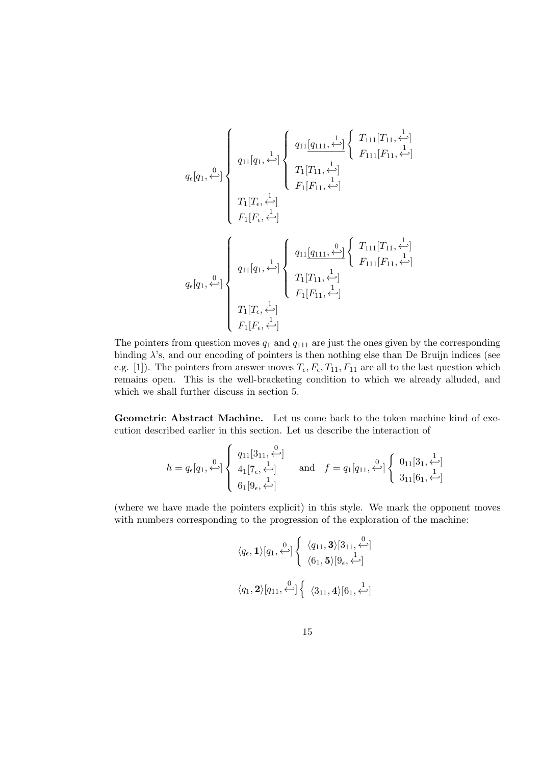$$
q_\epsilon[q_1, \overset{0}{\hookleftarrow}] \left\{ \begin{array}{l} q_{11}[q_1, \overset{1}{\hookleftarrow}] \left\{ \begin{array}{l} q_{11}\underline{[q_{111}, \overset{1}{\hookleftarrow}]} \left\{ \begin{array}{l} T_{111}[T_{11}, \overset{1}{\hookleftarrow}] \\ F_{111}[F_{11}, \overset{1}{\hookleftarrow}] \end{array} \right. \\ T_1[T_{11}, \overset{1}{\hookleftarrow}] \\ F_1[F_{11}, \overset{1}{\hookleftarrow}] \end{array} \right. \\ T_1[T_\epsilon, \overset{1}{\hookleftarrow}] \\ F_1[F_\epsilon, \overset{1}{\hookleftarrow}] \end{array} \right.
$$

$$
q_\epsilon[q_1, \overset{0}{\hookleftarrow}] \left\{ \begin{array}{l} q_{11}[q_1, \overset{1}{\hookleftarrow}] \left\{ \begin{array}{l} q_{11}\underline{[q_{111}, \overset{0}{\hookleftarrow}]} \left\{ \begin{array}{l} T_{111}[T_{11}, \overset{1}{\hookleftarrow}] \\ F_{111}[F_{11}, \overset{1}{\hookleftarrow}] \end{array} \right. \\ T_1[T_{11}, \overset{1}{\hookleftarrow}] \\ F_1[F_{11}, \overset{1}{\hookleftarrow}] \end{array} \right. \\ T_1[T_\epsilon, \overset{1}{\hookleftarrow}] \\ F_1[F_\epsilon, \overset{1}{\hookleftarrow}] \end{array} \right.
$$

The pointers from question moves $q_1$ and $q_{111}$ are just the ones given by the corresponding binding $\lambda$'s, and our encoding of pointers is then nothing else than De Bruijn indices (see e.g. [1]). The pointers from answer moves $T_\epsilon, F_\epsilon, T_{11}, F_{11}$ are all to the last question which remains open. This is the well-bracketing condition to which we already alluded, and which we shall further discuss in section 5.

**Geometric Abstract Machine.** Let us come back to the token machine kind of execution described earlier in this section. Let us describe the interaction of

$$
h = q_\epsilon[q_1, \overset{0}{\hookleftarrow}] \left\{ \begin{array}{l} q_{11}[3_{11}, \overset{0}{\hookleftarrow}] \\ 4_1[7_\epsilon, \overset{1}{\hookleftarrow}] \\ 6_1[9_\epsilon, \overset{1}{\hookleftarrow}] \end{array} \right. \quad \text{and} \quad f = q_1[q_{11}, \overset{0}{\hookleftarrow}] \left\{ \begin{array}{l} 0_{11}[3_1, \overset{1}{\hookleftarrow}] \\ 3_{11}[6_1, \overset{1}{\hookleftarrow}] \end{array} \right.
$$

(where we have made the pointers explicit) in this style. We mark the opponent moves with numbers corresponding to the progression of the exploration of the machine:

$$
\langle q_\epsilon, \mathbf{1} \rangle [q_1, \overset{0}{\hookleftarrow}] \left\{ \begin{array}{l} \langle q_{11}, \mathbf{3} \rangle [3_{11}, \overset{0}{\hookleftarrow}] \\ \langle 6_1, \mathbf{5} \rangle [9_\epsilon, \overset{1}{\hookleftarrow}] \end{array} \right.
$$

$$
\langle q_1, \mathbf{2} \rangle [q_{11}, \overset{0}{\hookleftarrow}] \left\{ \begin{array}{l} \langle 3_{11}, \mathbf{4} \rangle [6_1, \overset{1}{\hookleftarrow}] \end{array} \right.
$$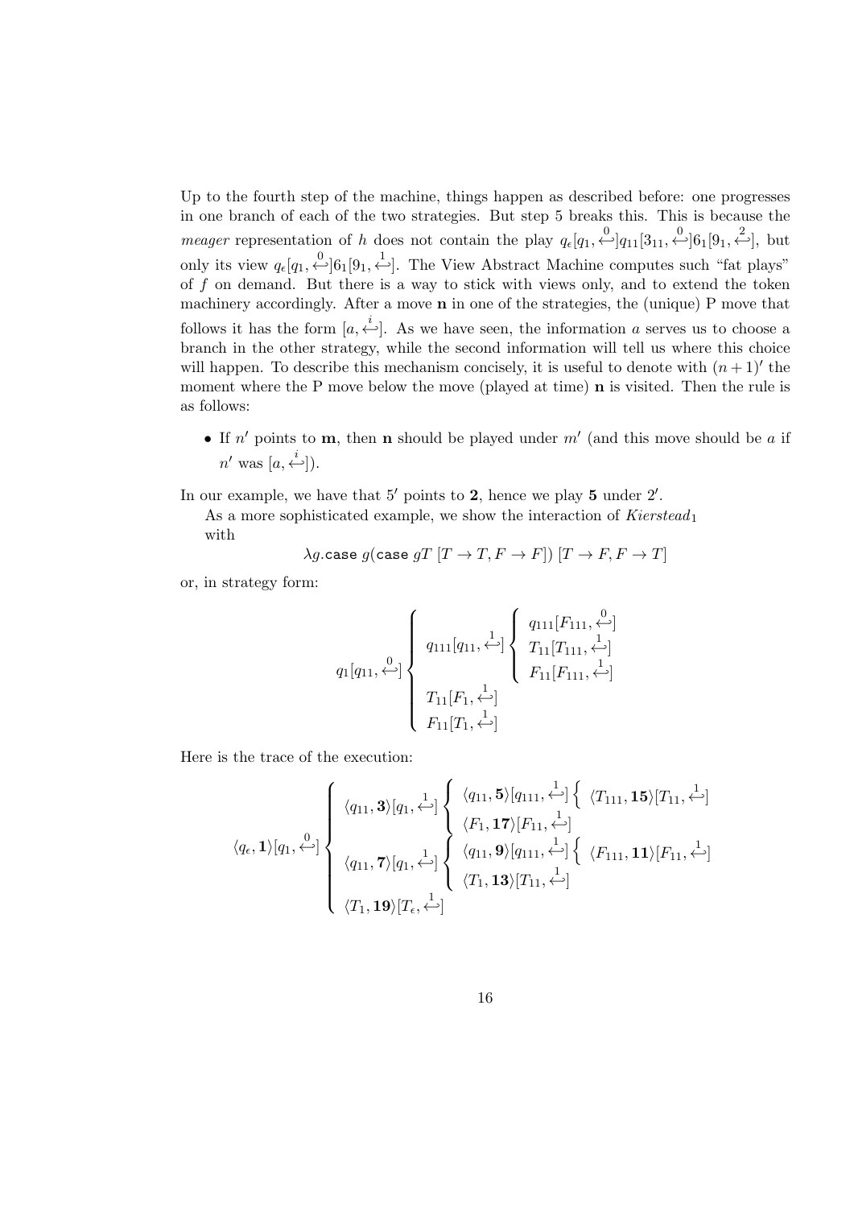Up to the fourth step of the machine, things happen as described before: one progresses in one branch of each of the two strategies. But step 5 breaks this. This is because the *meager* representation of $h$ does not contain the play $q_\epsilon[q_1, \overset{0}{\hookleftarrow}]q_{11}[3_{11}, \overset{0}{\hookleftarrow}]6_1[9_1, \overset{2}{\hookleftarrow}]$, but only its view $q_\epsilon[q_1, \overset{0}{\hookleftarrow}]6_1[9_1, \overset{1}{\hookleftarrow}]$. The View Abstract Machine computes such "fat plays" of $f$ on demand. But there is a way to stick with views only, and to extend the token machinery accordingly. After a move $\mathbf{n}$ in one of the strategies, the (unique) P move that follows it has the form $[a, \overset{i}{\hookleftarrow}]$. As we have seen, the information $a$ serves us to choose a branch in the other strategy, while the second information will tell us where this choice will happen. To describe this mechanism concisely, it is useful to denote with $(n+1)'$ the moment where the P move below the move (played at time) $\mathbf{n}$ is visited. Then the rule is as follows:

- If $n'$ points to $\mathbf{m}$, then $\mathbf{n}$ should be played under $m'$ (and this move should be $a$ if $n'$ was $[a, \overset{i}{\hookleftarrow}]$).

In our example, we have that $5'$ points to $\mathbf{2}$, hence we play $\mathbf{5}$ under $2'$.

As a more sophisticated example, we show the interaction of *Kierstead*$_1$ with

$$\lambda g.\texttt{case}\ g(\texttt{case}\ gT\ [T \to T, F \to F])\ [T \to F, F \to T]$$

or, in strategy form:

$$q_1[q_{11}, \overset{0}{\hookleftarrow}] \left\{ \begin{array}{l} q_{111}[q_{11}, \overset{1}{\hookleftarrow}] \left\{ \begin{array}{l} q_{111}[F_{111}, \overset{0}{\hookleftarrow}] \\ T_{11}[T_{111}, \overset{1}{\hookleftarrow}] \\ F_{11}[F_{111}, \overset{1}{\hookleftarrow}] \end{array} \right. \\ T_{11}[F_1, \overset{1}{\hookleftarrow}] \\ F_{11}[T_1, \overset{1}{\hookleftarrow}] \end{array} \right.$$

Here is the trace of the execution:

$$\langle q_\epsilon, \mathbf{1}\rangle[q_1, \overset{0}{\hookleftarrow}] \left\{ \begin{array}{l} \langle q_{11}, \mathbf{3}\rangle[q_1, \overset{1}{\hookleftarrow}] \left\{ \begin{array}{l} \langle q_{11}, \mathbf{5}\rangle[q_{111}, \overset{1}{\hookleftarrow}] \left\{ \ \langle T_{111}, \mathbf{15}\rangle[T_{11}, \overset{1}{\hookleftarrow}] \right. \\ \langle F_1, \mathbf{17}\rangle[F_{11}, \overset{1}{\hookleftarrow}] \end{array} \right. \\ \langle q_{11}, \mathbf{7}\rangle[q_1, \overset{1}{\hookleftarrow}] \left\{ \begin{array}{l} \langle q_{11}, \mathbf{9}\rangle[q_{111}, \overset{1}{\hookleftarrow}] \left\{ \ \langle F_{111}, \mathbf{11}\rangle[F_{11}, \overset{1}{\hookleftarrow}] \right. \\ \langle T_1, \mathbf{13}\rangle[T_{11}, \overset{1}{\hookleftarrow}] \end{array} \right. \\ \langle T_1, \mathbf{19}\rangle[T_\epsilon, \overset{1}{\hookleftarrow}] \end{array} \right.$$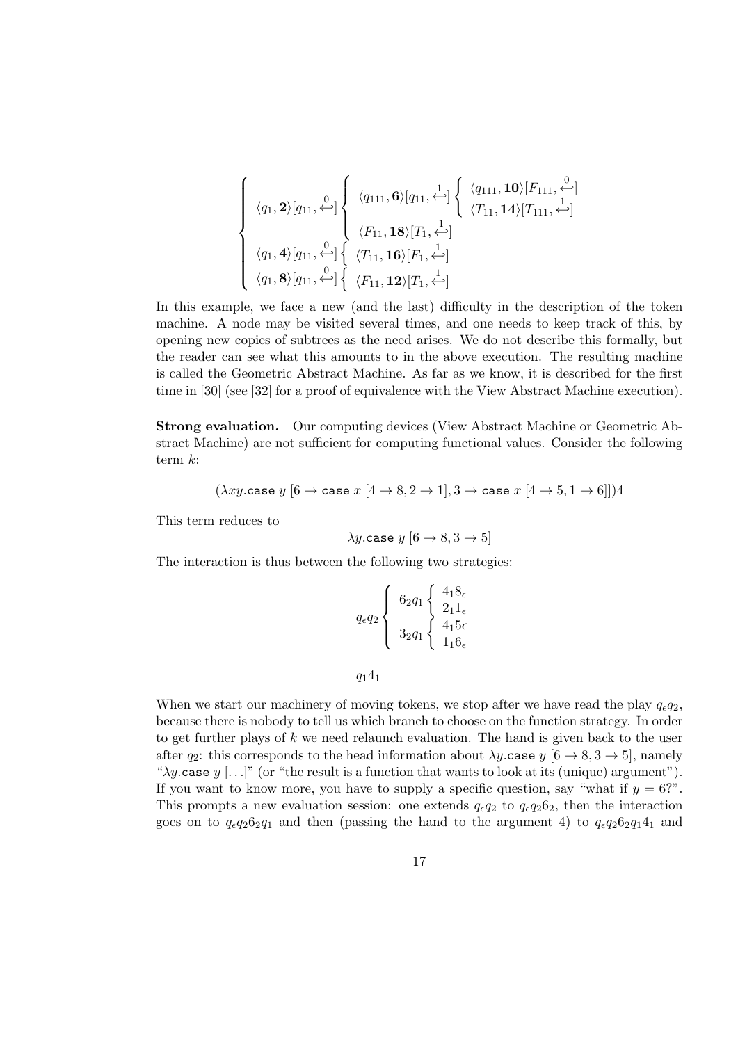$$
\left\{
\begin{array}{l}
\langle q_1, \mathbf{2}\rangle[q_{11}, \overset{0}{\hookleftarrow}]
\left\{
\begin{array}{l}
\langle q_{111}, \mathbf{6}\rangle[q_{11}, \overset{1}{\hookleftarrow}]
\left\{
\begin{array}{l}
\langle q_{111}, \mathbf{10}\rangle[F_{111}, \overset{0}{\hookleftarrow}] \\
\langle T_{11}, \mathbf{14}\rangle[T_{111}, \overset{1}{\hookleftarrow}]
\end{array}
\right. \\
\langle F_{11}, \mathbf{18}\rangle[T_1, \overset{1}{\hookleftarrow}]
\end{array}
\right. \\
\langle q_1, \mathbf{4}\rangle[q_{11}, \overset{0}{\hookleftarrow}]
\left\{
\begin{array}{l}
\langle T_{11}, \mathbf{16}\rangle[F_1, \overset{1}{\hookleftarrow}]
\end{array}
\right. \\
\langle q_1, \mathbf{8}\rangle[q_{11}, \overset{0}{\hookleftarrow}]
\left\{
\begin{array}{l}
\langle F_{11}, \mathbf{12}\rangle[T_1, \overset{1}{\hookleftarrow}]
\end{array}
\right.
\end{array}
\right.
$$

In this example, we face a new (and the last) difficulty in the description of the token machine. A node may be visited several times, and one needs to keep track of this, by opening new copies of subtrees as the need arises. We do not describe this formally, but the reader can see what this amounts to in the above execution. The resulting machine is called the Geometric Abstract Machine. As far as we know, it is described for the first time in [30] (see [32] for a proof of equivalence with the View Abstract Machine execution).

**Strong evaluation.** Our computing devices (View Abstract Machine or Geometric Abstract Machine) are not sufficient for computing functional values. Consider the following term $k$:

$$(\lambda xy.\texttt{case}\ y\ [6 \to \texttt{case}\ x\ [4 \to 8, 2 \to 1], 3 \to \texttt{case}\ x\ [4 \to 5, 1 \to 6]])4$$

This term reduces to

$$\lambda y.\texttt{case}\ y\ [6 \to 8, 3 \to 5]$$

The interaction is thus between the following two strategies:

$$
q_\epsilon q_2
\left\{
\begin{array}{l}
6_2 q_1
\left\{
\begin{array}{l}
4_1 8_\epsilon \\
2_1 1_\epsilon
\end{array}
\right. \\
3_2 q_1
\left\{
\begin{array}{l}
4_1 5 \epsilon \\
1_1 6_\epsilon
\end{array}
\right.
\end{array}
\right.
$$

$$q_1 4_1$$

When we start our machinery of moving tokens, we stop after we have read the play $q_\epsilon q_2$, because there is nobody to tell us which branch to choose on the function strategy. In order to get further plays of $k$ we need relaunch evaluation. The hand is given back to the user after $q_2$: this corresponds to the head information about $\lambda y.\texttt{case}\ y\ [6 \to 8, 3 \to 5]$, namely "$\lambda y.\texttt{case}\ y\ [\ldots]$" (or "the result is a function that wants to look at its (unique) argument"). If you want to know more, you have to supply a specific question, say "what if $y = 6$?". This prompts a new evaluation session: one extends $q_\epsilon q_2$ to $q_\epsilon q_2 6_2$, then the interaction goes on to $q_\epsilon q_2 6_2 q_1$ and then (passing the hand to the argument 4) to $q_\epsilon q_2 6_2 q_1 4_1$ and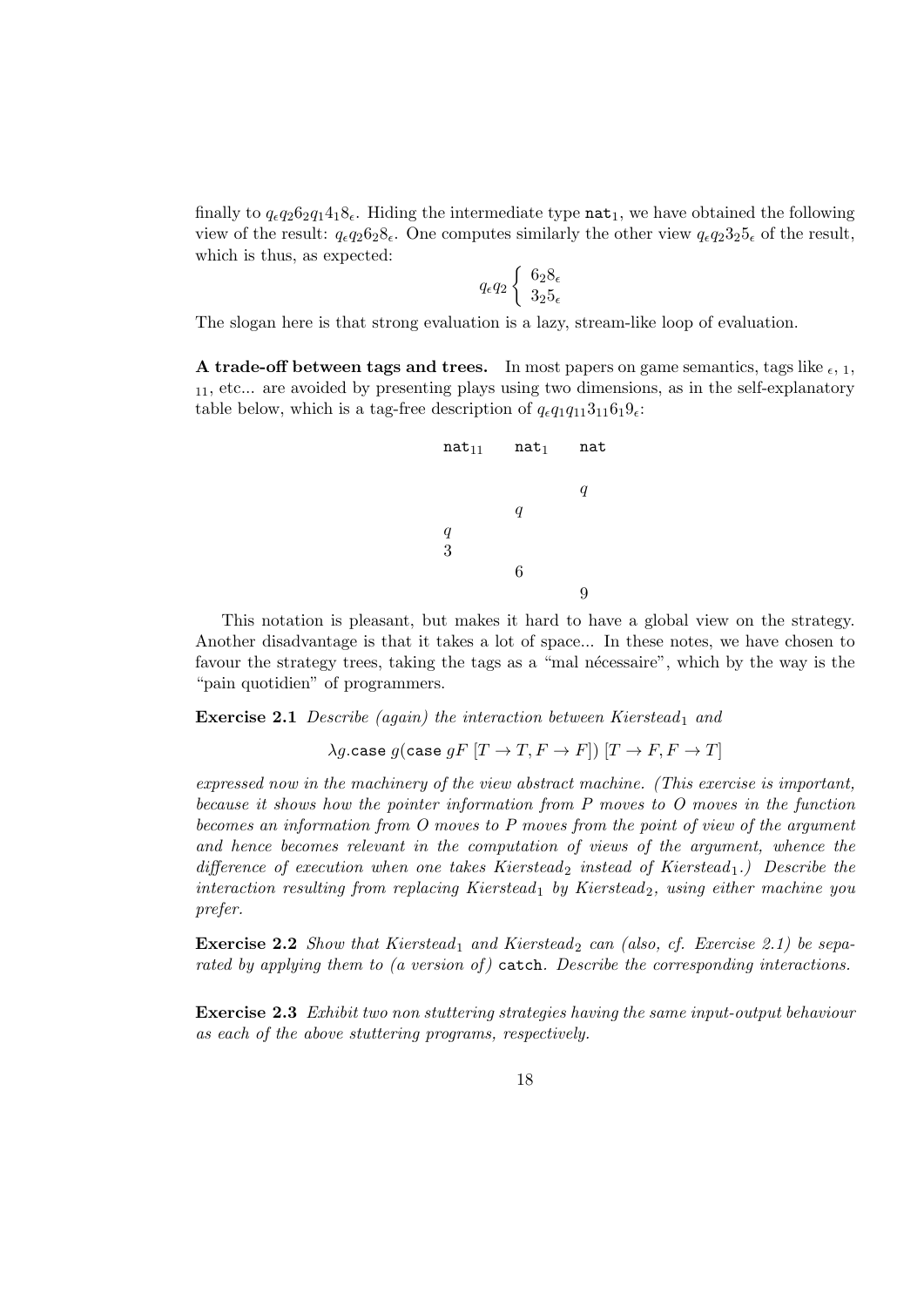finally to $q_\epsilon q_2 6_2 q_1 4_1 8_\epsilon$. Hiding the intermediate type $\mathtt{nat}_1$, we have obtained the following view of the result: $q_\epsilon q_2 6_2 8_\epsilon$. One computes similarly the other view $q_\epsilon q_2 3_2 5_\epsilon$ of the result, which is thus, as expected:

$$q_\epsilon q_2 \left\{ \begin{array}{l} 6_2 8_\epsilon \\ 3_2 5_\epsilon \end{array} \right.$$

The slogan here is that strong evaluation is a lazy, stream-like loop of evaluation.

**A trade-off between tags and trees.** In most papers on game semantics, tags like $_\epsilon$, $_1$, $_{11}$, etc... are avoided by presenting plays using two dimensions, as in the self-explanatory table below, which is a tag-free description of $q_\epsilon q_1 q_{11} 3_{11} 6_1 9_\epsilon$:

| $\mathtt{nat}_{11}$ | $\mathtt{nat}_1$ | $\mathtt{nat}$ |
|---|---|---|
| | | $q$ |
| | $q$ | |
| $q$ | | |
| 3 | | |
| | 6 | |
| | | 9 |

This notation is pleasant, but makes it hard to have a global view on the strategy. Another disadvantage is that it takes a lot of space... In these notes, we have chosen to favour the strategy trees, taking the tags as a "mal nécessaire", which by the way is the "pain quotidien" of programmers.

**Exercise 2.1** *Describe (again) the interaction between Kierstead*$_1$ *and*

$$\lambda g.\mathtt{case}\ g(\mathtt{case}\ gF\ [T \to T, F \to F])\ [T \to F, F \to T]$$

*expressed now in the machinery of the view abstract machine. (This exercise is important, because it shows how the pointer information from P moves to O moves in the function becomes an information from O moves to P moves from the point of view of the argument and hence becomes relevant in the computation of views of the argument, whence the difference of execution when one takes Kierstead*$_2$ *instead of Kierstead*$_1$*.) Describe the interaction resulting from replacing Kierstead*$_1$ *by Kierstead*$_2$*, using either machine you prefer.*

**Exercise 2.2** *Show that Kierstead*$_1$ *and Kierstead*$_2$ *can (also, cf. Exercise 2.1) be separated by applying them to (a version of)* `catch`*. Describe the corresponding interactions.*

**Exercise 2.3** *Exhibit two non stuttering strategies having the same input-output behaviour as each of the above stuttering programs, respectively.*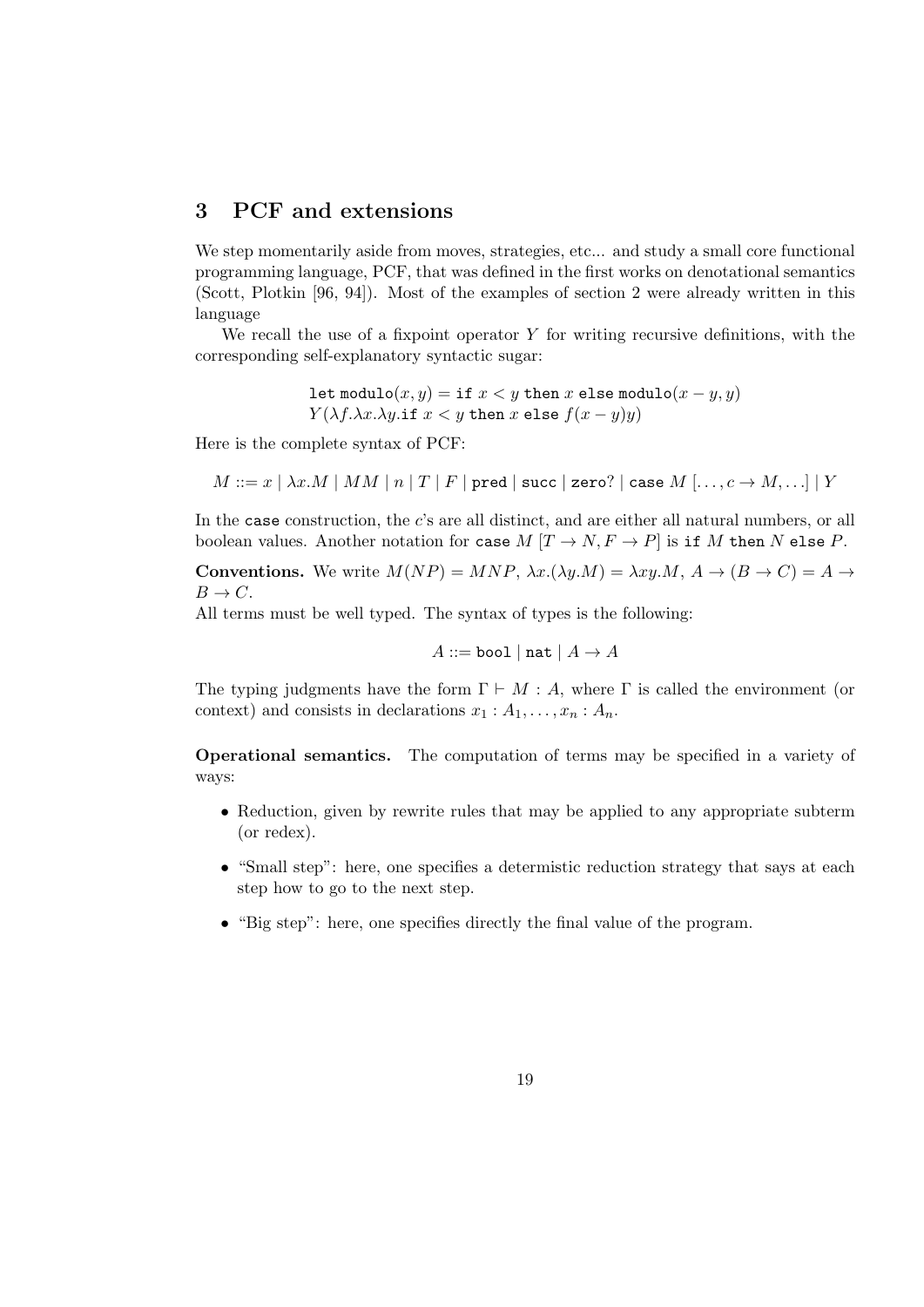## 3 PCF and extensions

We step momentarily aside from moves, strategies, etc... and study a small core functional programming language, PCF, that was defined in the first works on denotational semantics (Scott, Plotkin [96, 94]). Most of the examples of section 2 were already written in this language

We recall the use of a fixpoint operator $Y$ for writing recursive definitions, with the corresponding self-explanatory syntactic sugar:

$$\texttt{let modulo}(x, y) = \texttt{if } x < y \texttt{ then } x \texttt{ else modulo}(x - y, y)$$
$$Y(\lambda f.\lambda x.\lambda y.\texttt{if } x < y \texttt{ then } x \texttt{ else } f(x - y)y)$$

Here is the complete syntax of PCF:

$$M ::= x \mid \lambda x.M \mid MM \mid n \mid T \mid F \mid \texttt{pred} \mid \texttt{succ} \mid \texttt{zero?} \mid \texttt{case}\ M\ [\ldots, c \to M, \ldots] \mid Y$$

In the `case` construction, the $c$'s are all distinct, and are either all natural numbers, or all boolean values. Another notation for $\texttt{case}\ M\ [T \to N, F \to P]$ is $\texttt{if}\ M\ \texttt{then}\ N\ \texttt{else}\ P$.

**Conventions.** We write $M(NP) = MNP$, $\lambda x.(\lambda y.M) = \lambda xy.M$, $A \to (B \to C) = A \to B \to C$.

All terms must be well typed. The syntax of types is the following:

$$A ::= \texttt{bool} \mid \texttt{nat} \mid A \to A$$

The typing judgments have the form $\Gamma \vdash M : A$, where $\Gamma$ is called the environment (or context) and consists in declarations $x_1 : A_1, \ldots, x_n : A_n$.

**Operational semantics.** The computation of terms may be specified in a variety of ways:

- Reduction, given by rewrite rules that may be applied to any appropriate subterm (or redex).
- "Small step": here, one specifies a determistic reduction strategy that says at each step how to go to the next step.
- "Big step": here, one specifies directly the final value of the program.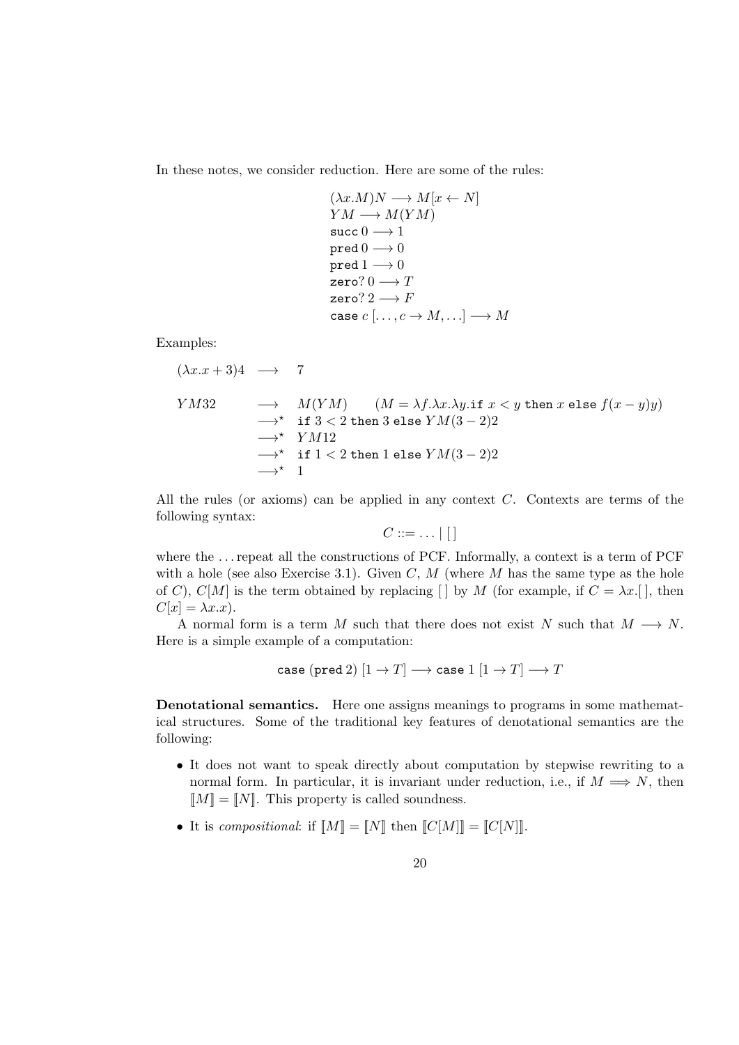In these notes, we consider reduction. Here are some of the rules:

$$
\begin{array}{l}
(\lambda x.M)N \longrightarrow M[x \leftarrow N] \\
YM \longrightarrow M(YM) \\
\texttt{succ}\, 0 \longrightarrow 1 \\
\texttt{pred}\, 0 \longrightarrow 0 \\
\texttt{pred}\, 1 \longrightarrow 0 \\
\texttt{zero?}\, 0 \longrightarrow T \\
\texttt{zero?}\, 2 \longrightarrow F \\
\texttt{case}\; c\; [\ldots, c \rightarrow M, \ldots] \longrightarrow M
\end{array}
$$

Examples:

$$
(\lambda x.x+3)4 \quad \longrightarrow \quad 7
$$

$$
\begin{array}{lll}
YM32 & \longrightarrow & M(YM) \qquad (M = \lambda f.\lambda x.\lambda y.\texttt{if}\; x < y \;\texttt{then}\; x \;\texttt{else}\; f(x-y)y) \\
& \longrightarrow^\star & \texttt{if}\; 3 < 2 \;\texttt{then}\; 3 \;\texttt{else}\; YM(3-2)2 \\
& \longrightarrow^\star & YM12 \\
& \longrightarrow^\star & \texttt{if}\; 1 < 2 \;\texttt{then}\; 1 \;\texttt{else}\; YM(3-2)2 \\
& \longrightarrow^\star & 1
\end{array}
$$

All the rules (or axioms) can be applied in any context $C$. Contexts are terms of the following syntax:

$$
C ::= \ldots \mid [\,]
$$

where the ... repeat all the constructions of PCF. Informally, a context is a term of PCF with a hole (see also Exercise 3.1). Given $C$, $M$ (where $M$ has the same type as the hole of $C$), $C[M]$ is the term obtained by replacing $[\,]$ by $M$ (for example, if $C = \lambda x.[\,]$, then $C[x] = \lambda x.x$).

A normal form is a term $M$ such that there does not exist $N$ such that $M \longrightarrow N$. Here is a simple example of a computation:

$$
\texttt{case}\; (\texttt{pred}\, 2)\; [1 \rightarrow T] \longrightarrow \texttt{case}\; 1\; [1 \rightarrow T] \longrightarrow T
$$

**Denotational semantics.** Here one assigns meanings to programs in some mathematical structures. Some of the traditional key features of denotational semantics are the following:

- It does not want to speak directly about computation by stepwise rewriting to a normal form. In particular, it is invariant under reduction, i.e., if $M \Longrightarrow N$, then $[\![M]\!] = [\![N]\!]$. This property is called soundness.
- It is *compositional*: if $[\![M]\!] = [\![N]\!]$ then $[\![C[M]]\!] = [\![C[N]]\!]$.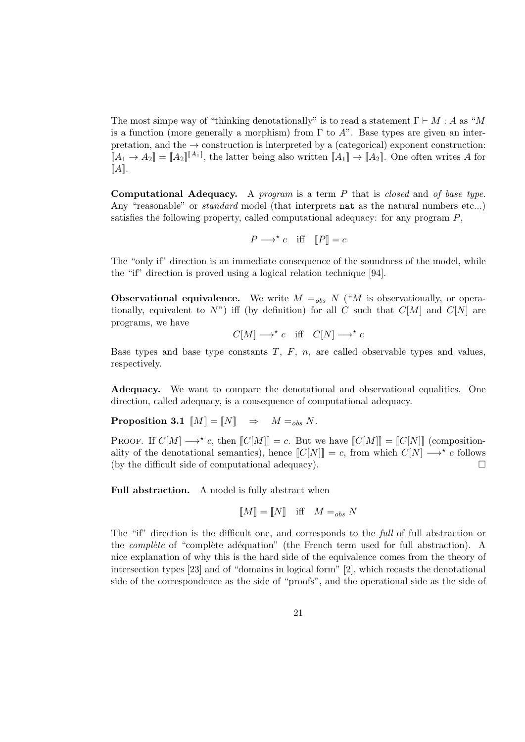The most simpe way of "thinking denotationally" is to read a statement $\Gamma \vdash M : A$ as "$M$ is a function (more generally a morphism) from $\Gamma$ to $A$". Base types are given an interpretation, and the $\rightarrow$ construction is interpreted by a (categorical) exponent construction: $[\![A_1 \rightarrow A_2]\!] = [\![A_2]\!]^{[\![A_1]\!]}$, the latter being also written $[\![A_1]\!] \rightarrow [\![A_2]\!]$. One often writes $A$ for $[\![A]\!]$.

**Computational Adequacy.** A *program* is a term $P$ that is *closed* and *of base type*. Any "reasonable" or *standard* model (that interprets `nat` as the natural numbers etc...) satisfies the following property, called computational adequacy: for any program $P$,

$$P \longrightarrow^\star c \quad \text{iff} \quad [\![P]\!] = c$$

The "only if" direction is an immediate consequence of the soundness of the model, while the "if" direction is proved using a logical relation technique [94].

**Observational equivalence.** We write $M =_{obs} N$ ("$M$ is observationally, or operationally, equivalent to $N$") iff (by definition) for all $C$ such that $C[M]$ and $C[N]$ are programs, we have

$$C[M] \longrightarrow^\star c \quad \text{iff} \quad C[N] \longrightarrow^\star c$$

Base types and base type constants $T$, $F$, $n$, are called observable types and values, respectively.

**Adequacy.** We want to compare the denotational and observational equalities. One direction, called adequacy, is a consequence of computational adequacy.

**Proposition 3.1** $[\![M]\!] = [\![N]\!] \quad \Rightarrow \quad M =_{obs} N$.

Proof. If $C[M] \longrightarrow^\star c$, then $[\![C[M]]\!] = c$. But we have $[\![C[M]]\!] = [\![C[N]]\!]$ (compositionality of the denotational semantics), hence $[\![C[N]]\!] = c$, from which $C[N] \longrightarrow^\star c$ follows (by the difficult side of computational adequacy). □

**Full abstraction.** A model is fully abstract when

$$[\![M]\!] = [\![N]\!] \quad \text{iff} \quad M =_{obs} N$$

The "if" direction is the difficult one, and corresponds to the *full* of full abstraction or the *complète* of "complète adéquation" (the French term used for full abstraction). A nice explanation of why this is the hard side of the equivalence comes from the theory of intersection types [23] and of "domains in logical form" [2], which recasts the denotational side of the correspondence as the side of "proofs", and the operational side as the side of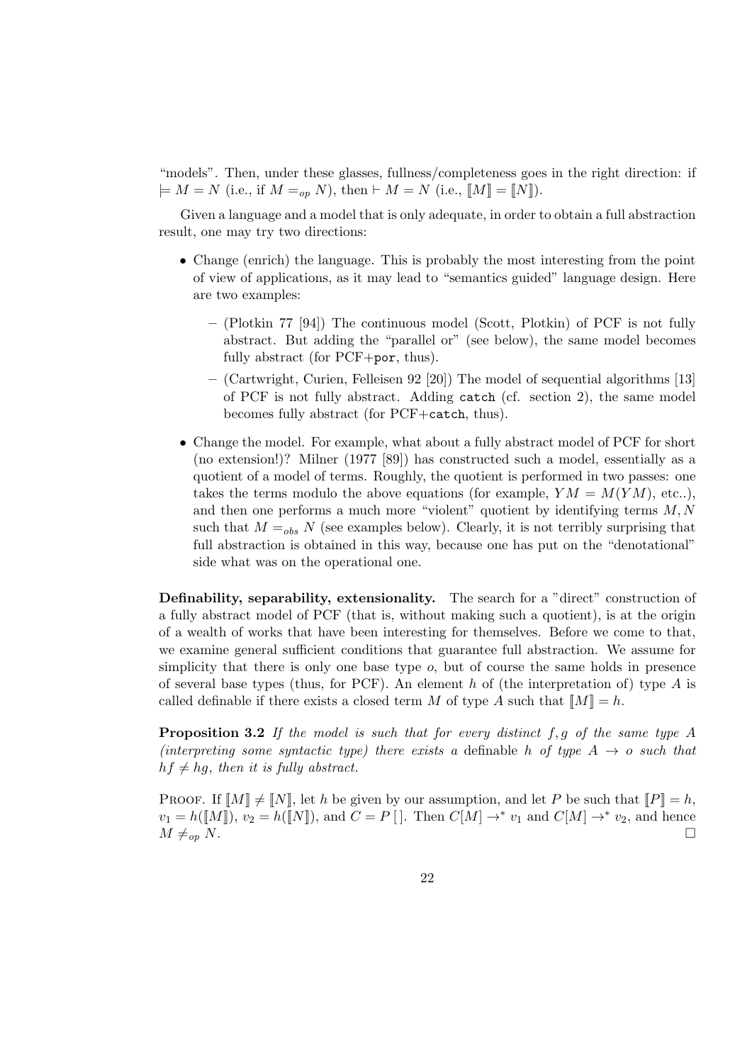“models”. Then, under these glasses, fullness/completeness goes in the right direction: if $\models M = N$ (i.e., if $M =_{op} N$), then $\vdash M = N$ (i.e., $[\![M]\!] = [\![N]\!]$).

Given a language and a model that is only adequate, in order to obtain a full abstraction result, one may try two directions:

- Change (enrich) the language. This is probably the most interesting from the point of view of applications, as it may lead to “semantics guided” language design. Here are two examples:
  - (Plotkin 77 [94]) The continuous model (Scott, Plotkin) of PCF is not fully abstract. But adding the “parallel or” (see below), the same model becomes fully abstract (for PCF+`por`, thus).
  - (Cartwright, Curien, Felleisen 92 [20]) The model of sequential algorithms [13] of PCF is not fully abstract. Adding `catch` (cf. section 2), the same model becomes fully abstract (for PCF+`catch`, thus).
- Change the model. For example, what about a fully abstract model of PCF for short (no extension!)? Milner (1977 [89]) has constructed such a model, essentially as a quotient of a model of terms. Roughly, the quotient is performed in two passes: one takes the terms modulo the above equations (for example, $YM = M(YM)$, etc..), and then one performs a much more “violent” quotient by identifying terms $M, N$ such that $M =_{obs} N$ (see examples below). Clearly, it is not terribly surprising that full abstraction is obtained in this way, because one has put on the “denotational” side what was on the operational one.

**Definability, separability, extensionality.** The search for a ”direct” construction of a fully abstract model of PCF (that is, without making such a quotient), is at the origin of a wealth of works that have been interesting for themselves. Before we come to that, we examine general sufficient conditions that guarantee full abstraction. We assume for simplicity that there is only one base type $o$, but of course the same holds in presence of several base types (thus, for PCF). An element $h$ of (the interpretation of) type $A$ is called definable if there exists a closed term $M$ of type $A$ such that $[\![M]\!] = h$.

**Proposition 3.2** *If the model is such that for every distinct $f, g$ of the same type $A$ (interpreting some syntactic type) there exists a* definable *$h$ of type $A \to o$ such that $hf \neq hg$, then it is fully abstract.*

Proof. If $[\![M]\!] \neq [\![N]\!]$, let $h$ be given by our assumption, and let $P$ be such that $[\![P]\!] = h$, $v_1 = h([\![M]\!])$, $v_2 = h([\![N]\!])$, and $C = P\,[\,]$. Then $C[M] \to^* v_1$ and $C[M] \to^* v_2$, and hence $M \neq_{op} N$. $\square$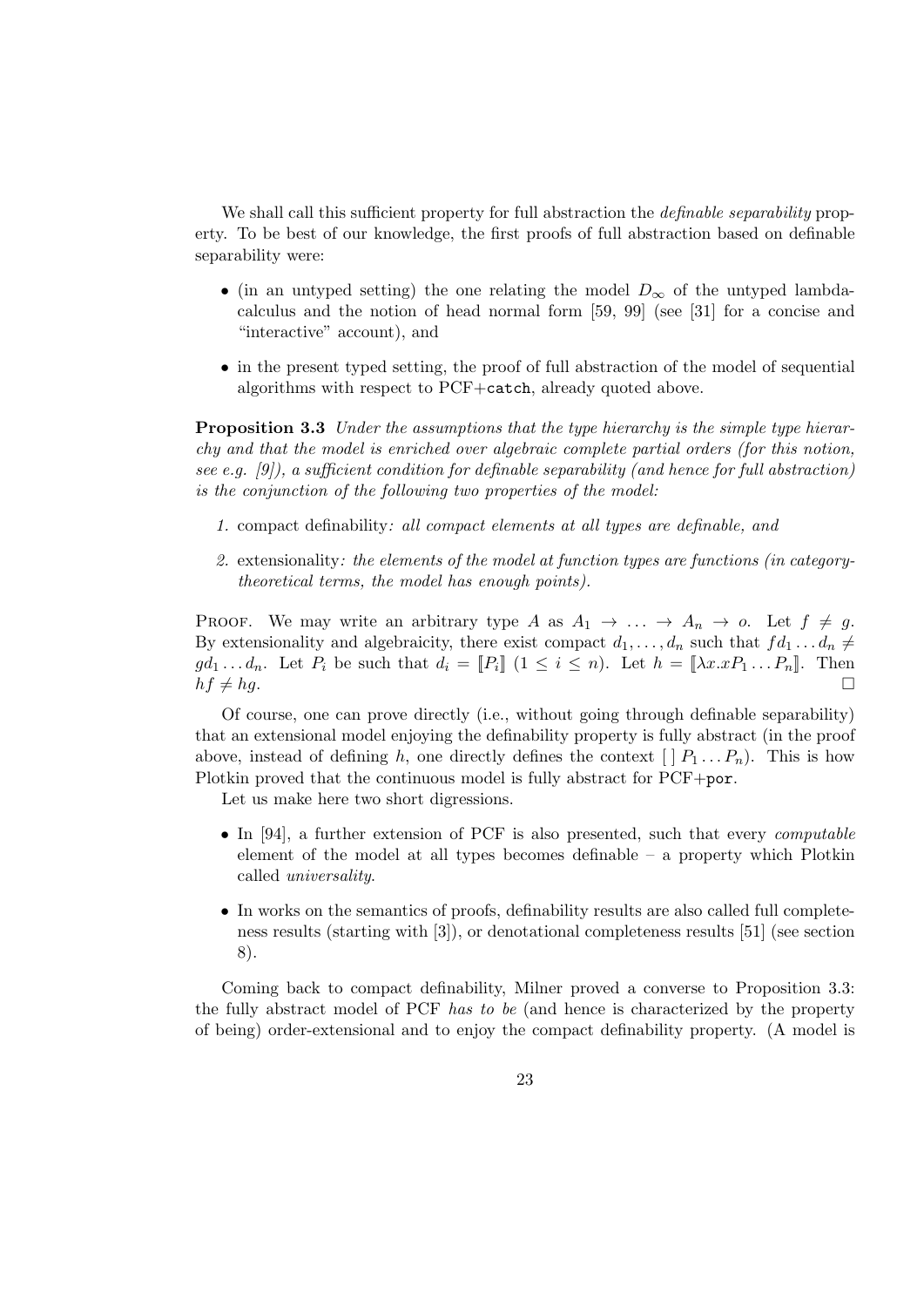We shall call this sufficient property for full abstraction the *definable separability* property. To be best of our knowledge, the first proofs of full abstraction based on definable separability were:

- (in an untyped setting) the one relating the model $D_\infty$ of the untyped lambda-calculus and the notion of head normal form [59, 99] (see [31] for a concise and "interactive" account), and
- in the present typed setting, the proof of full abstraction of the model of sequential algorithms with respect to PCF+`catch`, already quoted above.

**Proposition 3.3** *Under the assumptions that the type hierarchy is the simple type hierarchy and that the model is enriched over algebraic complete partial orders (for this notion, see e.g. [9]), a sufficient condition for definable separability (and hence for full abstraction) is the conjunction of the following two properties of the model:*

1. compact definability*: all compact elements at all types are definable, and*
2. extensionality*: the elements of the model at function types are functions (in category-theoretical terms, the model has enough points).*

Proof. We may write an arbitrary type $A$ as $A_1 \to \ldots \to A_n \to o$. Let $f \neq g$. By extensionality and algebraicity, there exist compact $d_1, \ldots, d_n$ such that $fd_1 \ldots d_n \neq gd_1 \ldots d_n$. Let $P_i$ be such that $d_i = [\![P_i]\!]$ $(1 \leq i \leq n)$. Let $h = [\![\lambda x.xP_1 \ldots P_n]\!]$. Then $hf \neq hg$. □

Of course, one can prove directly (i.e., without going through definable separability) that an extensional model enjoying the definability property is fully abstract (in the proof above, instead of defining $h$, one directly defines the context $[\,]\,P_1 \ldots P_n$). This is how Plotkin proved that the continuous model is fully abstract for PCF+`por`.

Let us make here two short digressions.

- In [94], a further extension of PCF is also presented, such that every *computable* element of the model at all types becomes definable – a property which Plotkin called *universality*.
- In works on the semantics of proofs, definability results are also called full completeness results (starting with [3]), or denotational completeness results [51] (see section 8).

Coming back to compact definability, Milner proved a converse to Proposition 3.3: the fully abstract model of PCF *has to be* (and hence is characterized by the property of being) order-extensional and to enjoy the compact definability property. (A model is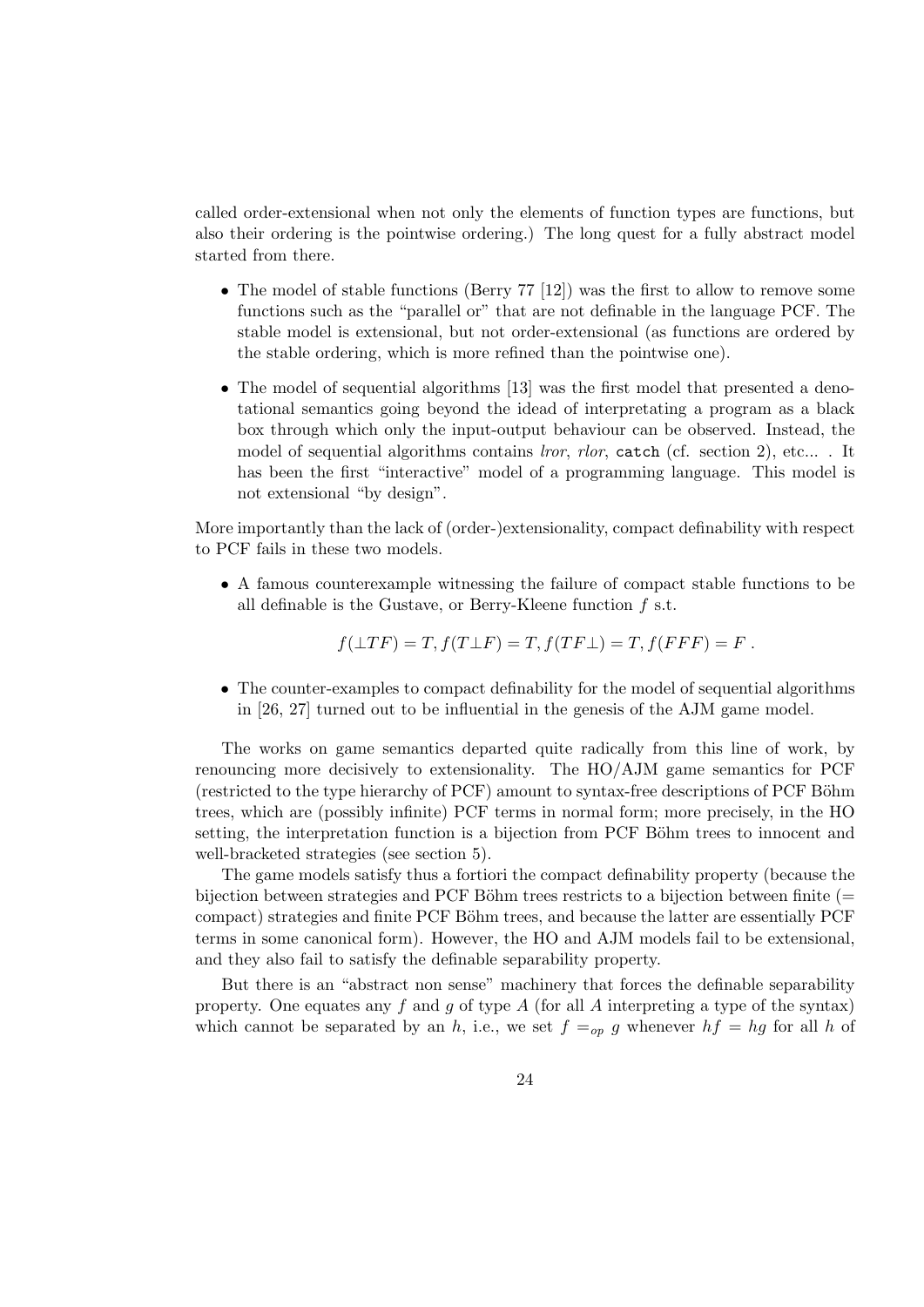called order-extensional when not only the elements of function types are functions, but also their ordering is the pointwise ordering.) The long quest for a fully abstract model started from there.

- The model of stable functions (Berry 77 [12]) was the first to allow to remove some functions such as the "parallel or" that are not definable in the language PCF. The stable model is extensional, but not order-extensional (as functions are ordered by the stable ordering, which is more refined than the pointwise one).
- The model of sequential algorithms [13] was the first model that presented a denotational semantics going beyond the idead of interpretating a program as a black box through which only the input-output behaviour can be observed. Instead, the model of sequential algorithms contains *lror*, *rlor*, `catch` (cf. section 2), etc... . It has been the first "interactive" model of a programming language. This model is not extensional "by design".

More importantly than the lack of (order-)extensionality, compact definability with respect to PCF fails in these two models.

- A famous counterexample witnessing the failure of compact stable functions to be all definable is the Gustave, or Berry-Kleene function $f$ s.t.

$$f(\bot TF) = T, f(T \bot F) = T, f(TF\bot) = T, f(FFF) = F \ .$$

- The counter-examples to compact definability for the model of sequential algorithms in [26, 27] turned out to be influential in the genesis of the AJM game model.

The works on game semantics departed quite radically from this line of work, by renouncing more decisively to extensionality. The HO/AJM game semantics for PCF (restricted to the type hierarchy of PCF) amount to syntax-free descriptions of PCF Böhm trees, which are (possibly infinite) PCF terms in normal form; more precisely, in the HO setting, the interpretation function is a bijection from PCF Böhm trees to innocent and well-bracketed strategies (see section 5).

The game models satisfy thus a fortiori the compact definability property (because the bijection between strategies and PCF Böhm trees restricts to a bijection between finite (= compact) strategies and finite PCF Böhm trees, and because the latter are essentially PCF terms in some canonical form). However, the HO and AJM models fail to be extensional, and they also fail to satisfy the definable separability property.

But there is an "abstract non sense" machinery that forces the definable separability property. One equates any $f$ and $g$ of type $A$ (for all $A$ interpreting a type of the syntax) which cannot be separated by an $h$, i.e., we set $f =_{op} g$ whenever $hf = hg$ for all $h$ of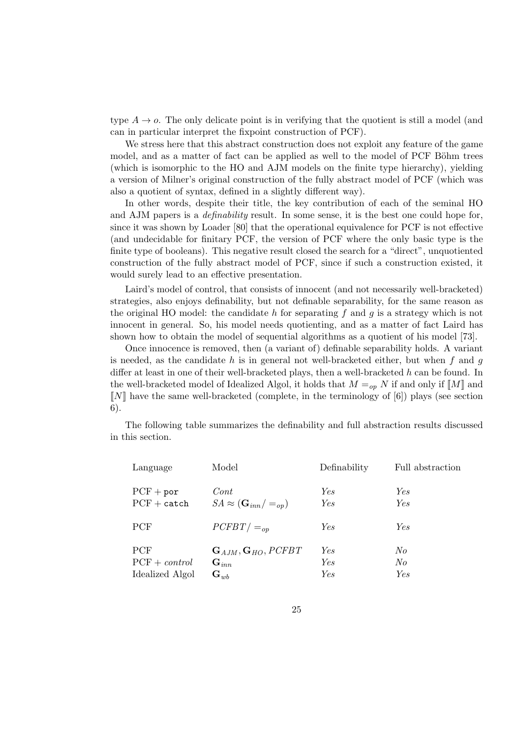type $A \to o$. The only delicate point is in verifying that the quotient is still a model (and can in particular interpret the fixpoint construction of PCF).

We stress here that this abstract construction does not exploit any feature of the game model, and as a matter of fact can be applied as well to the model of PCF Böhm trees (which is isomorphic to the HO and AJM models on the finite type hierarchy), yielding a version of Milner's original construction of the fully abstract model of PCF (which was also a quotient of syntax, defined in a slightly different way).

In other words, despite their title, the key contribution of each of the seminal HO and AJM papers is a *definability* result. In some sense, it is the best one could hope for, since it was shown by Loader [80] that the operational equivalence for PCF is not effective (and undecidable for finitary PCF, the version of PCF where the only basic type is the finite type of booleans). This negative result closed the search for a "direct", unquotiented construction of the fully abstract model of PCF, since if such a construction existed, it would surely lead to an effective presentation.

Laird's model of control, that consists of innocent (and not necessarily well-bracketed) strategies, also enjoys definability, but not definable separability, for the same reason as the original HO model: the candidate $h$ for separating $f$ and $g$ is a strategy which is not innocent in general. So, his model needs quotienting, and as a matter of fact Laird has shown how to obtain the model of sequential algorithms as a quotient of his model [73].

Once innocence is removed, then (a variant of) definable separability holds. A variant is needed, as the candidate $h$ is in general not well-bracketed either, but when $f$ and $g$ differ at least in one of their well-bracketed plays, then a well-bracketed $h$ can be found. In the well-bracketed model of Idealized Algol, it holds that $M =_{op} N$ if and only if $[\![M]\!]$ and $[\![N]\!]$ have the same well-bracketed (complete, in the terminology of [6]) plays (see section 6).

The following table summarizes the definability and full abstraction results discussed in this section.

| Language | Model | Definability | Full abstraction |
|---|---|---|---|
| PCF + `por` | *Cont* | *Yes* | *Yes* |
| PCF + `catch` | $SA \approx (\mathbf{G}_{inn}/=_{op})$ | *Yes* | *Yes* |
| PCF | $PCFBT/=_{op}$ | *Yes* | *Yes* |
| PCF | $\mathbf{G}_{AJM}, \mathbf{G}_{HO}, PCFBT$ | *Yes* | *No* |
| PCF + *control* | $\mathbf{G}_{inn}$ | *Yes* | *No* |
| Idealized Algol | $\mathbf{G}_{wb}$ | *Yes* | *Yes* |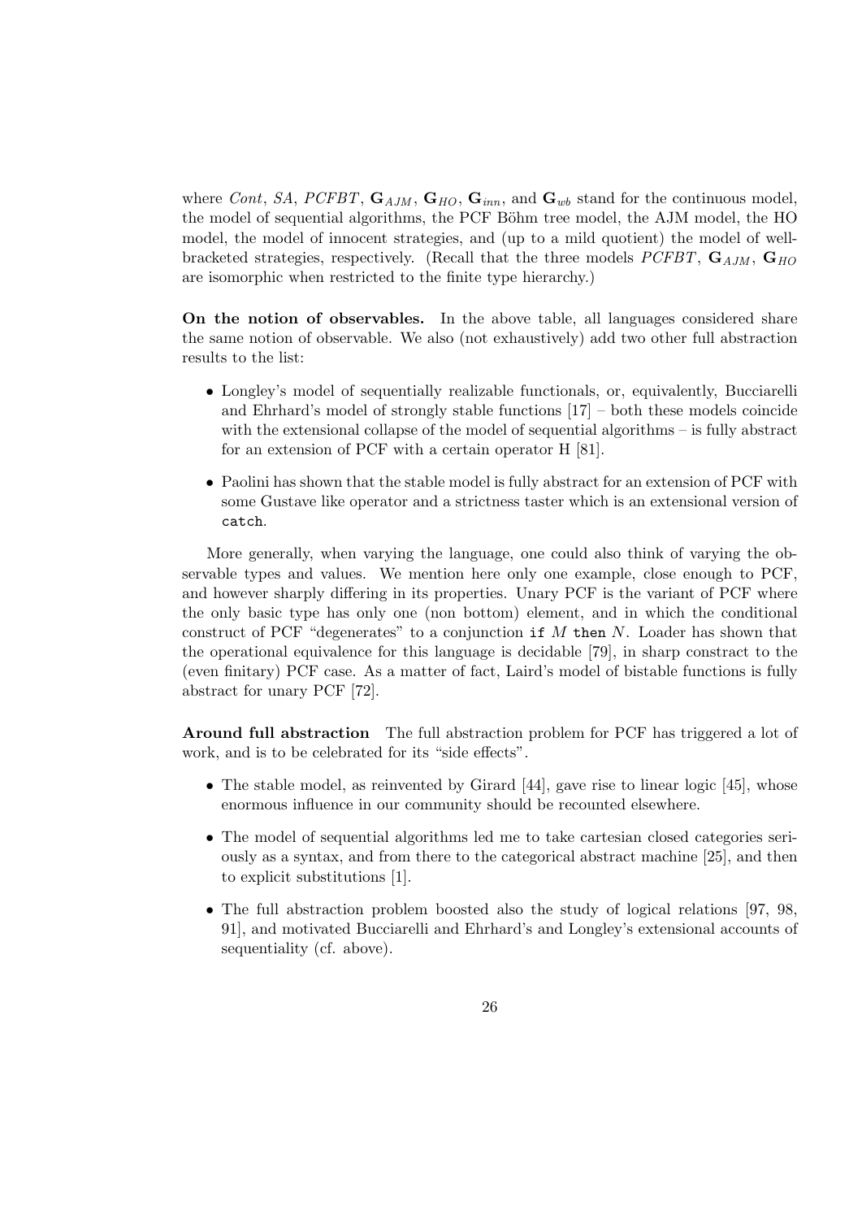where *Cont*, *SA*, *PCFBT*, $\mathbf{G}_{AJM}$, $\mathbf{G}_{HO}$, $\mathbf{G}_{inn}$, and $\mathbf{G}_{wb}$ stand for the continuous model, the model of sequential algorithms, the PCF Böhm tree model, the AJM model, the HO model, the model of innocent strategies, and (up to a mild quotient) the model of well-bracketed strategies, respectively. (Recall that the three models *PCFBT*, $\mathbf{G}_{AJM}$, $\mathbf{G}_{HO}$ are isomorphic when restricted to the finite type hierarchy.)

**On the notion of observables.** In the above table, all languages considered share the same notion of observable. We also (not exhaustively) add two other full abstraction results to the list:

- Longley's model of sequentially realizable functionals, or, equivalently, Bucciarelli and Ehrhard's model of strongly stable functions [17] – both these models coincide with the extensional collapse of the model of sequential algorithms – is fully abstract for an extension of PCF with a certain operator H [81].
- Paolini has shown that the stable model is fully abstract for an extension of PCF with some Gustave like operator and a strictness taster which is an extensional version of `catch`.

More generally, when varying the language, one could also think of varying the observable types and values. We mention here only one example, close enough to PCF, and however sharply differing in its properties. Unary PCF is the variant of PCF where the only basic type has only one (non bottom) element, and in which the conditional construct of PCF "degenerates" to a conjunction `if` $M$ `then` $N$. Loader has shown that the operational equivalence for this language is decidable [79], in sharp constract to the (even finitary) PCF case. As a matter of fact, Laird's model of bistable functions is fully abstract for unary PCF [72].

**Around full abstraction** The full abstraction problem for PCF has triggered a lot of work, and is to be celebrated for its "side effects".

- The stable model, as reinvented by Girard [44], gave rise to linear logic [45], whose enormous influence in our community should be recounted elsewhere.
- The model of sequential algorithms led me to take cartesian closed categories seriously as a syntax, and from there to the categorical abstract machine [25], and then to explicit substitutions [1].
- The full abstraction problem boosted also the study of logical relations [97, 98, 91], and motivated Bucciarelli and Ehrhard's and Longley's extensional accounts of sequentiality (cf. above).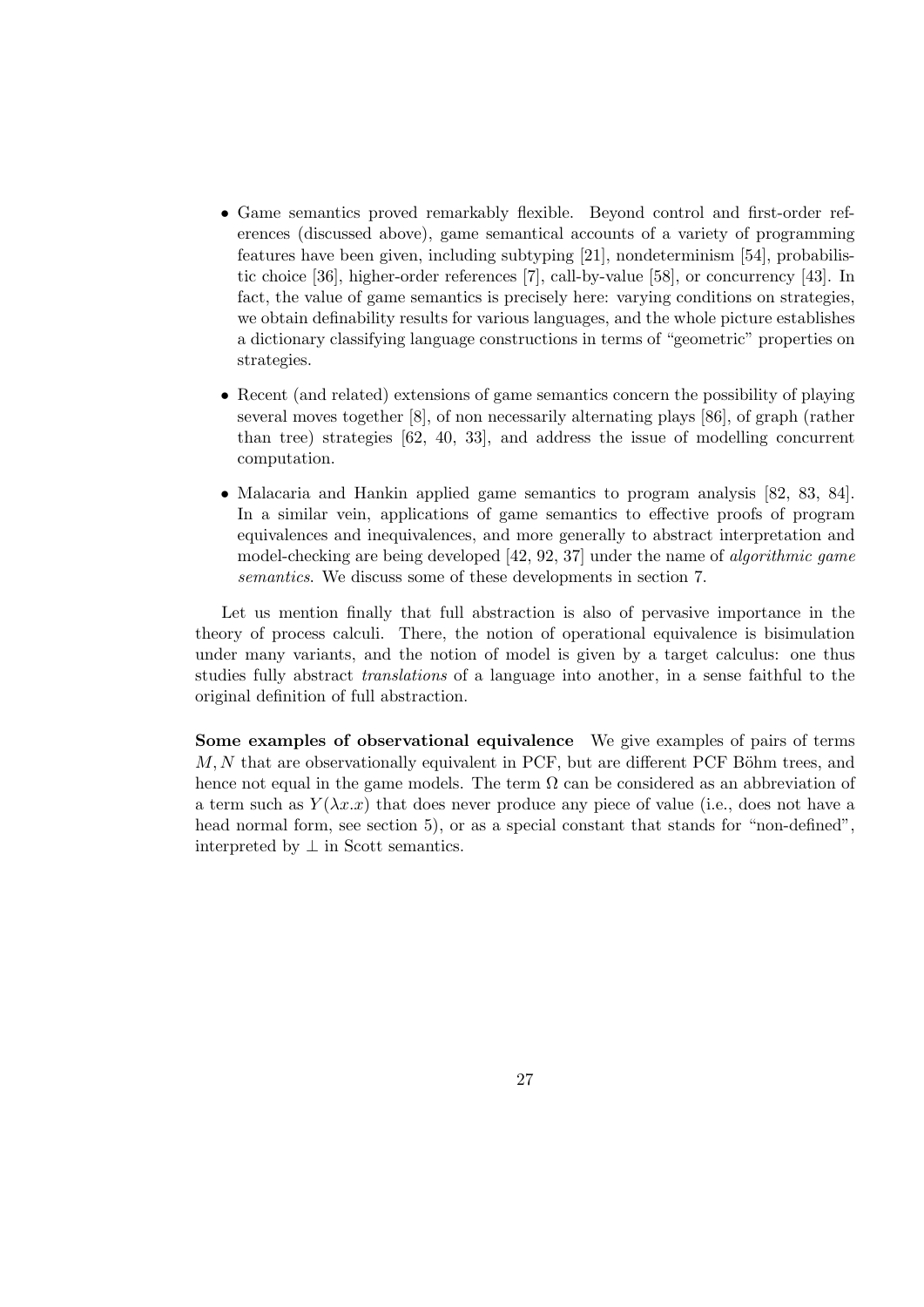- Game semantics proved remarkably flexible. Beyond control and first-order references (discussed above), game semantical accounts of a variety of programming features have been given, including subtyping [21], nondeterminism [54], probabilistic choice [36], higher-order references [7], call-by-value [58], or concurrency [43]. In fact, the value of game semantics is precisely here: varying conditions on strategies, we obtain definability results for various languages, and the whole picture establishes a dictionary classifying language constructions in terms of "geometric" properties on strategies.

- Recent (and related) extensions of game semantics concern the possibility of playing several moves together [8], of non necessarily alternating plays [86], of graph (rather than tree) strategies [62, 40, 33], and address the issue of modelling concurrent computation.

- Malacaria and Hankin applied game semantics to program analysis [82, 83, 84]. In a similar vein, applications of game semantics to effective proofs of program equivalences and inequivalences, and more generally to abstract interpretation and model-checking are being developed [42, 92, 37] under the name of *algorithmic game semantics*. We discuss some of these developments in section 7.

Let us mention finally that full abstraction is also of pervasive importance in the theory of process calculi. There, the notion of operational equivalence is bisimulation under many variants, and the notion of model is given by a target calculus: one thus studies fully abstract *translations* of a language into another, in a sense faithful to the original definition of full abstraction.

**Some examples of observational equivalence** We give examples of pairs of terms $M, N$ that are observationally equivalent in PCF, but are different PCF Böhm trees, and hence not equal in the game models. The term $\Omega$ can be considered as an abbreviation of a term such as $Y(\lambda x.x)$ that does never produce any piece of value (i.e., does not have a head normal form, see section 5), or as a special constant that stands for "non-defined", interpreted by $\perp$ in Scott semantics.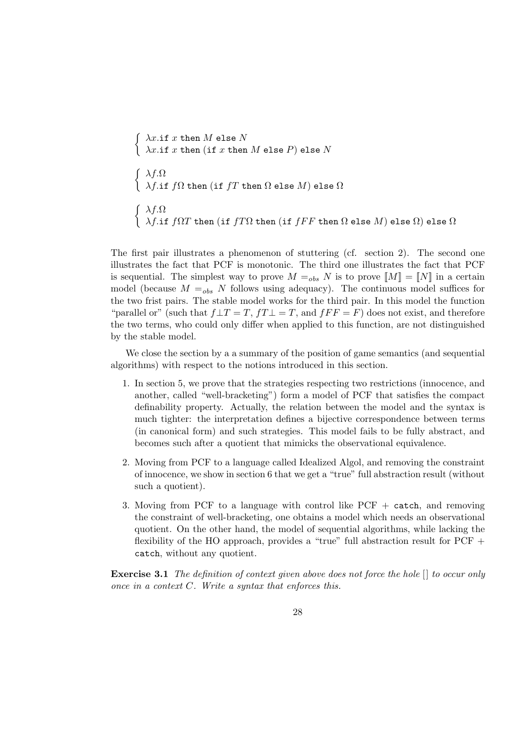$$\left\{ \begin{array}{l} \lambda x.\texttt{if } x \texttt{ then } M \texttt{ else } N \\ \lambda x.\texttt{if } x \texttt{ then } (\texttt{if } x \texttt{ then } M \texttt{ else } P) \texttt{ else } N \end{array} \right.$$

$$\left\{ \begin{array}{l} \lambda f.\Omega \\ \lambda f.\texttt{if } f\Omega \texttt{ then } (\texttt{if } fT \texttt{ then } \Omega \texttt{ else } M) \texttt{ else } \Omega \end{array} \right.$$

$$\left\{ \begin{array}{l} \lambda f.\Omega \\ \lambda f.\texttt{if } f\Omega T \texttt{ then } (\texttt{if } fT\Omega \texttt{ then } (\texttt{if } fFF \texttt{ then } \Omega \texttt{ else } M) \texttt{ else } \Omega) \texttt{ else } \Omega \end{array} \right.$$

The first pair illustrates a phenomenon of stuttering (cf. section 2). The second one illustrates the fact that PCF is monotonic. The third one illustrates the fact that PCF is sequential. The simplest way to prove $M =_{obs} N$ is to prove $[\![M]\!] = [\![N]\!]$ in a certain model (because $M =_{obs} N$ follows using adequacy). The continuous model suffices for the two frist pairs. The stable model works for the third pair. In this model the function "parallel or" (such that $f\bot T = T$, $fT\bot = T$, and $fFF = F$) does not exist, and therefore the two terms, who could only differ when applied to this function, are not distinguished by the stable model.

We close the section by a a summary of the position of game semantics (and sequential algorithms) with respect to the notions introduced in this section.

1. In section 5, we prove that the strategies respecting two restrictions (innocence, and another, called "well-bracketing") form a model of PCF that satisfies the compact definability property. Actually, the relation between the model and the syntax is much tighter: the interpretation defines a bijective correspondence between terms (in canonical form) and such strategies. This model fails to be fully abstract, and becomes such after a quotient that mimicks the observational equivalence.

2. Moving from PCF to a language called Idealized Algol, and removing the constraint of innocence, we show in section 6 that we get a "true" full abstraction result (without such a quotient).

3. Moving from PCF to a language with control like PCF + `catch`, and removing the constraint of well-bracketing, one obtains a model which needs an observational quotient. On the other hand, the model of sequential algorithms, while lacking the flexibility of the HO approach, provides a "true" full abstraction result for PCF + `catch`, without any quotient.

**Exercise 3.1** *The definition of context given above does not force the hole [] to occur only once in a context $C$. Write a syntax that enforces this.*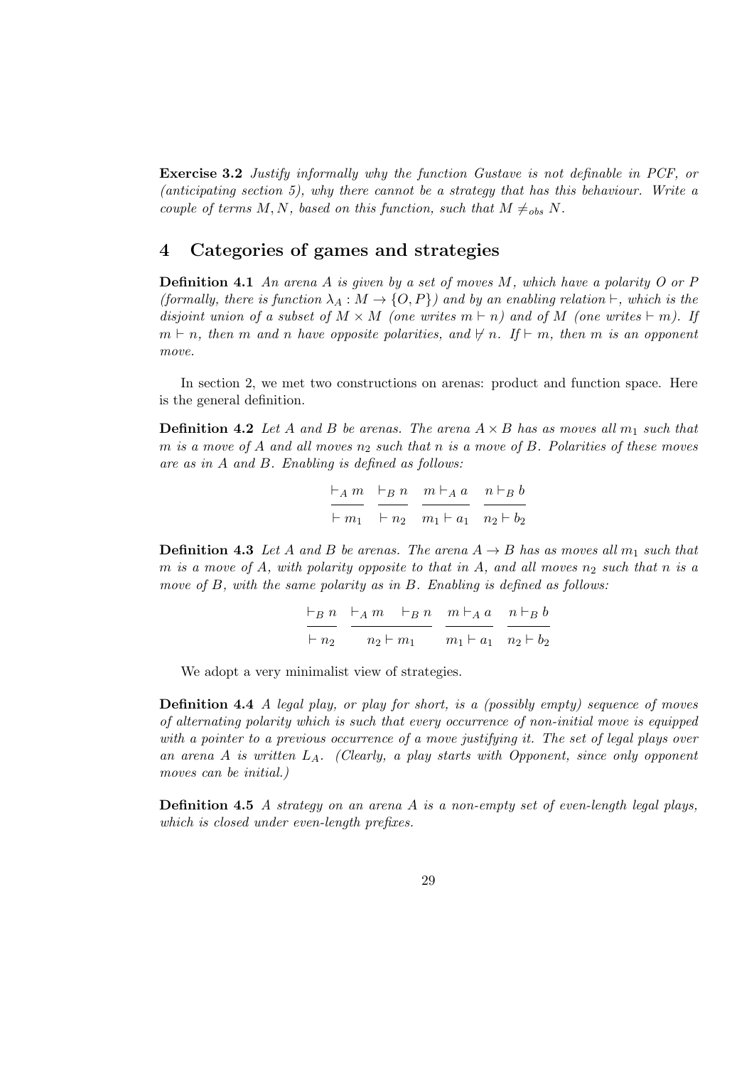**Exercise 3.2** *Justify informally why the function Gustave is not definable in PCF, or (anticipating section 5), why there cannot be a strategy that has this behaviour. Write a couple of terms $M, N$, based on this function, such that $M \neq_{obs} N$.*

## 4 Categories of games and strategies

**Definition 4.1** *An arena $A$ is given by a set of moves $M$, which have a polarity $O$ or $P$ (formally, there is function $\lambda_A : M \to \{O, P\}$) and by an enabling relation $\vdash$, which is the disjoint union of a subset of $M \times M$ (one writes $m \vdash n$) and of $M$ (one writes $\vdash m$). If $m \vdash n$, then $m$ and $n$ have opposite polarities, and $\not\vdash n$. If $\vdash m$, then $m$ is an opponent move.*

In section 2, we met two constructions on arenas: product and function space. Here is the general definition.

**Definition 4.2** *Let $A$ and $B$ be arenas. The arena $A \times B$ has as moves all $m_1$ such that $m$ is a move of $A$ and all moves $n_2$ such that $n$ is a move of $B$. Polarities of these moves are as in $A$ and $B$. Enabling is defined as follows:*

$$\frac{\vdash_A m}{\vdash m_1} \quad \frac{\vdash_B n}{\vdash n_2} \quad \frac{m \vdash_A a}{m_1 \vdash a_1} \quad \frac{n \vdash_B b}{n_2 \vdash b_2}$$

**Definition 4.3** *Let $A$ and $B$ be arenas. The arena $A \to B$ has as moves all $m_1$ such that $m$ is a move of $A$, with polarity opposite to that in $A$, and all moves $n_2$ such that $n$ is a move of $B$, with the same polarity as in $B$. Enabling is defined as follows:*

$$\frac{\vdash_B n}{\vdash n_2} \quad \frac{\vdash_A m \quad \vdash_B n}{n_2 \vdash m_1} \quad \frac{m \vdash_A a}{m_1 \vdash a_1} \quad \frac{n \vdash_B b}{n_2 \vdash b_2}$$

We adopt a very minimalist view of strategies.

**Definition 4.4** *A legal play, or play for short, is a (possibly empty) sequence of moves of alternating polarity which is such that every occurrence of non-initial move is equipped with a pointer to a previous occurrence of a move justifying it. The set of legal plays over an arena $A$ is written $L_A$. (Clearly, a play starts with Opponent, since only opponent moves can be initial.)*

**Definition 4.5** *A strategy on an arena $A$ is a non-empty set of even-length legal plays, which is closed under even-length prefixes.*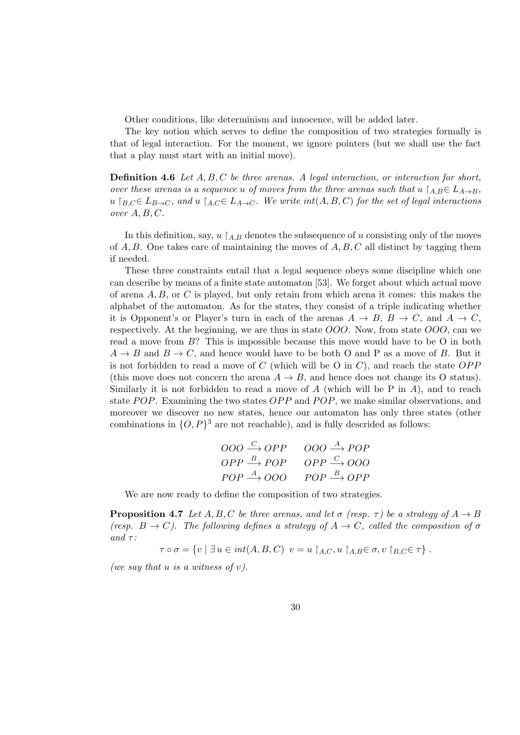Other conditions, like determinism and innocence, will be added later.

The key notion which serves to define the composition of two strategies formally is that of legal interaction. For the moment, we ignore pointers (but we shall use the fact that a play must start with an initial move).

**Definition 4.6** *Let $A, B, C$ be three arenas. A legal interaction, or interaction for short, over these arenas is a sequence $u$ of moves from the three arenas such that $u \restriction_{A,B} \in L_{A\to B}$, $u \restriction_{B,C} \in L_{B\to C}$, and $u \restriction_{A,C} \in L_{A\to C}$. We write $int(A, B, C)$ for the set of legal interactions over $A, B, C$.*

In this definition, say, $u \restriction_{A,B}$ denotes the subsequence of $u$ consisting only of the moves of $A, B$. One takes care of maintaining the moves of $A, B, C$ all distinct by tagging them if needed.

These three constraints entail that a legal sequence obeys some discipline which one can describe by means of a finite state automaton [53]. We forget about which actual move of arena $A$, $B$, or $C$ is played, but only retain from which arena it comes: this makes the alphabet of the automaton. As for the states, they consist of a triple indicating whether it is Opponent's or Player's turn in each of the arenas $A \to B$, $B \to C$, and $A \to C$, respectively. At the beginning, we are thus in state $OOO$. Now, from state $OOO$, can we read a move from $B$? This is impossible because this move would have to be O in both $A \to B$ and $B \to C$, and hence would have to be both O and P as a move of $B$. But it is not forbidden to read a move of $C$ (which will be O in $C$), and reach the state $OPP$ (this move does not concern the arena $A \to B$, and hence does not change its O status). Similarly it is not forbidden to read a move of $A$ (which will be P in $A$), and to reach state $POP$. Examining the two states $OPP$ and $POP$, we make similar observations, and moreover we discover no new states, hence our automaton has only three states (other combinations in $\{O, P\}^3$ are not reachable), and is fully descrided as follows:

$$
\begin{array}{ll}
OOO \xrightarrow{C} OPP & OOO \xrightarrow{A} POP \\
OPP \xrightarrow{B} POP & OPP \xrightarrow{C} OOO \\
POP \xrightarrow{A} OOO & POP \xrightarrow{B} OPP
\end{array}
$$

We are now ready to define the composition of two strategies.

**Proposition 4.7** *Let $A, B, C$ be three arenas, and let $\sigma$ (resp. $\tau$) be a strategy of $A \to B$ (resp. $B \to C$). The following defines a strategy of $A \to C$, called the composition of $\sigma$ and $\tau$:*

$$
\tau \circ \sigma = \{v \mid \exists u \in int(A, B, C) \;\; v = u \restriction_{A,C}, u \restriction_{A,B} \in \sigma, v \restriction_{B,C} \in \tau\}\,.
$$

*(we say that $u$ is a witness of $v$).*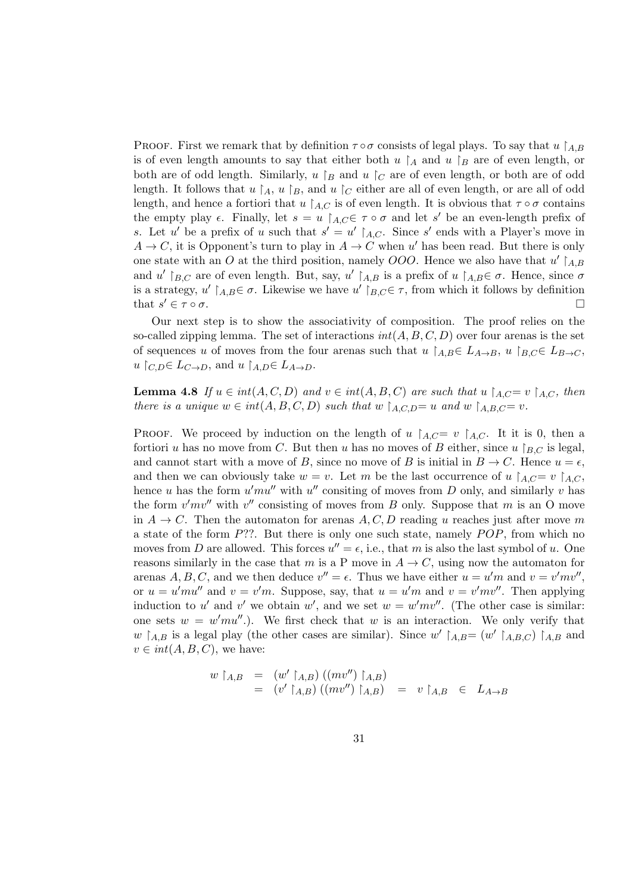PROOF. First we remark that by definition $\tau \circ \sigma$ consists of legal plays. To say that $u \restriction_{A,B}$ is of even length amounts to say that either both $u \restriction_A$ and $u \restriction_B$ are of even length, or both are of odd length. Similarly, $u \restriction_B$ and $u \restriction_C$ are of even length, or both are of odd length. It follows that $u \restriction_A$, $u \restriction_B$, and $u \restriction_C$ either are all of even length, or are all of odd length, and hence a fortiori that $u \restriction_{A,C}$ is of even length. It is obvious that $\tau \circ \sigma$ contains the empty play $\epsilon$. Finally, let $s = u \restriction_{A,C} \in \tau \circ \sigma$ and let $s'$ be an even-length prefix of $s$. Let $u'$ be a prefix of $u$ such that $s' = u' \restriction_{A,C}$. Since $s'$ ends with a Player's move in $A \to C$, it is Opponent's turn to play in $A \to C$ when $u'$ has been read. But there is only one state with an $O$ at the third position, namely $OOO$. Hence we also have that $u' \restriction_{A,B}$ and $u' \restriction_{B,C}$ are of even length. But, say, $u' \restriction_{A,B}$ is a prefix of $u \restriction_{A,B} \in \sigma$. Hence, since $\sigma$ is a strategy, $u' \restriction_{A,B} \in \sigma$. Likewise we have $u' \restriction_{B,C} \in \tau$, from which it follows by definition that $s' \in \tau \circ \sigma$. □

Our next step is to show the associativity of composition. The proof relies on the so-called zipping lemma. The set of interactions $int(A, B, C, D)$ over four arenas is the set of sequences $u$ of moves from the four arenas such that $u \restriction_{A,B} \in L_{A\to B}$, $u \restriction_{B,C} \in L_{B\to C}$, $u \restriction_{C,D} \in L_{C\to D}$, and $u \restriction_{A,D} \in L_{A\to D}$.

**Lemma 4.8** *If $u \in int(A, C, D)$ and $v \in int(A, B, C)$ are such that $u \restriction_{A,C} = v \restriction_{A,C}$, then there is a unique $w \in int(A, B, C, D)$ such that $w \restriction_{A,C,D} = u$ and $w \restriction_{A,B,C} = v$.*

PROOF. We proceed by induction on the length of $u \restriction_{A,C} = v \restriction_{A,C}$. It it is 0, then a fortiori $u$ has no move from $C$. But then $u$ has no moves of $B$ either, since $u \restriction_{B,C}$ is legal, and cannot start with a move of $B$, since no move of $B$ is initial in $B \to C$. Hence $u = \epsilon$, and then we can obviously take $w = v$. Let $m$ be the last occurrence of $u \restriction_{A,C} = v \restriction_{A,C}$, hence $u$ has the form $u'mu''$ with $u''$ consiting of moves from $D$ only, and similarly $v$ has the form $v'mv''$ with $v''$ consisting of moves from $B$ only. Suppose that $m$ is an O move in $A \to C$. Then the automaton for arenas $A, C, D$ reading $u$ reaches just after move $m$ a state of the form $P??$. But there is only one such state, namely $POP$, from which no moves from $D$ are allowed. This forces $u'' = \epsilon$, i.e., that $m$ is also the last symbol of $u$. One reasons similarly in the case that $m$ is a P move in $A \to C$, using now the automaton for arenas $A, B, C$, and we then deduce $v'' = \epsilon$. Thus we have either $u = u'm$ and $v = v'mv''$, or $u = u'mu''$ and $v = v'm$. Suppose, say, that $u = u'm$ and $v = v'mv''$. Then applying induction to $u'$ and $v'$ we obtain $w'$, and we set $w = w'mv''$. (The other case is similar: one sets $w = w'mu''$.). We first check that $w$ is an interaction. We only verify that $w \restriction_{A,B}$ is a legal play (the other cases are similar). Since $w' \restriction_{A,B} = (w' \restriction_{A,B,C}) \restriction_{A,B}$ and $v \in int(A, B, C)$, we have:

$$
\begin{array}{rcl}
w \restriction_{A,B} & = & (w' \restriction_{A,B})\,((mv'') \restriction_{A,B}) \\
 & = & (v' \restriction_{A,B})\,((mv'') \restriction_{A,B}) \quad = \quad v \restriction_{A,B} \quad \in \quad L_{A\to B}
\end{array}
$$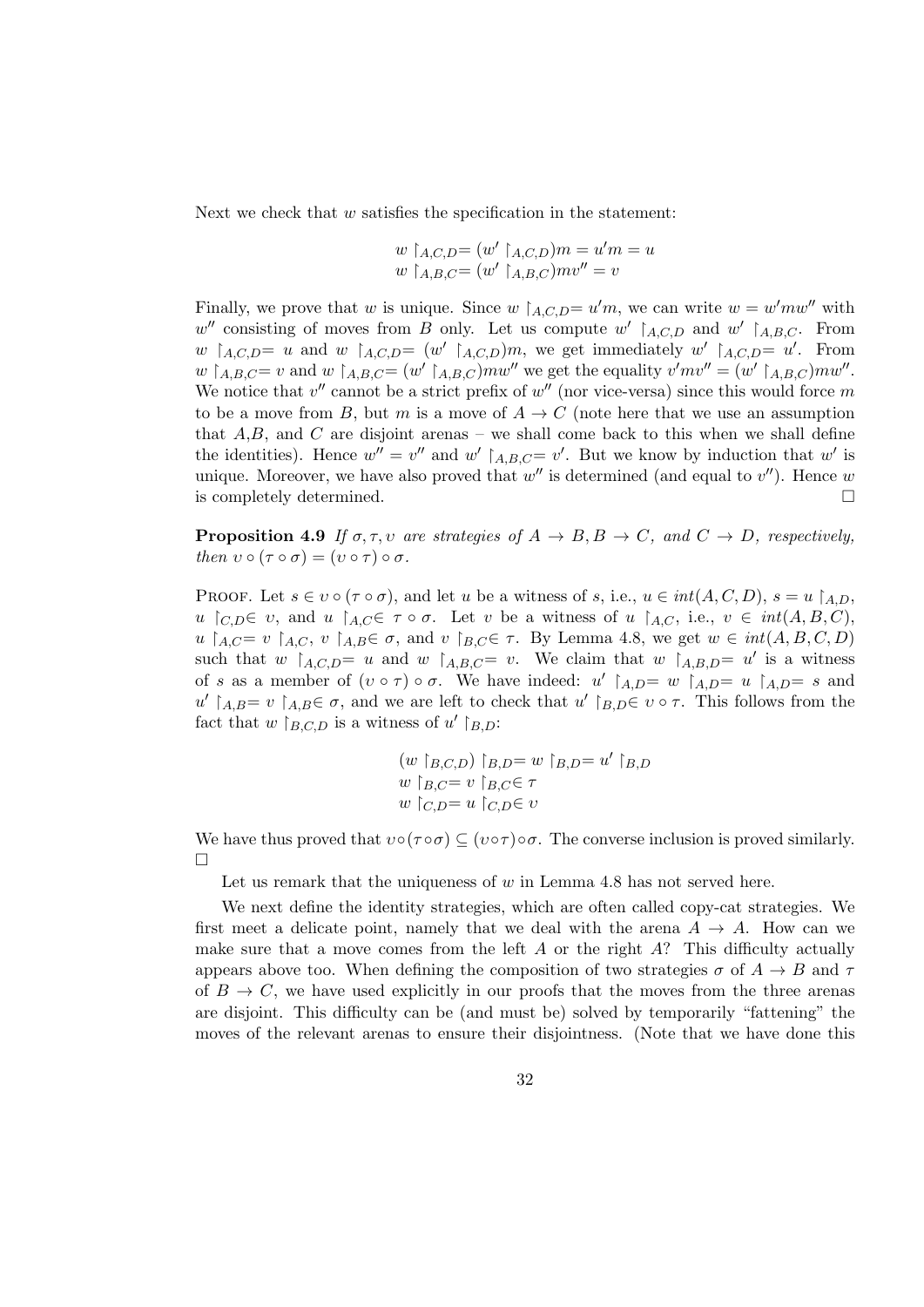Next we check that $w$ satisfies the specification in the statement:

$$
\begin{array}{l}
w \upharpoonright_{A,C,D} = (w' \upharpoonright_{A,C,D})m = u'm = u \\
w \upharpoonright_{A,B,C} = (w' \upharpoonright_{A,B,C})mv'' = v
\end{array}
$$

Finally, we prove that $w$ is unique. Since $w \upharpoonright_{A,C,D} = u'm$, we can write $w = w'mw''$ with $w''$ consisting of moves from $B$ only. Let us compute $w' \upharpoonright_{A,C,D}$ and $w' \upharpoonright_{A,B,C}$. From $w \upharpoonright_{A,C,D} = u$ and $w \upharpoonright_{A,C,D} = (w' \upharpoonright_{A,C,D})m$, we get immediately $w' \upharpoonright_{A,C,D} = u'$. From $w \upharpoonright_{A,B,C} = v$ and $w \upharpoonright_{A,B,C} = (w' \upharpoonright_{A,B,C})mw''$ we get the equality $v'mv'' = (w' \upharpoonright_{A,B,C})mw''$. We notice that $v''$ cannot be a strict prefix of $w''$ (nor vice-versa) since this would force $m$ to be a move from $B$, but $m$ is a move of $A \to C$ (note here that we use an assumption that $A$,$B$, and $C$ are disjoint arenas – we shall come back to this when we shall define the identities). Hence $w'' = v''$ and $w' \upharpoonright_{A,B,C} = v'$. But we know by induction that $w'$ is unique. Moreover, we have also proved that $w''$ is determined (and equal to $v''$). Hence $w$ is completely determined. □

**Proposition 4.9** *If $\sigma, \tau, \upsilon$ are strategies of $A \to B, B \to C$, and $C \to D$, respectively, then $\upsilon \circ (\tau \circ \sigma) = (\upsilon \circ \tau) \circ \sigma$.*

Proof. Let $s \in \upsilon \circ (\tau \circ \sigma)$, and let $u$ be a witness of $s$, i.e., $u \in int(A, C, D)$, $s = u \upharpoonright_{A,D}$, $u \upharpoonright_{C,D} \in \upsilon$, and $u \upharpoonright_{A,C} \in \tau \circ \sigma$. Let $v$ be a witness of $u \upharpoonright_{A,C}$, i.e., $v \in int(A, B, C)$, $u \upharpoonright_{A,C} = v \upharpoonright_{A,C}$, $v \upharpoonright_{A,B} \in \sigma$, and $v \upharpoonright_{B,C} \in \tau$. By Lemma 4.8, we get $w \in int(A, B, C, D)$ such that $w \upharpoonright_{A,C,D} = u$ and $w \upharpoonright_{A,B,C} = v$. We claim that $w \upharpoonright_{A,B,D} = u'$ is a witness of $s$ as a member of $(\upsilon \circ \tau) \circ \sigma$. We have indeed: $u' \upharpoonright_{A,D} = w \upharpoonright_{A,D} = u \upharpoonright_{A,D} = s$ and $u' \upharpoonright_{A,B} = v \upharpoonright_{A,B} \in \sigma$, and we are left to check that $u' \upharpoonright_{B,D} \in \upsilon \circ \tau$. This follows from the fact that $w \upharpoonright_{B,C,D}$ is a witness of $u' \upharpoonright_{B,D}$:

$$
\begin{array}{l}
(w \upharpoonright_{B,C,D}) \upharpoonright_{B,D} = w \upharpoonright_{B,D} = u' \upharpoonright_{B,D} \\
w \upharpoonright_{B,C} = v \upharpoonright_{B,C} \in \tau \\
w \upharpoonright_{C,D} = u \upharpoonright_{C,D} \in \upsilon
\end{array}
$$

We have thus proved that $\upsilon \circ (\tau \circ \sigma) \subseteq (\upsilon \circ \tau) \circ \sigma$. The converse inclusion is proved similarly. □

Let us remark that the uniqueness of $w$ in Lemma 4.8 has not served here.

We next define the identity strategies, which are often called copy-cat strategies. We first meet a delicate point, namely that we deal with the arena $A \to A$. How can we make sure that a move comes from the left $A$ or the right $A$? This difficulty actually appears above too. When defining the composition of two strategies $\sigma$ of $A \to B$ and $\tau$ of $B \to C$, we have used explicitly in our proofs that the moves from the three arenas are disjoint. This difficulty can be (and must be) solved by temporarily "fattening" the moves of the relevant arenas to ensure their disjointness. (Note that we have done this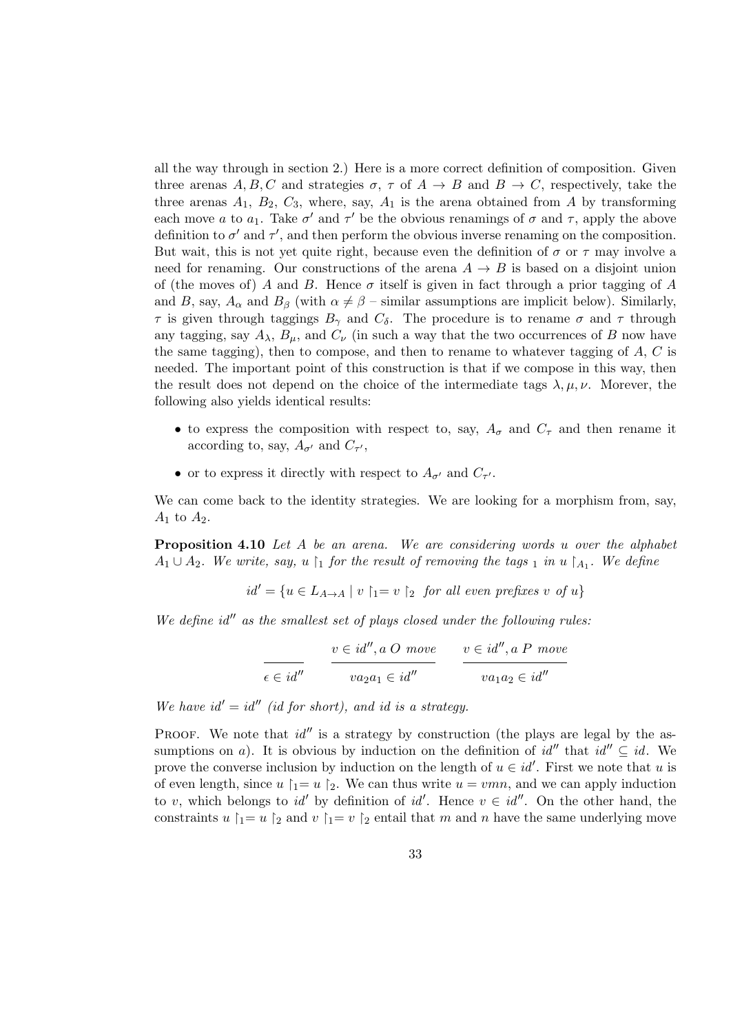all the way through in section 2.) Here is a more correct definition of composition. Given three arenas $A, B, C$ and strategies $\sigma$, $\tau$ of $A \to B$ and $B \to C$, respectively, take the three arenas $A_1$, $B_2$, $C_3$, where, say, $A_1$ is the arena obtained from $A$ by transforming each move $a$ to $a_1$. Take $\sigma'$ and $\tau'$ be the obvious renamings of $\sigma$ and $\tau$, apply the above definition to $\sigma'$ and $\tau'$, and then perform the obvious inverse renaming on the composition. But wait, this is not yet quite right, because even the definition of $\sigma$ or $\tau$ may involve a need for renaming. Our constructions of the arena $A \to B$ is based on a disjoint union of (the moves of) $A$ and $B$. Hence $\sigma$ itself is given in fact through a prior tagging of $A$ and $B$, say, $A_\alpha$ and $B_\beta$ (with $\alpha \neq \beta$ – similar assumptions are implicit below). Similarly, $\tau$ is given through taggings $B_\gamma$ and $C_\delta$. The procedure is to rename $\sigma$ and $\tau$ through any tagging, say $A_\lambda$, $B_\mu$, and $C_\nu$ (in such a way that the two occurrences of $B$ now have the same tagging), then to compose, and then to rename to whatever tagging of $A$, $C$ is needed. The important point of this construction is that if we compose in this way, then the result does not depend on the choice of the intermediate tags $\lambda, \mu, \nu$. Morever, the following also yields identical results:

- to express the composition with respect to, say, $A_\sigma$ and $C_\tau$ and then rename it according to, say, $A_{\sigma'}$ and $C_{\tau'}$,
- or to express it directly with respect to $A_{\sigma'}$ and $C_{\tau'}$.

We can come back to the identity strategies. We are looking for a morphism from, say, $A_1$ to $A_2$.

**Proposition 4.10** *Let $A$ be an arena. We are considering words $u$ over the alphabet $A_1 \cup A_2$. We write, say, $u \upharpoonright_1$ for the result of removing the tags $_1$ in $u \upharpoonright_{A_1}$. We define*

$$id' = \{u \in L_{A \to A} \mid v \upharpoonright_1 = v \upharpoonright_2 \ \text{ for all even prefixes } v \text{ of } u\}$$

*We define $id''$ as the smallest set of plays closed under the following rules:*

$$\frac{}{\epsilon \in id''} \qquad \frac{v \in id'', a \ O \ move}{va_2a_1 \in id''} \qquad \frac{v \in id'', a \ P \ move}{va_1a_2 \in id''}$$

*We have $id' = id''$ (id for short), and id is a strategy.*

Proof. We note that $id''$ is a strategy by construction (the plays are legal by the assumptions on $a$). It is obvious by induction on the definition of $id''$ that $id'' \subseteq id$. We prove the converse inclusion by induction on the length of $u \in id'$. First we note that $u$ is of even length, since $u \upharpoonright_1 = u \upharpoonright_2$. We can thus write $u = vmn$, and we can apply induction to $v$, which belongs to $id'$ by definition of $id'$. Hence $v \in id''$. On the other hand, the constraints $u \upharpoonright_1 = u \upharpoonright_2$ and $v \upharpoonright_1 = v \upharpoonright_2$ entail that $m$ and $n$ have the same underlying move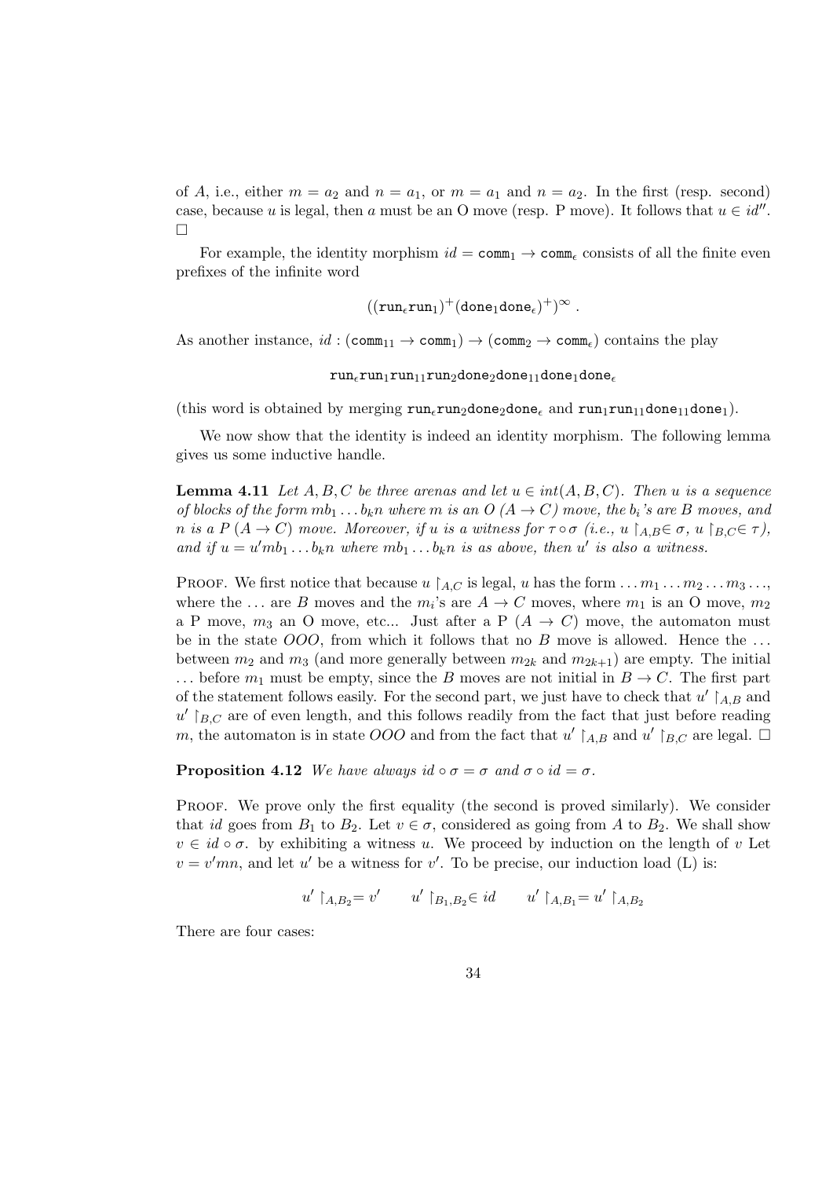of $A$, i.e., either $m = a_2$ and $n = a_1$, or $m = a_1$ and $n = a_2$. In the first (resp. second) case, because $u$ is legal, then $a$ must be an O move (resp. P move). It follows that $u \in id''$. □

For example, the identity morphism $id = \mathtt{comm}_1 \to \mathtt{comm}_\epsilon$ consists of all the finite even prefixes of the infinite word

$$((\mathtt{run}_\epsilon \mathtt{run}_1)^+ (\mathtt{done}_1 \mathtt{done}_\epsilon)^+)^\infty \ .$$

As another instance, $id : (\mathtt{comm}_{11} \to \mathtt{comm}_1) \to (\mathtt{comm}_2 \to \mathtt{comm}_\epsilon)$ contains the play

$$\mathtt{run}_\epsilon \mathtt{run}_1 \mathtt{run}_{11} \mathtt{run}_2 \mathtt{done}_2 \mathtt{done}_{11} \mathtt{done}_1 \mathtt{done}_\epsilon$$

(this word is obtained by merging $\mathtt{run}_\epsilon \mathtt{run}_2 \mathtt{done}_2 \mathtt{done}_\epsilon$ and $\mathtt{run}_1 \mathtt{run}_{11} \mathtt{done}_{11} \mathtt{done}_1$).

We now show that the identity is indeed an identity morphism. The following lemma gives us some inductive handle.

**Lemma 4.11** *Let $A, B, C$ be three arenas and let $u \in int(A, B, C)$. Then $u$ is a sequence of blocks of the form $mb_1 \dots b_k n$ where $m$ is an O $(A \to C)$ move, the $b_i$'s are $B$ moves, and $n$ is a P $(A \to C)$ move. Moreover, if $u$ is a witness for $\tau \circ \sigma$ (i.e., $u \restriction_{A,B} \in \sigma$, $u \restriction_{B,C} \in \tau$), and if $u = u'mb_1 \dots b_k n$ where $mb_1 \dots b_k n$ is as above, then $u'$ is also a witness.*

Proof. We first notice that because $u \restriction_{A,C}$ is legal, $u$ has the form $\dots m_1 \dots m_2 \dots m_3 \dots$, where the $\dots$ are $B$ moves and the $m_i$'s are $A \to C$ moves, where $m_1$ is an O move, $m_2$ a P move, $m_3$ an O move, etc... Just after a P $(A \to C)$ move, the automaton must be in the state $OOO$, from which it follows that no $B$ move is allowed. Hence the $\dots$ between $m_2$ and $m_3$ (and more generally between $m_{2k}$ and $m_{2k+1}$) are empty. The initial $\dots$ before $m_1$ must be empty, since the $B$ moves are not initial in $B \to C$. The first part of the statement follows easily. For the second part, we just have to check that $u' \restriction_{A,B}$ and $u' \restriction_{B,C}$ are of even length, and this follows readily from the fact that just before reading $m$, the automaton is in state $OOO$ and from the fact that $u' \restriction_{A,B}$ and $u' \restriction_{B,C}$ are legal. □

**Proposition 4.12** *We have always $id \circ \sigma = \sigma$ and $\sigma \circ id = \sigma$.*

Proof. We prove only the first equality (the second is proved similarly). We consider that $id$ goes from $B_1$ to $B_2$. Let $v \in \sigma$, considered as going from $A$ to $B_2$. We shall show $v \in id \circ \sigma$. by exhibiting a witness $u$. We proceed by induction on the length of $v$ Let $v = v'mn$, and let $u'$ be a witness for $v'$. To be precise, our induction load (L) is:

$$u' \restriction_{A,B_2} = v' \qquad u' \restriction_{B_1,B_2} \in id \qquad u' \restriction_{A,B_1} = u' \restriction_{A,B_2}$$

There are four cases: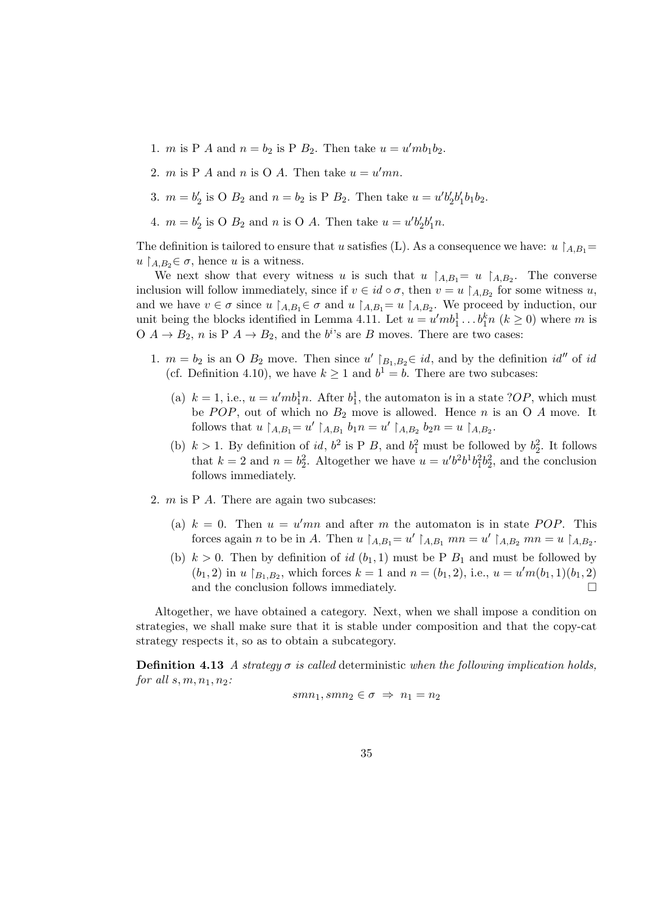1. $m$ is P $A$ and $n = b_2$ is P $B_2$. Then take $u = u'mb_1b_2$.
2. $m$ is P $A$ and $n$ is O $A$. Then take $u = u'mn$.
3. $m = b_2'$ is O $B_2$ and $n = b_2$ is P $B_2$. Then take $u = u'b_2'b_1'b_1b_2$.
4. $m = b_2'$ is O $B_2$ and $n$ is O $A$. Then take $u = u'b_2'b_1'n$.

The definition is tailored to ensure that $u$ satisfies (L). As a consequence we have: $u \upharpoonright_{A,B_1} = u \upharpoonright_{A,B_2} \in \sigma$, hence $u$ is a witness.

We next show that every witness $u$ is such that $u \upharpoonright_{A,B_1} = u \upharpoonright_{A,B_2}$. The converse inclusion will follow immediately, since if $v \in id \circ \sigma$, then $v = u \upharpoonright_{A,B_2}$ for some witness $u$, and we have $v \in \sigma$ since $u \upharpoonright_{A,B_1} \in \sigma$ and $u \upharpoonright_{A,B_1} = u \upharpoonright_{A,B_2}$. We proceed by induction, our unit being the blocks identified in Lemma 4.11. Let $u = u'mb_1^1 \ldots b_1^k n$ ($k \geq 0$) where $m$ is O $A \to B_2$, $n$ is P $A \to B_2$, and the $b^i$'s are $B$ moves. There are two cases:

1. $m = b_2$ is an O $B_2$ move. Then since $u' \upharpoonright_{B_1,B_2} \in id$, and by the definition $id''$ of $id$ (cf. Definition 4.10), we have $k \geq 1$ and $b^1 = b$. There are two subcases:
   (a) $k = 1$, i.e., $u = u'mb_1^1 n$. After $b_1^1$, the automaton is in a state $?OP$, which must be $POP$, out of which no $B_2$ move is allowed. Hence $n$ is an O $A$ move. It follows that $u \upharpoonright_{A,B_1} = u' \upharpoonright_{A,B_1} b_1 n = u' \upharpoonright_{A,B_2} b_2 n = u \upharpoonright_{A,B_2}$.
   (b) $k > 1$. By definition of $id$, $b^2$ is P $B$, and $b_1^2$ must be followed by $b_2^2$. It follows that $k = 2$ and $n = b_2^2$. Altogether we have $u = u'b^2 b^1 b_1^2 b_2^2$, and the conclusion follows immediately.
2. $m$ is P $A$. There are again two subcases:
   (a) $k = 0$. Then $u = u'mn$ and after $m$ the automaton is in state $POP$. This forces again $n$ to be in $A$. Then $u \upharpoonright_{A,B_1} = u' \upharpoonright_{A,B_1} mn = u' \upharpoonright_{A,B_2} mn = u \upharpoonright_{A,B_2}$.
   (b) $k > 0$. Then by definition of $id$ $(b_1, 1)$ must be P $B_1$ and must be followed by $(b_1, 2)$ in $u \upharpoonright_{B_1,B_2}$, which forces $k = 1$ and $n = (b_1, 2)$, i.e., $u = u'm(b_1, 1)(b_1, 2)$ and the conclusion follows immediately. □

Altogether, we have obtained a category. Next, when we shall impose a condition on strategies, we shall make sure that it is stable under composition and that the copy-cat strategy respects it, so as to obtain a subcategory.

**Definition 4.13** *A strategy $\sigma$ is called* deterministic *when the following implication holds, for all $s, m, n_1, n_2$:*

$$smn_1, smn_2 \in \sigma \Rightarrow n_1 = n_2$$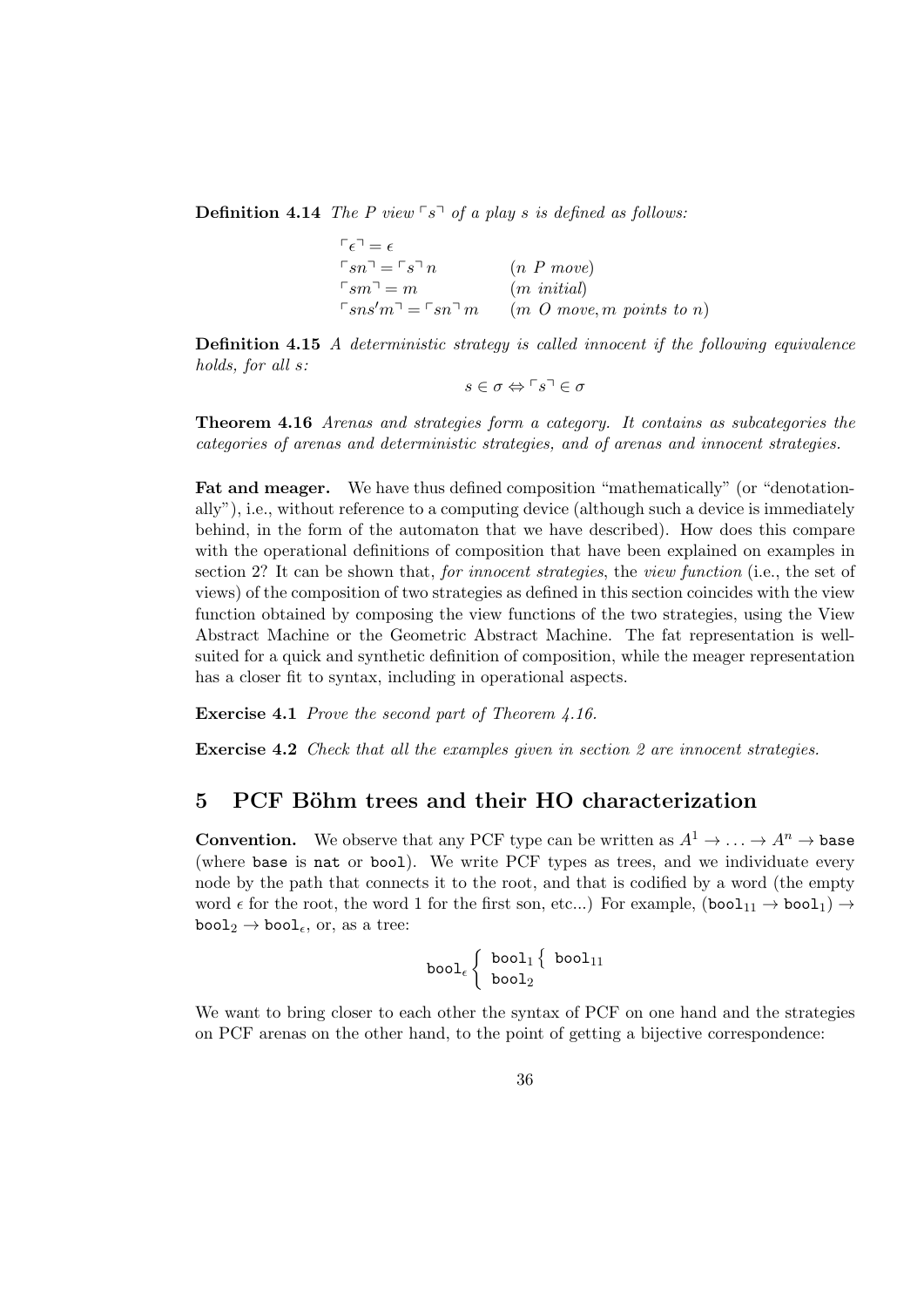**Definition 4.14** *The P view* $\ulcorner s \urcorner$ *of a play s is defined as follows:*

$$
\begin{array}{ll}
\ulcorner \epsilon \urcorner = \epsilon & \\
\ulcorner sn \urcorner = \ulcorner s \urcorner n & (n \text{ } P \text{ } move) \\
\ulcorner sm \urcorner = m & (m \text{ } initial) \\
\ulcorner sns'm \urcorner = \ulcorner sn \urcorner m & (m \text{ } O \text{ } move, m \text{ } points \text{ } to \text{ } n)
\end{array}
$$

**Definition 4.15** *A deterministic strategy is called innocent if the following equivalence holds, for all s:*

$$s \in \sigma \Leftrightarrow \ulcorner s \urcorner \in \sigma$$

**Theorem 4.16** *Arenas and strategies form a category. It contains as subcategories the categories of arenas and deterministic strategies, and of arenas and innocent strategies.*

**Fat and meager.** We have thus defined composition "mathematically" (or "denotationally"), i.e., without reference to a computing device (although such a device is immediately behind, in the form of the automaton that we have described). How does this compare with the operational definitions of composition that have been explained on examples in section 2? It can be shown that, *for innocent strategies*, the *view function* (i.e., the set of views) of the composition of two strategies as defined in this section coincides with the view function obtained by composing the view functions of the two strategies, using the View Abstract Machine or the Geometric Abstract Machine. The fat representation is well-suited for a quick and synthetic definition of composition, while the meager representation has a closer fit to syntax, including in operational aspects.

**Exercise 4.1** *Prove the second part of Theorem 4.16.*

**Exercise 4.2** *Check that all the examples given in section 2 are innocent strategies.*

# 5 PCF Böhm trees and their HO characterization

**Convention.** We observe that any PCF type can be written as $A^1 \to \ldots \to A^n \to \texttt{base}$ (where `base` is `nat` or `bool`). We write PCF types as trees, and we individuate every node by the path that connects it to the root, and that is codified by a word (the empty word $\epsilon$ for the root, the word 1 for the first son, etc...) For example, $(\texttt{bool}_{11} \to \texttt{bool}_1) \to \texttt{bool}_2 \to \texttt{bool}_\epsilon$, or, as a tree:

$$\texttt{bool}_\epsilon \left\{ \begin{array}{l} \texttt{bool}_1 \left\{ \; \texttt{bool}_{11} \right. \\ \texttt{bool}_2 \end{array} \right.$$

We want to bring closer to each other the syntax of PCF on one hand and the strategies on PCF arenas on the other hand, to the point of getting a bijective correspondence: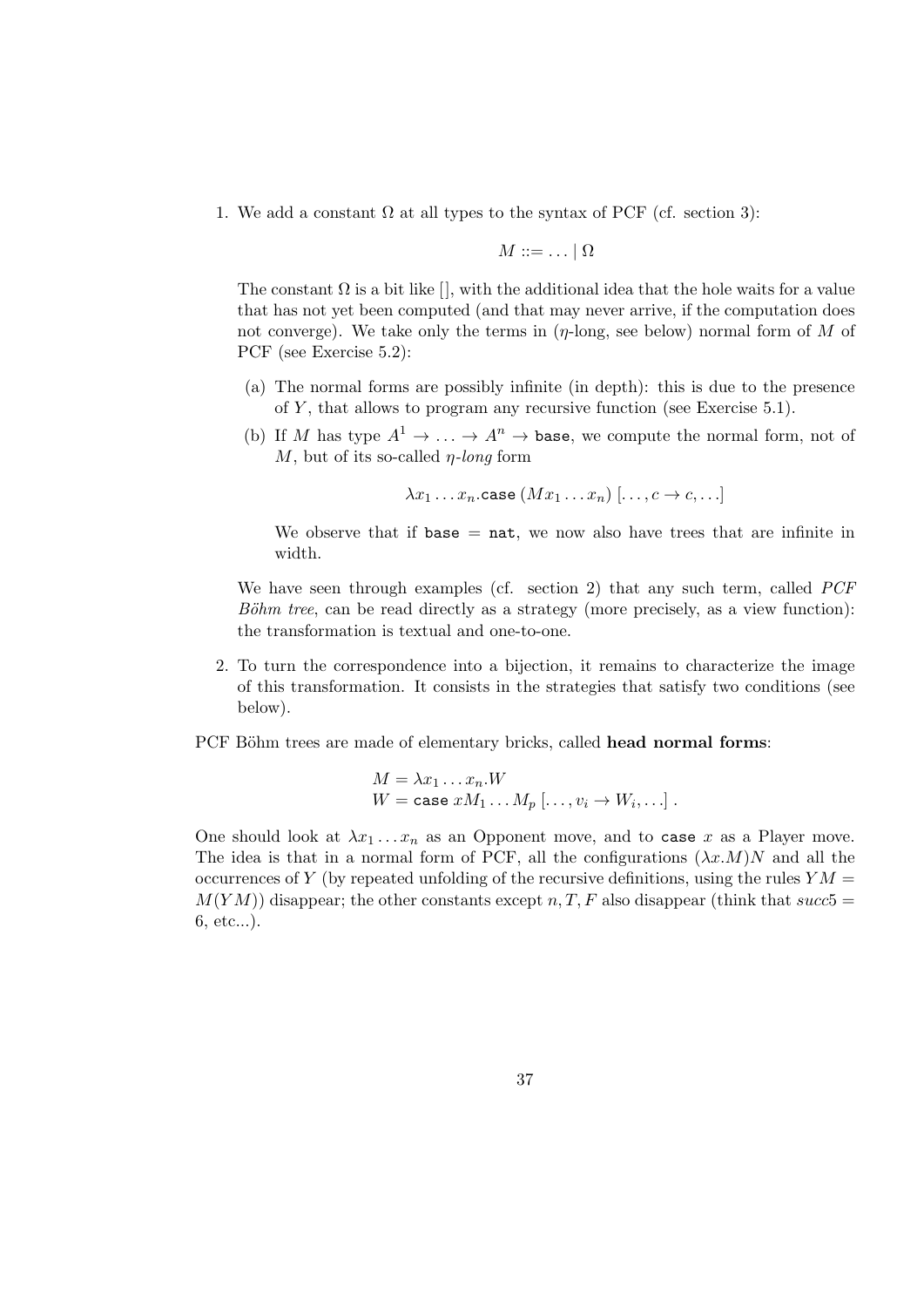1. We add a constant $\Omega$ at all types to the syntax of PCF (cf. section 3):

$$M ::= \ldots \mid \Omega$$

The constant $\Omega$ is a bit like $[]$, with the additional idea that the hole waits for a value that has not yet been computed (and that may never arrive, if the computation does not converge). We take only the terms in ($\eta$-long, see below) normal form of $M$ of PCF (see Exercise 5.2):

   (a) The normal forms are possibly infinite (in depth): this is due to the presence of $Y$, that allows to program any recursive function (see Exercise 5.1).

   (b) If $M$ has type $A^1 \to \ldots \to A^n \to \texttt{base}$, we compute the normal form, not of $M$, but of its so-called *$\eta$-long* form

$$\lambda x_1 \ldots x_n.\texttt{case}\,(Mx_1 \ldots x_n)\,[\ldots, c \to c, \ldots]$$

   We observe that if $\texttt{base} = \texttt{nat}$, we now also have trees that are infinite in width.

We have seen through examples (cf. section 2) that any such term, called *PCF Böhm tree*, can be read directly as a strategy (more precisely, as a view function): the transformation is textual and one-to-one.

2. To turn the correspondence into a bijection, it remains to characterize the image of this transformation. It consists in the strategies that satisfy two conditions (see below).

PCF Böhm trees are made of elementary bricks, called **head normal forms**:

$$\begin{array}{l} M = \lambda x_1 \ldots x_n.W \\ W = \texttt{case}\; xM_1 \ldots M_p\,[\ldots, v_i \to W_i, \ldots]\,. \end{array}$$

One should look at $\lambda x_1 \ldots x_n$ as an Opponent move, and to $\texttt{case}\; x$ as a Player move. The idea is that in a normal form of PCF, all the configurations $(\lambda x.M)N$ and all the occurrences of $Y$ (by repeated unfolding of the recursive definitions, using the rules $YM = M(YM)$) disappear; the other constants except $n, T, F$ also disappear (think that $succ 5 = 6$, etc...).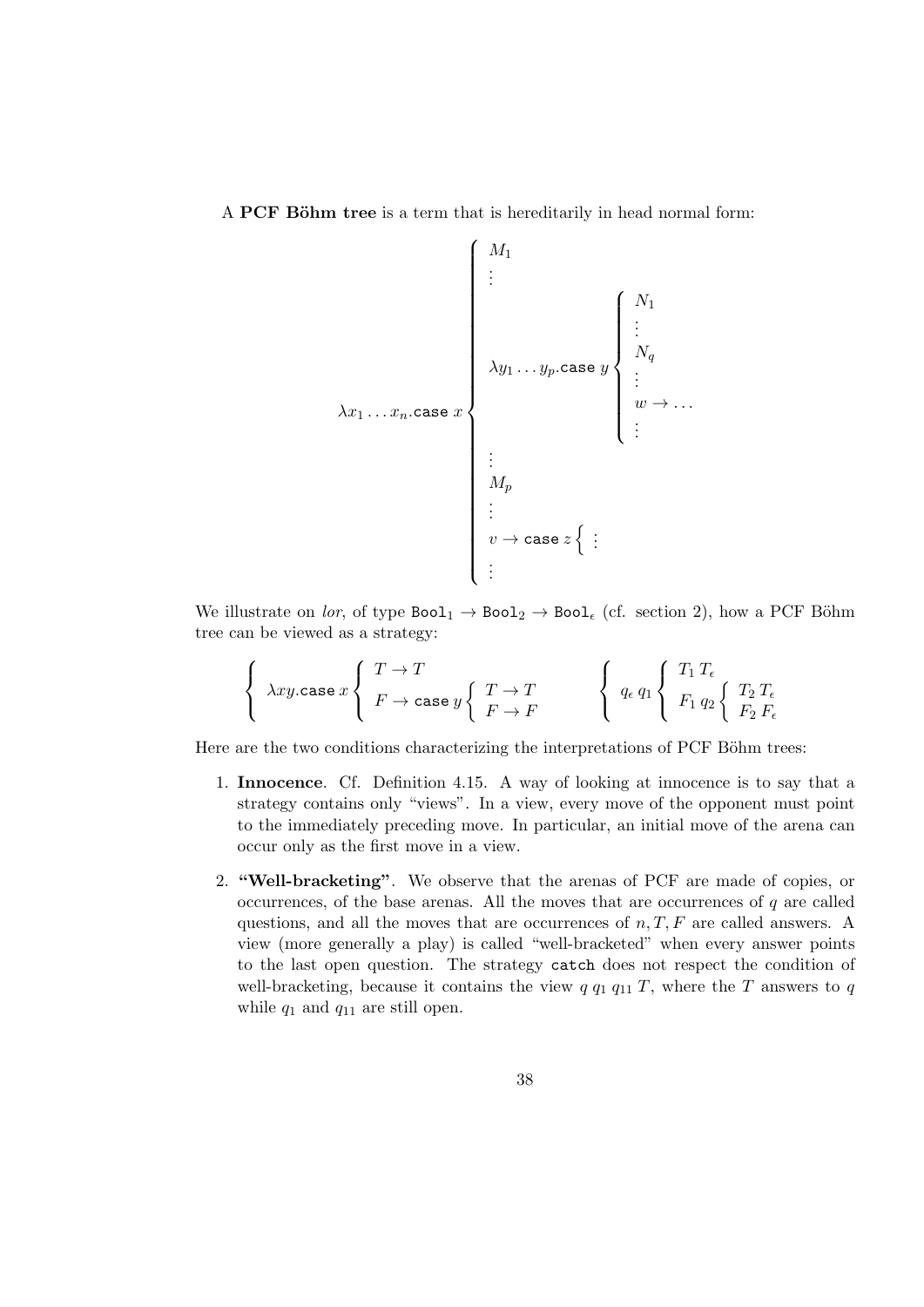A **PCF Böhm tree** is a term that is hereditarily in head normal form:

$$\lambda x_1 \ldots x_n.\texttt{case}\ x \left\{ \begin{array}{l} M_1 \\ \vdots \\ \lambda y_1 \ldots y_p.\texttt{case}\ y \left\{ \begin{array}{l} N_1 \\ \vdots \\ N_q \\ \vdots \\ w \rightarrow \ldots \\ \vdots \end{array} \right. \\ \vdots \\ M_p \\ \vdots \\ v \rightarrow \texttt{case}\ z \left\{ \ \vdots \right. \\ \vdots \end{array} \right.$$

We illustrate on *lor*, of type $\texttt{Bool}_1 \rightarrow \texttt{Bool}_2 \rightarrow \texttt{Bool}_\epsilon$ (cf. section 2), how a PCF Böhm tree can be viewed as a strategy:

$$\left\{ \ \lambda xy.\texttt{case}\ x \left\{ \begin{array}{l} T \rightarrow T \\ F \rightarrow \texttt{case}\ y \left\{ \begin{array}{l} T \rightarrow T \\ F \rightarrow F \end{array} \right. \end{array} \right. \right. \qquad \left\{ \ q_\epsilon\, q_1 \left\{ \begin{array}{l} T_1\, T_\epsilon \\ F_1\, q_2 \left\{ \begin{array}{l} T_2\, T_\epsilon \\ F_2\, F_\epsilon \end{array} \right. \end{array} \right. \right.$$

Here are the two conditions characterizing the interpretations of PCF Böhm trees:

1. **Innocence**. Cf. Definition 4.15. A way of looking at innocence is to say that a strategy contains only "views". In a view, every move of the opponent must point to the immediately preceding move. In particular, an initial move of the arena can occur only as the first move in a view.

2. **"Well-bracketing"**. We observe that the arenas of PCF are made of copies, or occurrences, of the base arenas. All the moves that are occurrences of $q$ are called questions, and all the moves that are occurrences of $n, T, F$ are called answers. A view (more generally a play) is called "well-bracketed" when every answer points to the last open question. The strategy `catch` does not respect the condition of well-bracketing, because it contains the view $q\, q_1\, q_{11}\, T$, where the $T$ answers to $q$ while $q_1$ and $q_{11}$ are still open.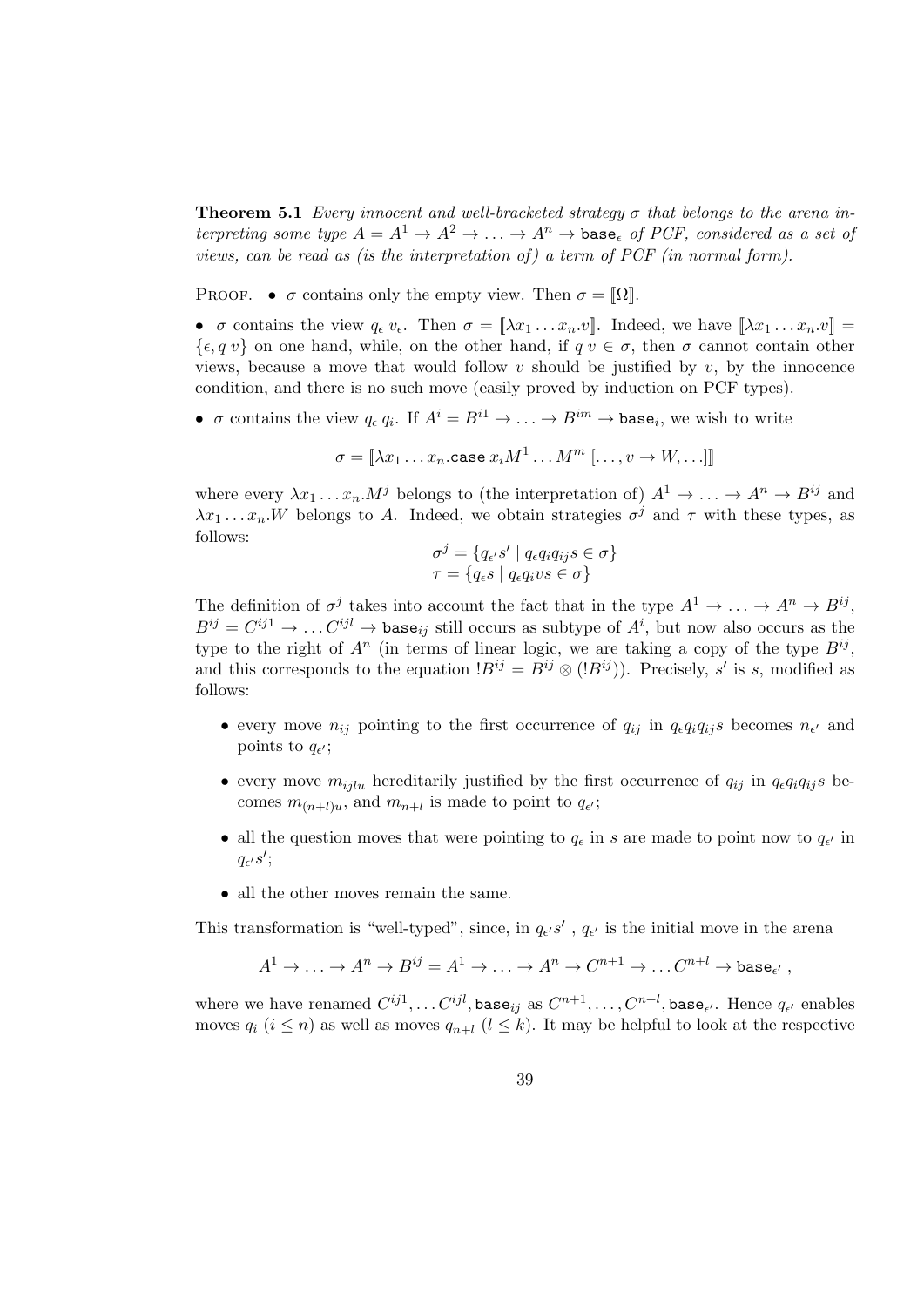**Theorem 5.1** *Every innocent and well-bracketed strategy $\sigma$ that belongs to the arena interpreting some type $A = A^1 \to A^2 \to \ldots \to A^n \to \mathtt{base}_\epsilon$ of PCF, considered as a set of views, can be read as (is the interpretation of) a term of PCF (in normal form).*

PROOF. • $\sigma$ contains only the empty view. Then $\sigma = [\![\Omega]\!]$.

• $\sigma$ contains the view $q_\epsilon\, v_\epsilon$. Then $\sigma = [\![\lambda x_1 \ldots x_n.v]\!]$. Indeed, we have $[\![\lambda x_1 \ldots x_n.v]\!] = \{\epsilon, q\; v\}$ on one hand, while, on the other hand, if $q\; v \in \sigma$, then $\sigma$ cannot contain other views, because a move that would follow $v$ should be justified by $v$, by the innocence condition, and there is no such move (easily proved by induction on PCF types).

• $\sigma$ contains the view $q_\epsilon\; q_i$. If $A^i = B^{i1} \to \ldots \to B^{im} \to \mathtt{base}_i$, we wish to write

$$\sigma = [\![\lambda x_1 \ldots x_n.\mathtt{case}\; x_i M^1 \ldots M^m\; [\ldots, v \to W, \ldots]]\!]$$

where every $\lambda x_1 \ldots x_n.M^j$ belongs to (the interpretation of) $A^1 \to \ldots \to A^n \to B^{ij}$ and $\lambda x_1 \ldots x_n.W$ belongs to $A$. Indeed, we obtain strategies $\sigma^j$ and $\tau$ with these types, as follows:

$$\sigma^j = \{q_{\epsilon'} s' \mid q_\epsilon q_i q_{ij} s \in \sigma\}$$
$$\tau = \{q_\epsilon s \mid q_\epsilon q_i v s \in \sigma\}$$

The definition of $\sigma^j$ takes into account the fact that in the type $A^1 \to \ldots \to A^n \to B^{ij}$, $B^{ij} = C^{ij1} \to \ldots C^{ijl} \to \mathtt{base}_{ij}$ still occurs as subtype of $A^i$, but now also occurs as the type to the right of $A^n$ (in terms of linear logic, we are taking a copy of the type $B^{ij}$, and this corresponds to the equation $!B^{ij} = B^{ij} \otimes (!B^{ij})$). Precisely, $s'$ is $s$, modified as follows:

- every move $n_{ij}$ pointing to the first occurrence of $q_{ij}$ in $q_\epsilon q_i q_{ij} s$ becomes $n_{\epsilon'}$ and points to $q_{\epsilon'}$;
- every move $m_{ijlu}$ hereditarily justified by the first occurrence of $q_{ij}$ in $q_\epsilon q_i q_{ij} s$ becomes $m_{(n+l)u}$, and $m_{n+l}$ is made to point to $q_{\epsilon'}$;
- all the question moves that were pointing to $q_\epsilon$ in $s$ are made to point now to $q_{\epsilon'}$ in $q_{\epsilon'} s'$;
- all the other moves remain the same.

This transformation is "well-typed", since, in $q_{\epsilon'} s'$ , $q_{\epsilon'}$ is the initial move in the arena

$$A^1 \to \ldots \to A^n \to B^{ij} = A^1 \to \ldots \to A^n \to C^{n+1} \to \ldots C^{n+l} \to \mathtt{base}_{\epsilon'}\;,$$

where we have renamed $C^{ij1}, \ldots C^{ijl}, \mathtt{base}_{ij}$ as $C^{n+1}, \ldots, C^{n+l}, \mathtt{base}_{\epsilon'}$. Hence $q_{\epsilon'}$ enables moves $q_i$ ($i \leq n$) as well as moves $q_{n+l}$ ($l \leq k$). It may be helpful to look at the respective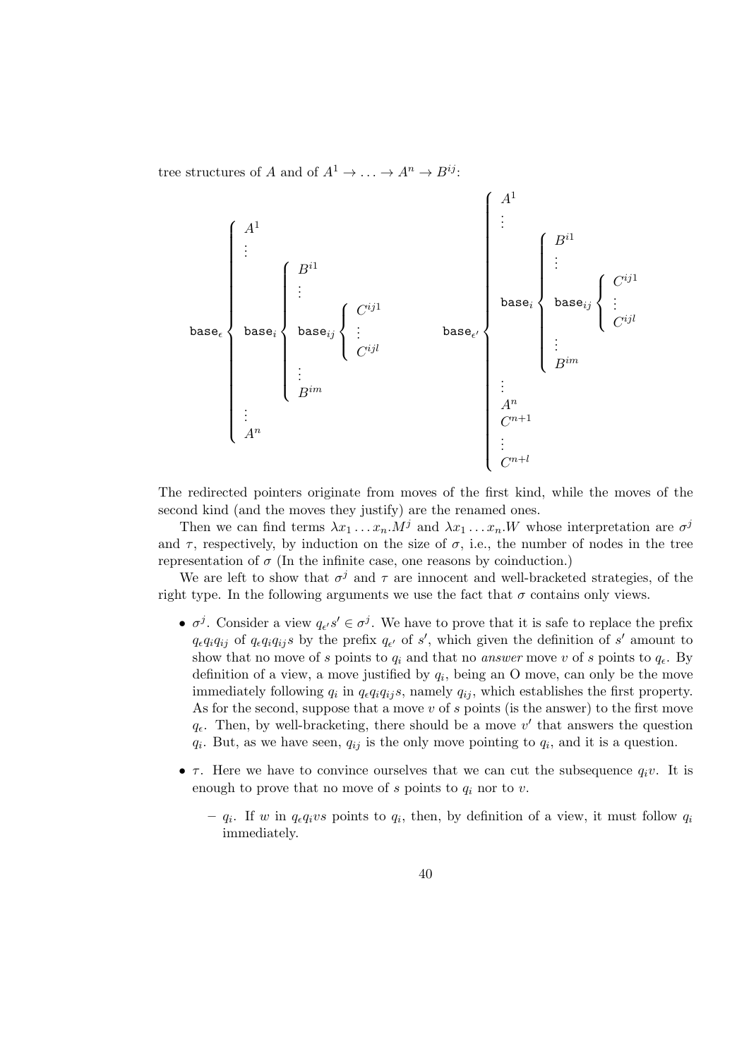tree structures of $A$ and of $A^1 \to \ldots \to A^n \to B^{ij}$:

$$
\mathtt{base}_\epsilon \left\{ \begin{array}{l} A^1 \\ \vdots \\ \mathtt{base}_i \left\{ \begin{array}{l} B^{i1} \\ \vdots \\ \mathtt{base}_{ij} \left\{ \begin{array}{l} C^{ij1} \\ \vdots \\ C^{ijl} \end{array} \right. \\ \vdots \\ B^{im} \end{array} \right. \\ \vdots \\ A^n \end{array} \right.
\qquad
\mathtt{base}_{\epsilon'} \left\{ \begin{array}{l} A^1 \\ \vdots \\ \mathtt{base}_i \left\{ \begin{array}{l} B^{i1} \\ \vdots \\ \mathtt{base}_{ij} \left\{ \begin{array}{l} C^{ij1} \\ \vdots \\ C^{ijl} \end{array} \right. \\ \vdots \\ B^{im} \end{array} \right. \\ \vdots \\ A^n \\ C^{n+1} \\ \vdots \\ C^{n+l} \end{array} \right.
$$

The redirected pointers originate from moves of the first kind, while the moves of the second kind (and the moves they justify) are the renamed ones.

Then we can find terms $\lambda x_1 \ldots x_n.M^j$ and $\lambda x_1 \ldots x_n.W$ whose interpretation are $\sigma^j$ and $\tau$, respectively, by induction on the size of $\sigma$, i.e., the number of nodes in the tree representation of $\sigma$ (In the infinite case, one reasons by coinduction.)

We are left to show that $\sigma^j$ and $\tau$ are innocent and well-bracketed strategies, of the right type. In the following arguments we use the fact that $\sigma$ contains only views.

- $\sigma^j$. Consider a view $q_{\epsilon'}s' \in \sigma^j$. We have to prove that it is safe to replace the prefix $q_\epsilon q_i q_{ij}$ of $q_\epsilon q_i q_{ij} s$ by the prefix $q_{\epsilon'}$ of $s'$, which given the definition of $s'$ amount to show that no move of $s$ points to $q_i$ and that no *answer* move $v$ of $s$ points to $q_\epsilon$. By definition of a view, a move justified by $q_i$, being an O move, can only be the move immediately following $q_i$ in $q_\epsilon q_i q_{ij} s$, namely $q_{ij}$, which establishes the first property. As for the second, suppose that a move $v$ of $s$ points (is the answer) to the first move $q_\epsilon$. Then, by well-bracketing, there should be a move $v'$ that answers the question $q_i$. But, as we have seen, $q_{ij}$ is the only move pointing to $q_i$, and it is a question.
- $\tau$. Here we have to convince ourselves that we can cut the subsequence $q_i v$. It is enough to prove that no move of $s$ points to $q_i$ nor to $v$.
  - $q_i$. If $w$ in $q_\epsilon q_i v s$ points to $q_i$, then, by definition of a view, it must follow $q_i$ immediately.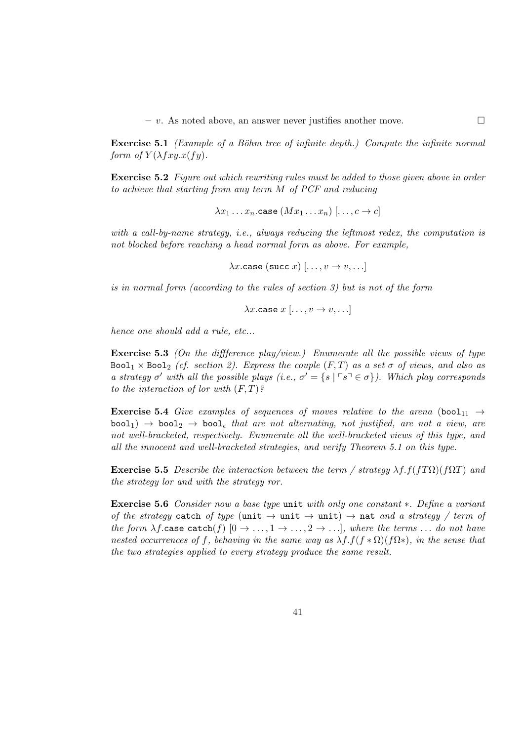– $v$. As noted above, an answer never justifies another move. $\square$

**Exercise 5.1** *(Example of a Böhm tree of infinite depth.) Compute the infinite normal form of $Y(\lambda fxy.x(fy)$.*

**Exercise 5.2** *Figure out which rewriting rules must be added to those given above in order to achieve that starting from any term $M$ of PCF and reducing*

$$\lambda x_1 \ldots x_n.\texttt{case}\ (Mx_1 \ldots x_n)\ [\ldots, c \to c]$$

*with a call-by-name strategy, i.e., always reducing the leftmost redex, the computation is not blocked before reaching a head normal form as above. For example,*

$$\lambda x.\texttt{case}\ (\texttt{succ}\ x)\ [\ldots, v \to v, \ldots]$$

*is in normal form (according to the rules of section 3) but is not of the form*

$$\lambda x.\texttt{case}\ x\ [\ldots, v \to v, \ldots]$$

*hence one should add a rule, etc...*

**Exercise 5.3** *(On the diffference play/view.) Enumerate all the possible views of type $\texttt{Bool}_1 \times \texttt{Bool}_2$ (cf. section 2). Express the couple $(F, T)$ as a set $\sigma$ of views, and also as a strategy $\sigma'$ with all the possible plays (i.e., $\sigma' = \{s \mid \ulcorner s \urcorner \in \sigma\}$). Which play corresponds to the interaction of lor with $(F, T)$?*

**Exercise 5.4** *Give examples of sequences of moves relative to the arena $(\texttt{bool}_{11} \to \texttt{bool}_1) \to \texttt{bool}_2 \to \texttt{bool}_\epsilon$ that are not alternating, not justified, are not a view, are not well-bracketed, respectively. Enumerate all the well-bracketed views of this type, and all the innocent and well-bracketed strategies, and verify Theorem 5.1 on this type.*

**Exercise 5.5** *Describe the interaction between the term / strategy $\lambda f.f(fT\Omega)(f\Omega T)$ and the strategy lor and with the strategy ror.*

**Exercise 5.6** *Consider now a base type* `unit` *with only one constant $*$. Define a variant of the strategy* `catch` *of type $(\texttt{unit} \to \texttt{unit} \to \texttt{unit}) \to \texttt{nat}$ and a strategy / term of the form $\lambda f.\texttt{case catch}(f)\ [0 \to \ldots, 1 \to \ldots, 2 \to \ldots]$, where the terms $\ldots$ do not have nested occurrences of $f$, behaving in the same way as $\lambda f.f(f * \Omega)(f\Omega *)$, in the sense that the two strategies applied to every strategy produce the same result.*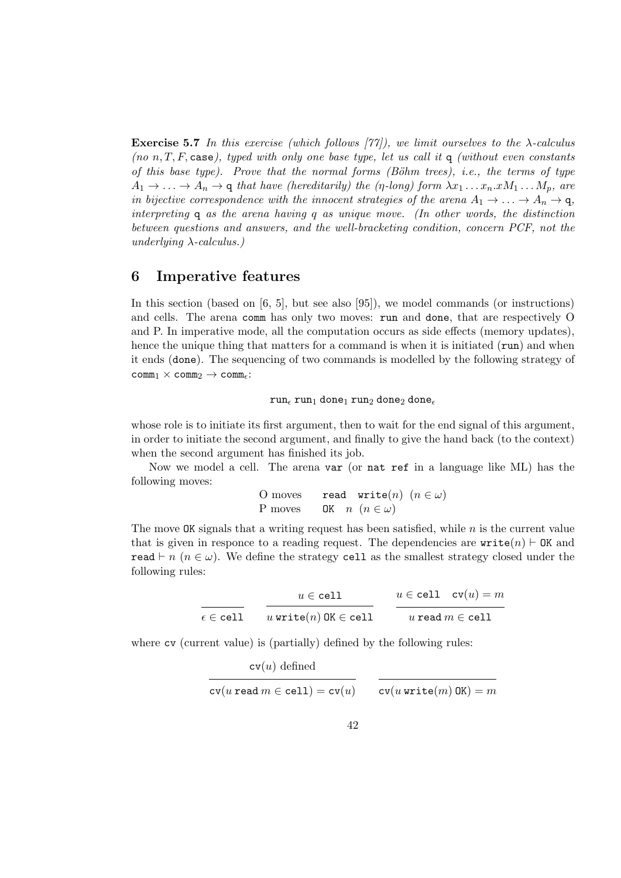**Exercise 5.7** *In this exercise (which follows [77]), we limit ourselves to the $\lambda$-calculus (no $n, T, F,$ case), typed with only one base type, let us call it* $\mathtt{q}$ *(without even constants of this base type). Prove that the normal forms (Böhm trees), i.e., the terms of type $A_1 \to \ldots \to A_n \to \mathtt{q}$ that have (hereditarily) the ($\eta$-long) form $\lambda x_1 \ldots x_n . x M_1 \ldots M_p$, are in bijective correspondence with the innocent strategies of the arena $A_1 \to \ldots \to A_n \to \mathtt{q}$, interpreting* $\mathtt{q}$ *as the arena having $q$ as unique move. (In other words, the distinction between questions and answers, and the well-bracketing condition, concern PCF, not the underlying $\lambda$-calculus.)*

# 6 Imperative features

In this section (based on [6, 5], but see also [95]), we model commands (or instructions) and cells. The arena `comm` has only two moves: `run` and `done`, that are respectively O and P. In imperative mode, all the computation occurs as side effects (memory updates), hence the unique thing that matters for a command is when it is initiated (`run`) and when it ends (`done`). The sequencing of two commands is modelled by the following strategy of $\mathtt{comm}_1 \times \mathtt{comm}_2 \to \mathtt{comm}_\epsilon$:

$$\mathtt{run}_\epsilon \; \mathtt{run}_1 \; \mathtt{done}_1 \; \mathtt{run}_2 \; \mathtt{done}_2 \; \mathtt{done}_\epsilon$$

whose role is to initiate its first argument, then to wait for the end signal of this argument, in order to initiate the second argument, and finally to give the hand back (to the context) when the second argument has finished its job.

Now we model a cell. The arena `var` (or `nat ref` in a language like ML) has the following moves:

| | |
|---|---|
| O moves | $\mathtt{read}\quad \mathtt{write}(n)\quad (n \in \omega)$ |
| P moves | $\mathtt{OK}\quad n\quad (n \in \omega)$ |

The move `OK` signals that a writing request has been satisfied, while $n$ is the current value that is given in responce to a reading request. The dependencies are $\mathtt{write}(n) \vdash \mathtt{OK}$ and $\mathtt{read} \vdash n$ $(n \in \omega)$. We define the strategy `cell` as the smallest strategy closed under the following rules:

$$\frac{}{\epsilon \in \mathtt{cell}} \qquad \frac{u \in \mathtt{cell}}{u\,\mathtt{write}(n)\,\mathtt{OK} \in \mathtt{cell}} \qquad \frac{u \in \mathtt{cell} \quad \mathtt{cv}(u) = m}{u\,\mathtt{read}\,m \in \mathtt{cell}}$$

where `cv` (current value) is (partially) defined by the following rules:

$$\frac{\mathtt{cv}(u) \text{ defined}}{\mathtt{cv}(u\,\mathtt{read}\,m \in \mathtt{cell}) = \mathtt{cv}(u)} \qquad \frac{}{\mathtt{cv}(u\,\mathtt{write}(m)\,\mathtt{OK}) = m}$$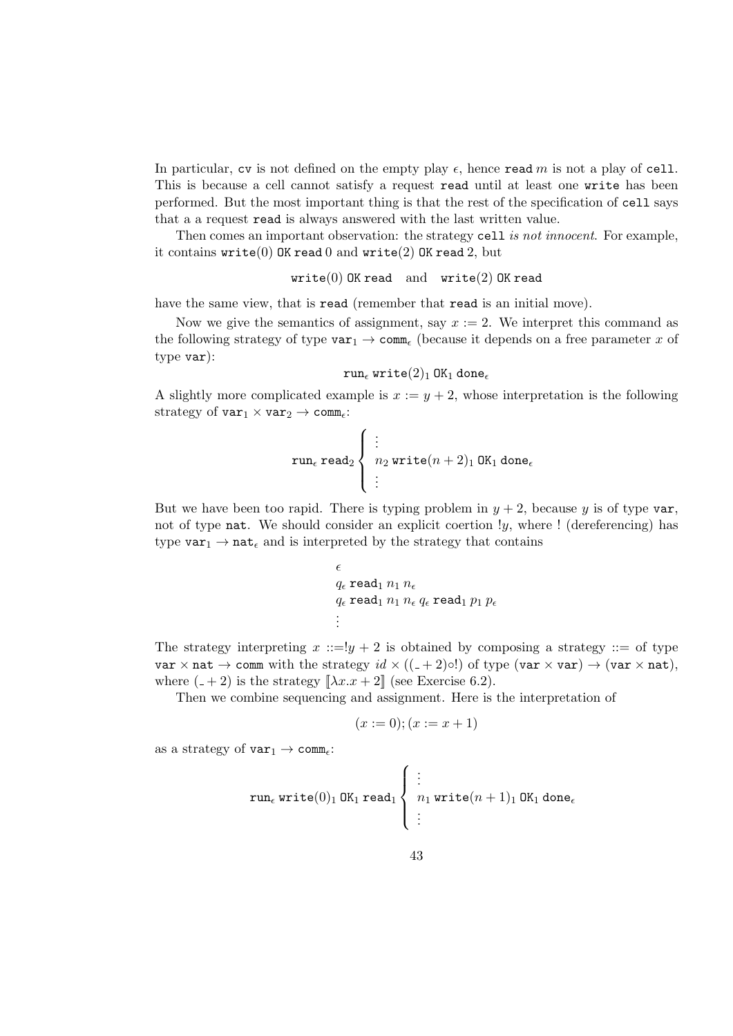In particular, $\mathtt{cv}$ is not defined on the empty play $\epsilon$, hence $\mathtt{read}\, m$ is not a play of $\mathtt{cell}$. This is because a cell cannot satisfy a request $\mathtt{read}$ until at least one $\mathtt{write}$ has been performed. But the most important thing is that the rest of the specification of $\mathtt{cell}$ says that a a request $\mathtt{read}$ is always answered with the last written value.

Then comes an important observation: the strategy $\mathtt{cell}$ *is not innocent*. For example, it contains $\mathtt{write}(0)\ \mathtt{OK}\ \mathtt{read}\ 0$ and $\mathtt{write}(2)\ \mathtt{OK}\ \mathtt{read}\ 2$, but

$$\mathtt{write}(0)\ \mathtt{OK}\ \mathtt{read} \quad \text{and} \quad \mathtt{write}(2)\ \mathtt{OK}\ \mathtt{read}$$

have the same view, that is $\mathtt{read}$ (remember that $\mathtt{read}$ is an initial move).

Now we give the semantics of assignment, say $x := 2$. We interpret this command as the following strategy of type $\mathtt{var}_1 \to \mathtt{comm}_\epsilon$ (because it depends on a free parameter $x$ of type $\mathtt{var}$):

$$\mathtt{run}_\epsilon\ \mathtt{write}(2)_1\ \mathtt{OK}_1\ \mathtt{done}_\epsilon$$

A slightly more complicated example is $x := y + 2$, whose interpretation is the following strategy of $\mathtt{var}_1 \times \mathtt{var}_2 \to \mathtt{comm}_\epsilon$:

$$\mathtt{run}_\epsilon\ \mathtt{read}_2 \begin{cases} \vdots \\ n_2\ \mathtt{write}(n+2)_1\ \mathtt{OK}_1\ \mathtt{done}_\epsilon \\ \vdots \end{cases}$$

But we have been too rapid. There is typing problem in $y + 2$, because $y$ is of type $\mathtt{var}$, not of type $\mathtt{nat}$. We should consider an explicit coertion $!y$, where $!$ (dereferencing) has type $\mathtt{var}_1 \to \mathtt{nat}_\epsilon$ and is interpreted by the strategy that contains

$$\begin{array}{l} \epsilon \\ q_\epsilon\ \mathtt{read}_1\ n_1\ n_\epsilon \\ q_\epsilon\ \mathtt{read}_1\ n_1\ n_\epsilon\ q_\epsilon\ \mathtt{read}_1\ p_1\ p_\epsilon \\ \vdots \end{array}$$

The strategy interpreting $x ::=!y + 2$ is obtained by composing a strategy $::=$ of type $\mathtt{var} \times \mathtt{nat} \to \mathtt{comm}$ with the strategy $id \times ((\_ + 2)\circ !)$ of type $(\mathtt{var} \times \mathtt{var}) \to (\mathtt{var} \times \mathtt{nat})$, where $(\_ + 2)$ is the strategy $[\![\lambda x.x + 2]\!]$ (see Exercise 6.2).

Then we combine sequencing and assignment. Here is the interpretation of

$$(x := 0); (x := x + 1)$$

as a strategy of $\mathtt{var}_1 \to \mathtt{comm}_\epsilon$:

$$\mathtt{run}_\epsilon\ \mathtt{write}(0)_1\ \mathtt{OK}_1\ \mathtt{read}_1 \begin{cases} \vdots \\ n_1\ \mathtt{write}(n+1)_1\ \mathtt{OK}_1\ \mathtt{done}_\epsilon \\ \vdots \end{cases}$$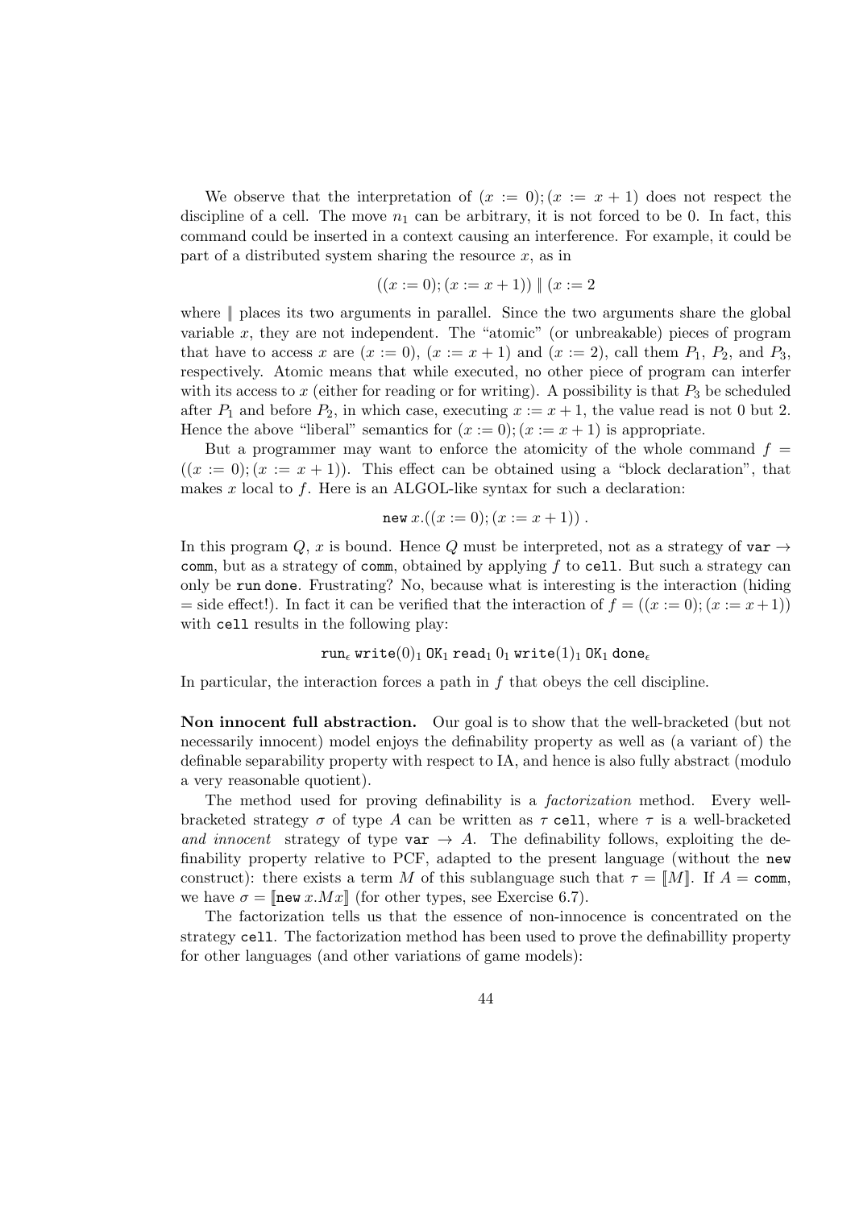We observe that the interpretation of $(x := 0); (x := x + 1)$ does not respect the discipline of a cell. The move $n_1$ can be arbitrary, it is not forced to be 0. In fact, this command could be inserted in a context causing an interference. For example, it could be part of a distributed system sharing the resource $x$, as in

$$((x := 0); (x := x + 1)) \parallel (x := 2$$

where $\parallel$ places its two arguments in parallel. Since the two arguments share the global variable $x$, they are not independent. The "atomic" (or unbreakable) pieces of program that have to access $x$ are $(x := 0)$, $(x := x + 1)$ and $(x := 2)$, call them $P_1$, $P_2$, and $P_3$, respectively. Atomic means that while executed, no other piece of program can interfer with its access to $x$ (either for reading or for writing). A possibility is that $P_3$ be scheduled after $P_1$ and before $P_2$, in which case, executing $x := x + 1$, the value read is not 0 but 2. Hence the above "liberal" semantics for $(x := 0); (x := x + 1)$ is appropriate.

But a programmer may want to enforce the atomicity of the whole command $f = ((x := 0); (x := x + 1))$. This effect can be obtained using a "block declaration", that makes $x$ local to $f$. Here is an ALGOL-like syntax for such a declaration:

$$\texttt{new}\, x.((x := 0); (x := x + 1))\ .$$

In this program $Q$, $x$ is bound. Hence $Q$ must be interpreted, not as a strategy of $\texttt{var} \to \texttt{comm}$, but as a strategy of $\texttt{comm}$, obtained by applying $f$ to $\texttt{cell}$. But such a strategy can only be $\texttt{run}\,\texttt{done}$. Frustrating? No, because what is interesting is the interaction (hiding = side effect!). In fact it can be verified that the interaction of $f = ((x := 0); (x := x+1))$ with $\texttt{cell}$ results in the following play:

$$\texttt{run}_\epsilon\ \texttt{write}(0)_1\ \texttt{OK}_1\ \texttt{read}_1\ 0_1\ \texttt{write}(1)_1\ \texttt{OK}_1\ \texttt{done}_\epsilon$$

In particular, the interaction forces a path in $f$ that obeys the cell discipline.

**Non innocent full abstraction.** Our goal is to show that the well-bracketed (but not necessarily innocent) model enjoys the definability property as well as (a variant of) the definable separability property with respect to IA, and hence is also fully abstract (modulo a very reasonable quotient).

The method used for proving definability is a *factorization* method. Every well-bracketed strategy $\sigma$ of type $A$ can be written as $\tau\ \texttt{cell}$, where $\tau$ is a well-bracketed *and innocent* strategy of type $\texttt{var} \to A$. The definability follows, exploiting the definability property relative to PCF, adapted to the present language (without the $\texttt{new}$ construct): there exists a term $M$ of this sublanguage such that $\tau = [\![M]\!]$. If $A = \texttt{comm}$, we have $\sigma = [\![\texttt{new}\, x.Mx]\!]$ (for other types, see Exercise 6.7).

The factorization tells us that the essence of non-innocence is concentrated on the strategy $\texttt{cell}$. The factorization method has been used to prove the definabillity property for other languages (and other variations of game models):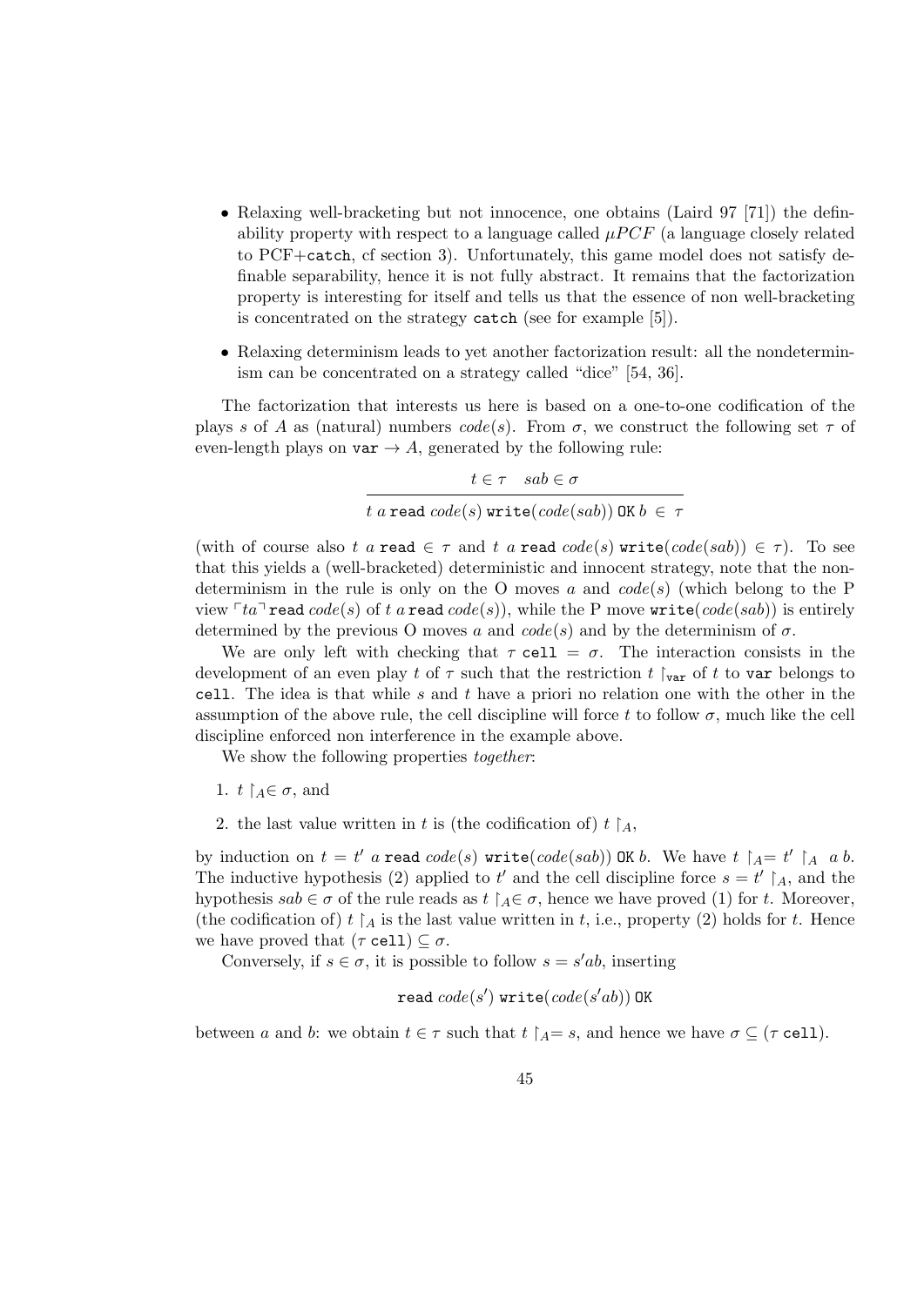- Relaxing well-bracketing but not innocence, one obtains (Laird 97 [71]) the definability property with respect to a language called $\mu PCF$ (a language closely related to PCF+`catch`, cf section 3). Unfortunately, this game model does not satisfy definable separability, hence it is not fully abstract. It remains that the factorization property is interesting for itself and tells us that the essence of non well-bracketing is concentrated on the strategy `catch` (see for example [5]).
- Relaxing determinism leads to yet another factorization result: all the nondeterminism can be concentrated on a strategy called "dice" [54, 36].

The factorization that interests us here is based on a one-to-one codification of the plays $s$ of $A$ as (natural) numbers $code(s)$. From $\sigma$, we construct the following set $\tau$ of even-length plays on $\mathtt{var} \to A$, generated by the following rule:

$$\frac{t \in \tau \quad sab \in \sigma}{t\; a\; \mathtt{read}\; code(s)\; \mathtt{write}(code(sab))\; \mathtt{OK}\; b \;\in\; \tau}$$

(with of course also $t\; a\; \mathtt{read} \in \tau$ and $t\; a\; \mathtt{read}\; code(s)\; \mathtt{write}(code(sab)) \in \tau$). To see that this yields a (well-bracketed) deterministic and innocent strategy, note that the nondeterminism in the rule is only on the O moves $a$ and $code(s)$ (which belong to the P view $\ulcorner ta \urcorner\, \mathtt{read}\; code(s)$ of $t\; a\; \mathtt{read}\; code(s)$), while the P move $\mathtt{write}(code(sab))$ is entirely determined by the previous O moves $a$ and $code(s)$ and by the determinism of $\sigma$.

We are only left with checking that $\tau\; \mathtt{cell} = \sigma$. The interaction consists in the development of an even play $t$ of $\tau$ such that the restriction $t \upharpoonright_{\mathtt{var}}$ of $t$ to $\mathtt{var}$ belongs to $\mathtt{cell}$. The idea is that while $s$ and $t$ have a priori no relation one with the other in the assumption of the above rule, the cell discipline will force $t$ to follow $\sigma$, much like the cell discipline enforced non interference in the example above.

We show the following properties *together*:

1. $t \upharpoonright_A \in \sigma$, and
2. the last value written in $t$ is (the codification of) $t \upharpoonright_A$,

by induction on $t = t'\; a\; \mathtt{read}\; code(s)\; \mathtt{write}(code(sab))\; \mathtt{OK}\; b$. We have $t \upharpoonright_A = t' \upharpoonright_A\; a\; b$. The inductive hypothesis (2) applied to $t'$ and the cell discipline force $s = t' \upharpoonright_A$, and the hypothesis $sab \in \sigma$ of the rule reads as $t \upharpoonright_A \in \sigma$, hence we have proved (1) for $t$. Moreover, (the codification of) $t \upharpoonright_A$ is the last value written in $t$, i.e., property (2) holds for $t$. Hence we have proved that $(\tau\; \mathtt{cell}) \subseteq \sigma$.

Conversely, if $s \in \sigma$, it is possible to follow $s = s'ab$, inserting

$$\mathtt{read}\; code(s')\; \mathtt{write}(code(s'ab))\; \mathtt{OK}$$

between $a$ and $b$: we obtain $t \in \tau$ such that $t \upharpoonright_A = s$, and hence we have $\sigma \subseteq (\tau\; \mathtt{cell})$.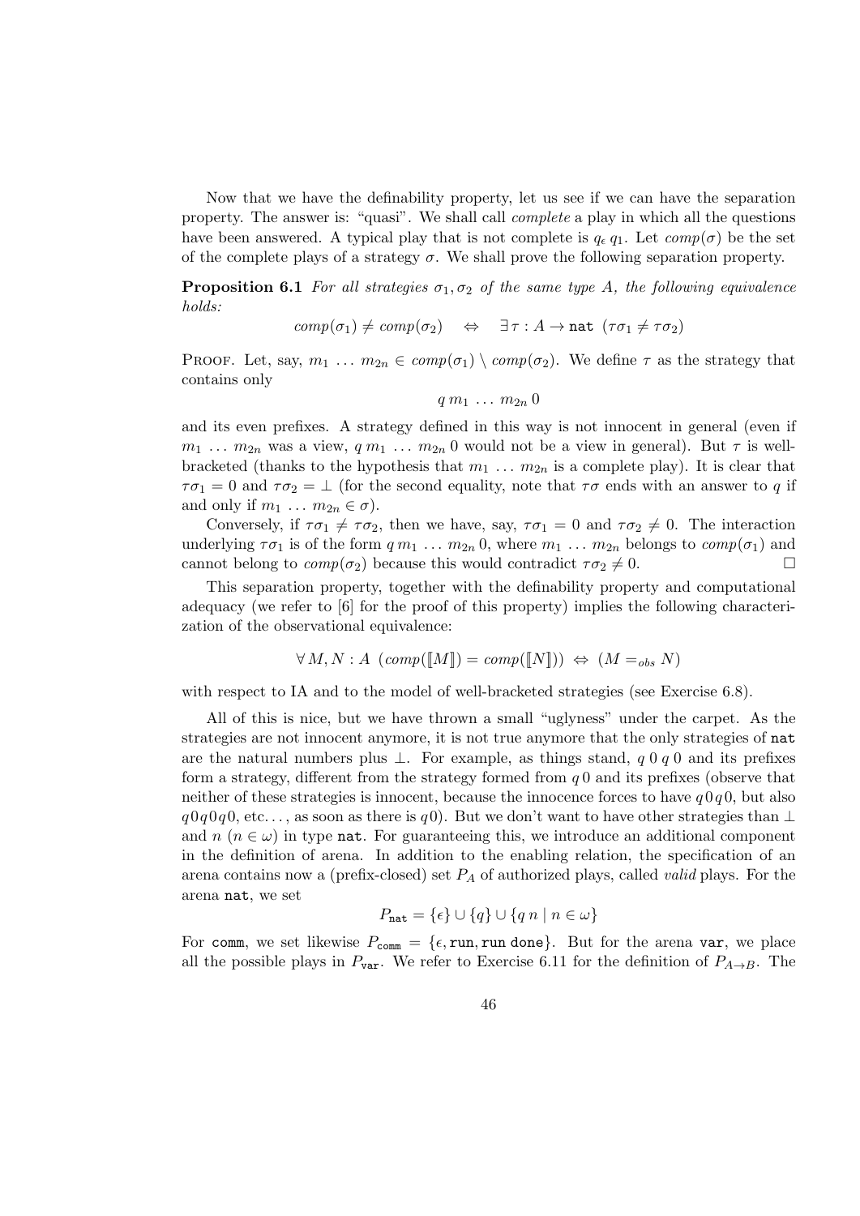Now that we have the definability property, let us see if we can have the separation property. The answer is: "quasi". We shall call *complete* a play in which all the questions have been answered. A typical play that is not complete is $q_\epsilon\, q_1$. Let $comp(\sigma)$ be the set of the complete plays of a strategy $\sigma$. We shall prove the following separation property.

**Proposition 6.1** *For all strategies $\sigma_1, \sigma_2$ of the same type $A$, the following equivalence holds:*

$$comp(\sigma_1) \neq comp(\sigma_2) \quad \Leftrightarrow \quad \exists\, \tau : A \to \texttt{nat}\ \ (\tau\sigma_1 \neq \tau\sigma_2)$$

PROOF. Let, say, $m_1\, \ldots\, m_{2n} \in comp(\sigma_1) \setminus comp(\sigma_2)$. We define $\tau$ as the strategy that contains only

$$q\, m_1\, \ldots\, m_{2n}\, 0$$

and its even prefixes. A strategy defined in this way is not innocent in general (even if $m_1\, \ldots\, m_{2n}$ was a view, $q\, m_1\, \ldots\, m_{2n}\, 0$ would not be a view in general). But $\tau$ is well-bracketed (thanks to the hypothesis that $m_1\, \ldots\, m_{2n}$ is a complete play). It is clear that $\tau\sigma_1 = 0$ and $\tau\sigma_2 = \bot$ (for the second equality, note that $\tau\sigma$ ends with an answer to $q$ if and only if $m_1\, \ldots\, m_{2n} \in \sigma$).

Conversely, if $\tau\sigma_1 \neq \tau\sigma_2$, then we have, say, $\tau\sigma_1 = 0$ and $\tau\sigma_2 \neq 0$. The interaction underlying $\tau\sigma_1$ is of the form $q\, m_1\, \ldots\, m_{2n}\, 0$, where $m_1\, \ldots\, m_{2n}$ belongs to $comp(\sigma_1)$ and cannot belong to $comp(\sigma_2)$ because this would contradict $\tau\sigma_2 \neq 0$. □

This separation property, together with the definability property and computational adequacy (we refer to [6] for the proof of this property) implies the following characterization of the observational equivalence:

$$\forall\, M, N : A\ \ (comp([\![M]\!]) = comp([\![N]\!])) \ \Leftrightarrow\ (M =_{obs} N)$$

with respect to IA and to the model of well-bracketed strategies (see Exercise 6.8).

All of this is nice, but we have thrown a small "uglyness" under the carpet. As the strategies are not innocent anymore, it is not true anymore that the only strategies of `nat` are the natural numbers plus $\bot$. For example, as things stand, $q\ 0\ q\ 0$ and its prefixes form a strategy, different from the strategy formed from $q\,0$ and its prefixes (observe that neither of these strategies is innocent, because the innocence forces to have $q\,0\,q\,0$, but also $q\,0\,q\,0\,q\,0$, etc..., as soon as there is $q\,0$). But we don't want to have other strategies than $\bot$ and $n$ ($n \in \omega$) in type `nat`. For guaranteeing this, we introduce an additional component in the definition of arena. In addition to the enabling relation, the specification of an arena contains now a (prefix-closed) set $P_A$ of authorized plays, called *valid* plays. For the arena `nat`, we set

$$P_{\texttt{nat}} = \{\epsilon\} \cup \{q\} \cup \{q\ n \mid n \in \omega\}$$

For `comm`, we set likewise $P_{\texttt{comm}} = \{\epsilon, \texttt{run}, \texttt{run done}\}$. But for the arena `var`, we place all the possible plays in $P_{\texttt{var}}$. We refer to Exercise 6.11 for the definition of $P_{A\to B}$. The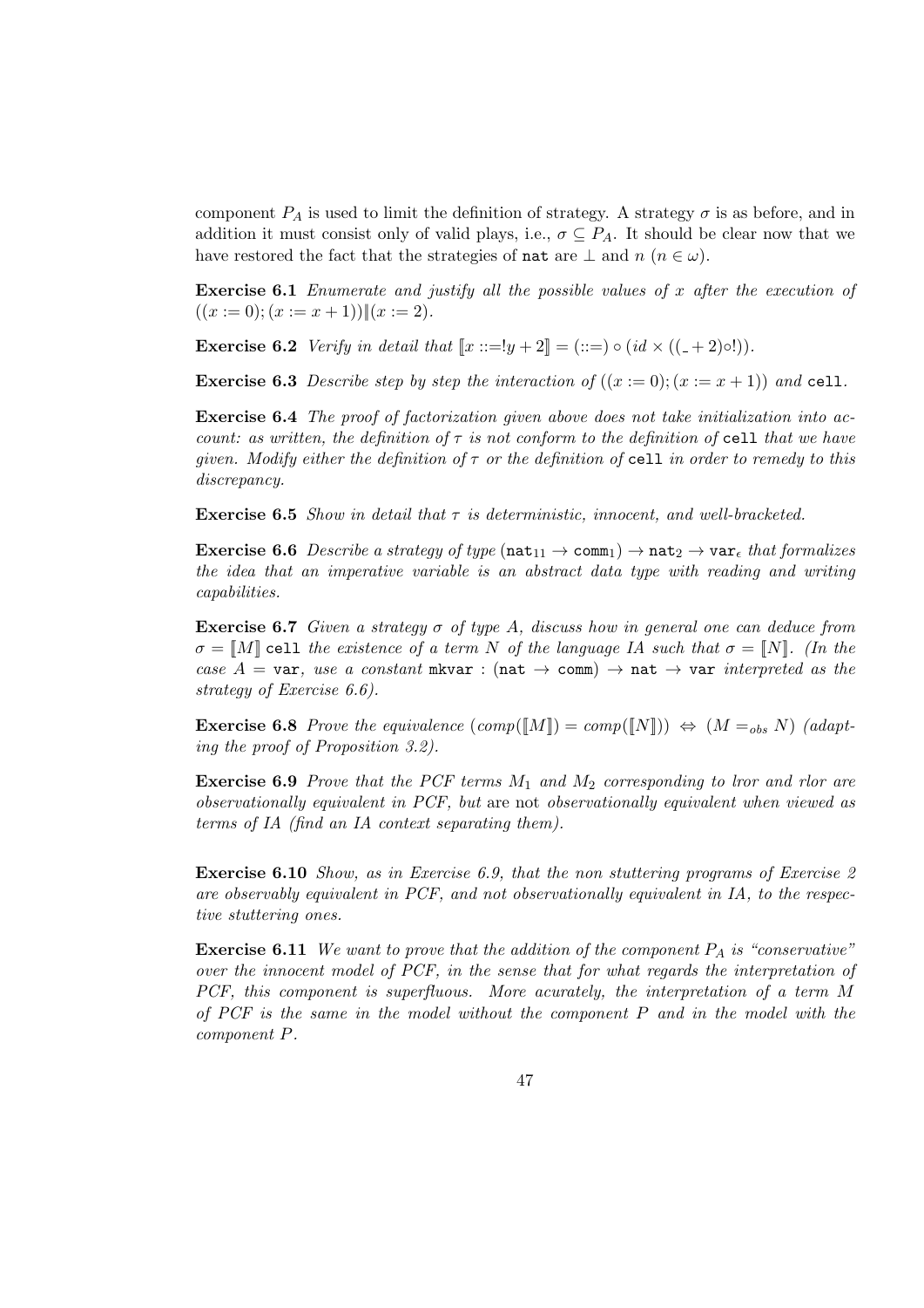component $P_A$ is used to limit the definition of strategy. A strategy $\sigma$ is as before, and in addition it must consist only of valid plays, i.e., $\sigma \subseteq P_A$. It should be clear now that we have restored the fact that the strategies of `nat` are $\bot$ and $n$ ($n \in \omega$).

**Exercise 6.1** *Enumerate and justify all the possible values of $x$ after the execution of $((x := 0); (x := x + 1)) \| (x := 2)$.*

**Exercise 6.2** *Verify in detail that $[\![x ::=!y + 2]\!] = (::=) \circ (id \times ((\_ + 2)\circ !))$.*

**Exercise 6.3** *Describe step by step the interaction of $((x := 0); (x := x + 1))$ and* `cell`*.*

**Exercise 6.4** *The proof of factorization given above does not take initialization into account: as written, the definition of $\tau$ is not conform to the definition of* `cell` *that we have given. Modify either the definition of $\tau$ or the definition of* `cell` *in order to remedy to this discrepancy.*

**Exercise 6.5** *Show in detail that $\tau$ is deterministic, innocent, and well-bracketed.*

**Exercise 6.6** *Describe a strategy of type $(\mathtt{nat}_{11} \to \mathtt{comm}_1) \to \mathtt{nat}_2 \to \mathtt{var}_\epsilon$ that formalizes the idea that an imperative variable is an abstract data type with reading and writing capabilities.*

**Exercise 6.7** *Given a strategy $\sigma$ of type $A$, discuss how in general one can deduce from $\sigma = [\![M]\!]$* `cell` *the existence of a term $N$ of the language IA such that $\sigma = [\![N]\!]$. (In the case $A =$* `var`*, use a constant* `mkvar` *: $(\mathtt{nat} \to \mathtt{comm}) \to \mathtt{nat} \to \mathtt{var}$ interpreted as the strategy of Exercise 6.6).*

**Exercise 6.8** *Prove the equivalence $(comp([\![M]\!]) = comp([\![N]\!])) \Leftrightarrow (M =_{obs} N)$ (adapting the proof of Proposition 3.2).*

**Exercise 6.9** *Prove that the PCF terms $M_1$ and $M_2$ corresponding to lror and rlor are observationally equivalent in PCF, but* are not *observationally equivalent when viewed as terms of IA (find an IA context separating them).*

**Exercise 6.10** *Show, as in Exercise 6.9, that the non stuttering programs of Exercise 2 are observably equivalent in PCF, and not observationally equivalent in IA, to the respective stuttering ones.*

**Exercise 6.11** *We want to prove that the addition of the component $P_A$ is "conservative" over the innocent model of PCF, in the sense that for what regards the interpretation of PCF, this component is superfluous. More acurately, the interpretation of a term $M$ of PCF is the same in the model without the component $P$ and in the model with the component $P$.*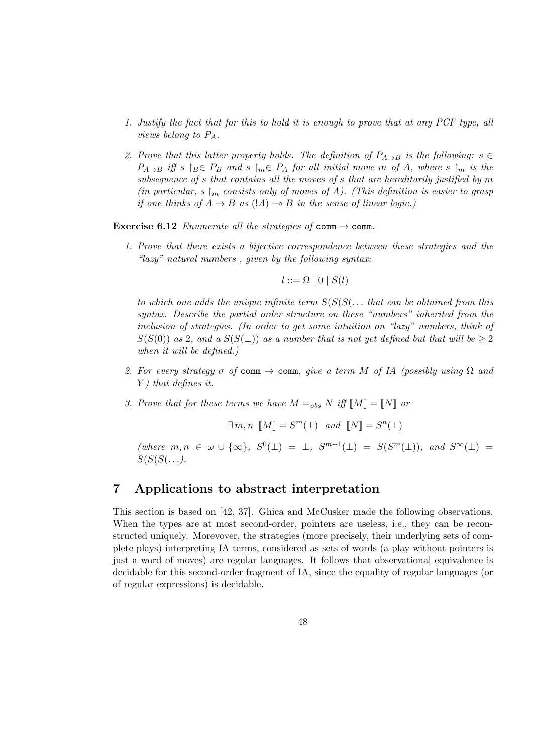1. *Justify the fact that for this to hold it is enough to prove that at any PCF type, all views belong to $P_A$.*

2. *Prove that this latter property holds. The definition of $P_{A\to B}$ is the following: $s \in P_{A\to B}$ iff $s \upharpoonright_B \in P_B$ and $s \upharpoonright_m \in P_A$ for all initial move $m$ of $A$, where $s \upharpoonright_m$ is the subsequence of $s$ that contains all the moves of $s$ that are hereditarily justified by $m$ (in particular, $s \upharpoonright_m$ consists only of moves of $A$). (This definition is easier to grasp if one thinks of $A \to B$ as $(!A) \multimap B$ in the sense of linear logic.)*

**Exercise 6.12** *Enumerate all the strategies of* `comm` $\to$ `comm`*.*

1. *Prove that there exists a bijective correspondence between these strategies and the "lazy" natural numbers , given by the following syntax:*

$$l ::= \Omega \mid 0 \mid S(l)$$

*to which one adds the unique infinite term $S(S(S(\ldots$ that can be obtained from this syntax. Describe the partial order structure on these "numbers" inherited from the inclusion of strategies. (In order to get some intuition on "lazy" numbers, think of $S(S(0))$ as 2, and a $S(S(\bot))$ as a number that is not yet defined but that will be $\geq 2$ when it will be defined.)*

2. *For every strategy $\sigma$ of* `comm` $\to$ `comm`*, give a term $M$ of IA (possibly using $\Omega$ and $Y$) that defines it.*

3. *Prove that for these terms we have $M =_{obs} N$ iff $[\![M]\!] = [\![N]\!]$ or*

$$\exists\, m, n \;\; [\![M]\!] = S^m(\bot) \;\; \text{and} \;\; [\![N]\!] = S^n(\bot)$$

*(where $m, n \in \omega \cup \{\infty\}$, $S^0(\bot) = \bot$, $S^{m+1}(\bot) = S(S^m(\bot))$, and $S^\infty(\bot) = S(S(S(\ldots)$.*

# 7 Applications to abstract interpretation

This section is based on [42, 37]. Ghica and McCusker made the following observations. When the types are at most second-order, pointers are useless, i.e., they can be reconstructed uniquely. Morevover, the strategies (more precisely, their underlying sets of complete plays) interpreting IA terms, considered as sets of words (a play without pointers is just a word of moves) are regular languages. It follows that observational equivalence is decidable for this second-order fragment of IA, since the equality of regular languages (or of regular expressions) is decidable.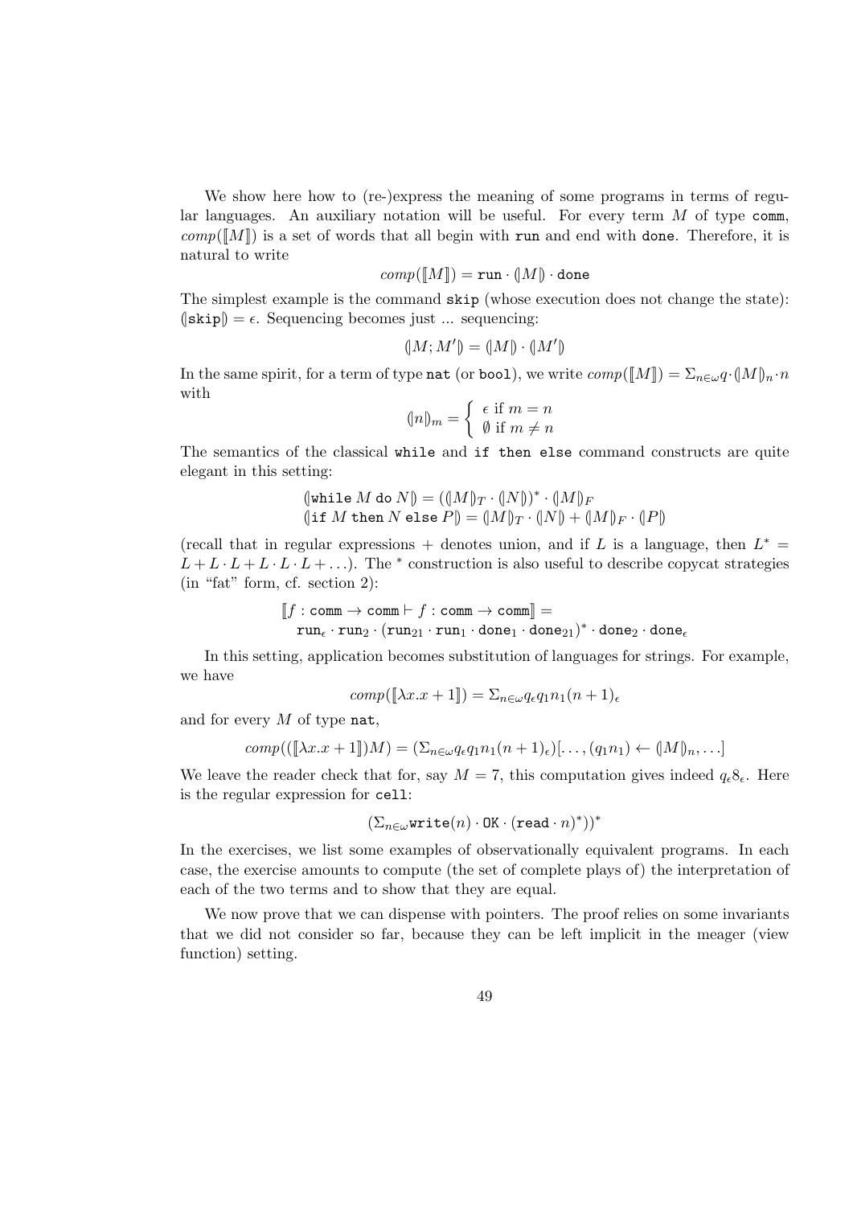We show here how to (re-)express the meaning of some programs in terms of regular languages. An auxiliary notation will be useful. For every term $M$ of type `comm`, $comp([\![M]\!])$ is a set of words that all begin with `run` and end with `done`. Therefore, it is natural to write

$$comp([\![M]\!]) = \texttt{run} \cdot (\!|M|\!) \cdot \texttt{done}$$

The simplest example is the command `skip` (whose execution does not change the state): $(\!|\texttt{skip}|\!) = \epsilon$. Sequencing becomes just ... sequencing:

$$(\!|M; M'|\!) = (\!|M|\!) \cdot (\!|M'|\!)$$

In the same spirit, for a term of type `nat` (or `bool`), we write $comp([\![M]\!]) = \Sigma_{n\in\omega} q \cdot (\!|M|\!)_n \cdot n$ with

$$(\!|n|\!)_m = \begin{cases} \epsilon \text{ if } m = n \\ \emptyset \text{ if } m \neq n \end{cases}$$

The semantics of the classical `while` and `if then else` command constructs are quite elegant in this setting:

$$\begin{array}{l} (\!|\texttt{while}\ M\ \texttt{do}\ N|\!) = ((\!|M|\!)_T \cdot (\!|N|\!))^* \cdot (\!|M|\!)_F \\ (\!|\texttt{if}\ M\ \texttt{then}\ N\ \texttt{else}\ P|\!) = (\!|M|\!)_T \cdot (\!|N|\!) + (\!|M|\!)_F \cdot (\!|P|\!) \end{array}$$

(recall that in regular expressions + denotes union, and if $L$ is a language, then $L^* = L + L \cdot L + L \cdot L \cdot L + \ldots$). The $^*$ construction is also useful to describe copycat strategies (in "fat" form, cf. section 2):

$$\begin{array}{l} [\![f : \texttt{comm} \to \texttt{comm} \vdash f : \texttt{comm} \to \texttt{comm}]\!] = \\ \texttt{run}_\epsilon \cdot \texttt{run}_2 \cdot (\texttt{run}_{21} \cdot \texttt{run}_1 \cdot \texttt{done}_1 \cdot \texttt{done}_{21})^* \cdot \texttt{done}_2 \cdot \texttt{done}_\epsilon \end{array}$$

In this setting, application becomes substitution of languages for strings. For example, we have

$$comp([\![\lambda x.x + 1]\!]) = \Sigma_{n\in\omega} q_\epsilon q_1 n_1 (n+1)_\epsilon$$

and for every $M$ of type `nat`,

$$comp(([\![\lambda x.x + 1]\!])M) = (\Sigma_{n\in\omega} q_\epsilon q_1 n_1 (n+1)_\epsilon)[\ldots, (q_1 n_1) \leftarrow (\!|M|\!)_n, \ldots]$$

We leave the reader check that for, say $M = 7$, this computation gives indeed $q_\epsilon 8_\epsilon$. Here is the regular expression for `cell`:

$$(\Sigma_{n\in\omega} \texttt{write}(n) \cdot \texttt{OK} \cdot (\texttt{read} \cdot n)^*))^*$$

In the exercises, we list some examples of observationally equivalent programs. In each case, the exercise amounts to compute (the set of complete plays of) the interpretation of each of the two terms and to show that they are equal.

We now prove that we can dispense with pointers. The proof relies on some invariants that we did not consider so far, because they can be left implicit in the meager (view function) setting.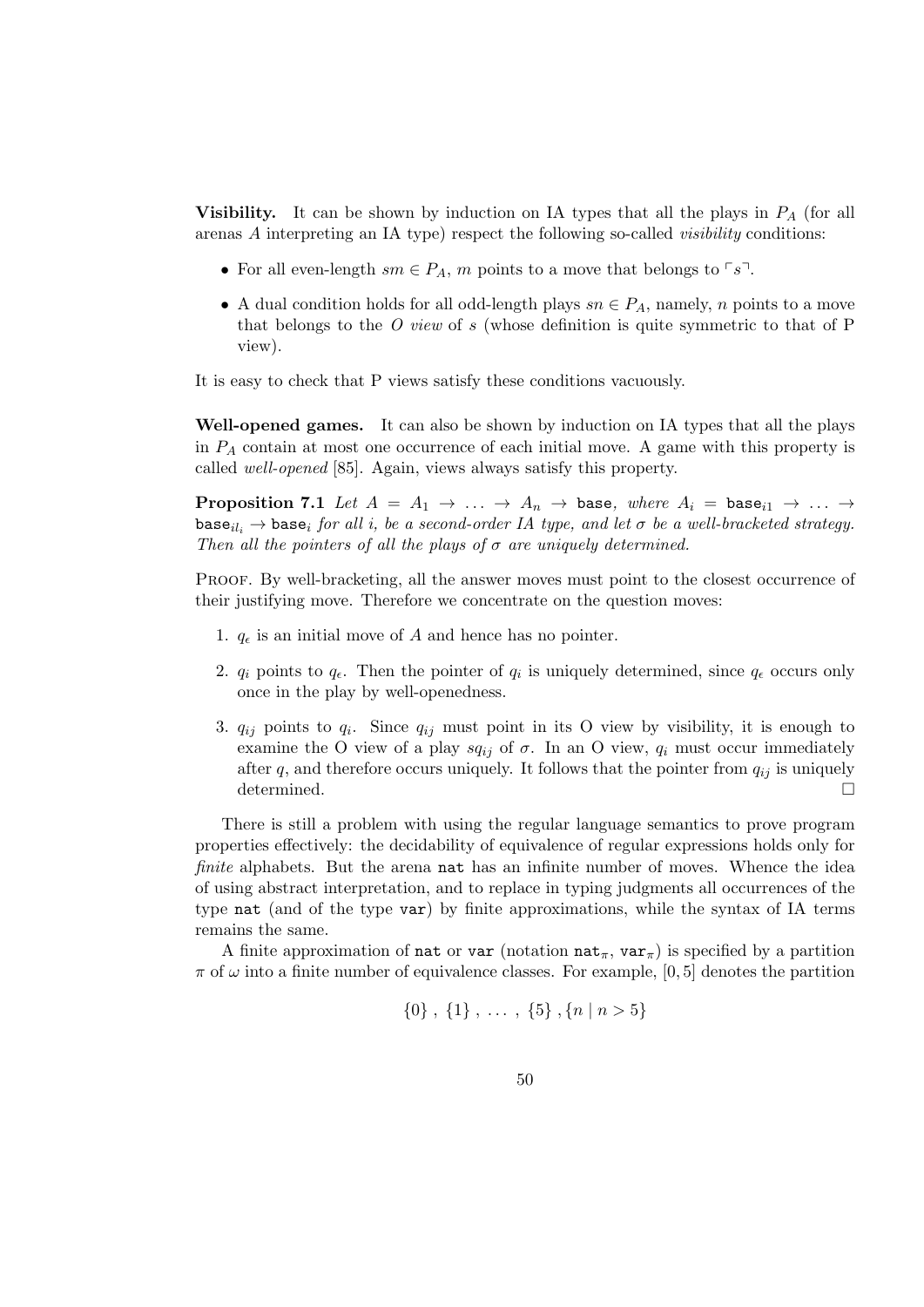**Visibility.** It can be shown by induction on IA types that all the plays in $P_A$ (for all arenas $A$ interpreting an IA type) respect the following so-called *visibility* conditions:

- For all even-length $sm \in P_A$, $m$ points to a move that belongs to $\ulcorner s \urcorner$.
- A dual condition holds for all odd-length plays $sn \in P_A$, namely, $n$ points to a move that belongs to the *O view* of $s$ (whose definition is quite symmetric to that of P view).

It is easy to check that P views satisfy these conditions vacuously.

**Well-opened games.** It can also be shown by induction on IA types that all the plays in $P_A$ contain at most one occurrence of each initial move. A game with this property is called *well-opened* [85]. Again, views always satisfy this property.

**Proposition 7.1** *Let $A = A_1 \to \ldots \to A_n \to \mathtt{base}$, where $A_i = \mathtt{base}_{i1} \to \ldots \to \mathtt{base}_{il_i} \to \mathtt{base}_i$ for all $i$, be a second-order IA type, and let $\sigma$ be a well-bracketed strategy. Then all the pointers of all the plays of $\sigma$ are uniquely determined.*

Proof. By well-bracketing, all the answer moves must point to the closest occurrence of their justifying move. Therefore we concentrate on the question moves:

1. $q_\epsilon$ is an initial move of $A$ and hence has no pointer.
2. $q_i$ points to $q_\epsilon$. Then the pointer of $q_i$ is uniquely determined, since $q_\epsilon$ occurs only once in the play by well-openedness.
3. $q_{ij}$ points to $q_i$. Since $q_{ij}$ must point in its O view by visibility, it is enough to examine the O view of a play $sq_{ij}$ of $\sigma$. In an O view, $q_i$ must occur immediately after $q$, and therefore occurs uniquely. It follows that the pointer from $q_{ij}$ is uniquely determined. □

There is still a problem with using the regular language semantics to prove program properties effectively: the decidability of equivalence of regular expressions holds only for *finite* alphabets. But the arena `nat` has an infinite number of moves. Whence the idea of using abstract interpretation, and to replace in typing judgments all occurrences of the type `nat` (and of the type `var`) by finite approximations, while the syntax of IA terms remains the same.

A finite approximation of `nat` or `var` (notation $\mathtt{nat}_\pi$, $\mathtt{var}_\pi$) is specified by a partition $\pi$ of $\omega$ into a finite number of equivalence classes. For example, $[0, 5]$ denotes the partition

$$\{0\}\ ,\ \{1\}\ ,\ \ldots\ ,\ \{5\}\ ,\{n \mid n > 5\}$$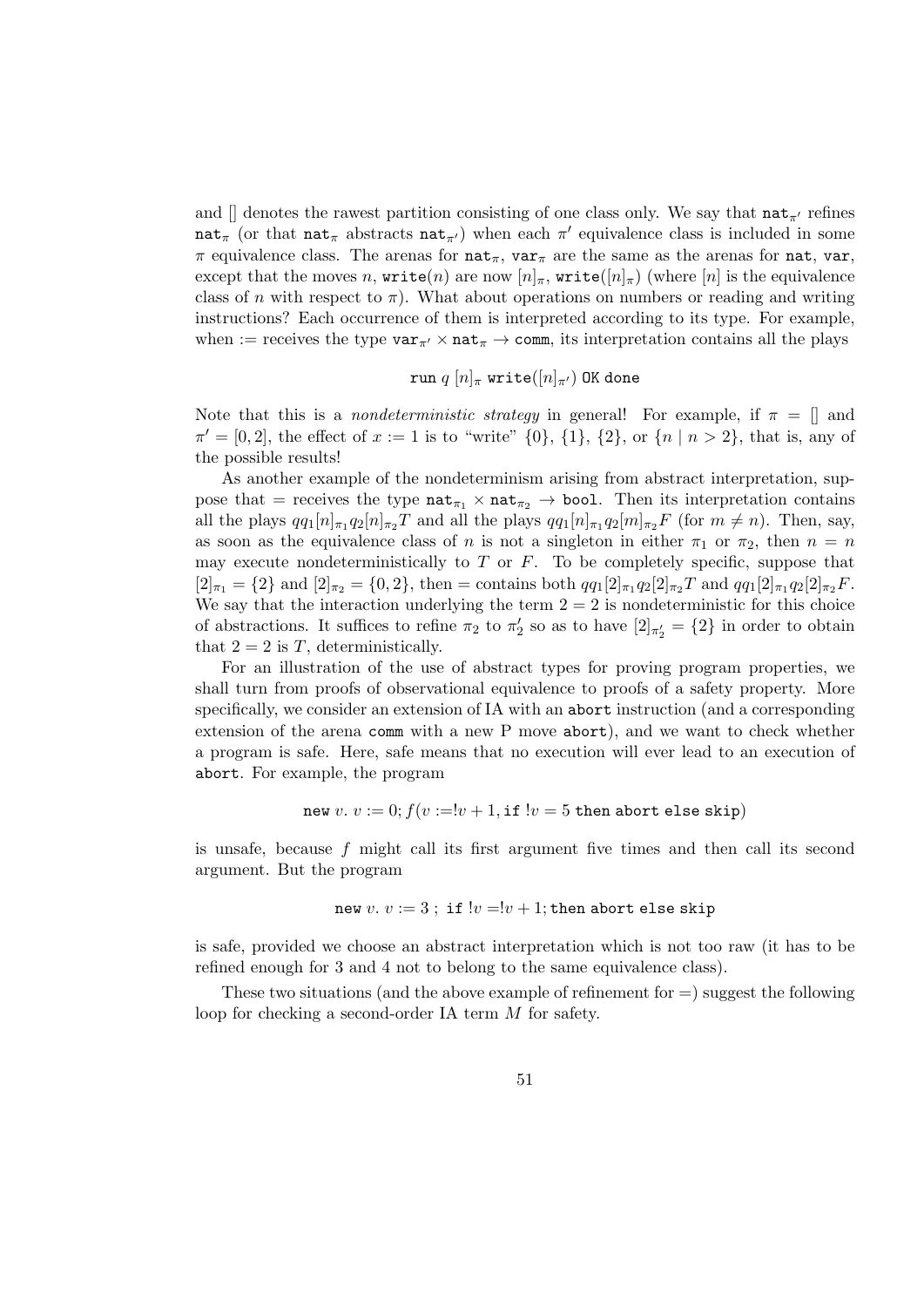and [] denotes the rawest partition consisting of one class only. We say that $\mathtt{nat}_{\pi'}$ refines $\mathtt{nat}_{\pi}$ (or that $\mathtt{nat}_{\pi}$ abstracts $\mathtt{nat}_{\pi'}$) when each $\pi'$ equivalence class is included in some $\pi$ equivalence class. The arenas for $\mathtt{nat}_{\pi}$, $\mathtt{var}_{\pi}$ are the same as the arenas for $\mathtt{nat}$, $\mathtt{var}$, except that the moves $n$, $\mathtt{write}(n)$ are now $[n]_{\pi}$, $\mathtt{write}([n]_{\pi})$ (where $[n]$ is the equivalence class of $n$ with respect to $\pi$). What about operations on numbers or reading and writing instructions? Each occurrence of them is interpreted according to its type. For example, when $:=$ receives the type $\mathtt{var}_{\pi'} \times \mathtt{nat}_{\pi} \to \mathtt{comm}$, its interpretation contains all the plays

$$\mathtt{run}\ q\ [n]_{\pi}\ \mathtt{write}([n]_{\pi'})\ \mathtt{OK}\ \mathtt{done}$$

Note that this is a *nondeterministic strategy* in general! For example, if $\pi = []$ and $\pi' = [0, 2]$, the effect of $x := 1$ is to "write" $\{0\}$, $\{1\}$, $\{2\}$, or $\{n \mid n > 2\}$, that is, any of the possible results!

As another example of the nondeterminism arising from abstract interpretation, suppose that $=$ receives the type $\mathtt{nat}_{\pi_1} \times \mathtt{nat}_{\pi_2} \to \mathtt{bool}$. Then its interpretation contains all the plays $qq_1[n]_{\pi_1}q_2[n]_{\pi_2}T$ and all the plays $qq_1[n]_{\pi_1}q_2[m]_{\pi_2}F$ (for $m \neq n$). Then, say, as soon as the equivalence class of $n$ is not a singleton in either $\pi_1$ or $\pi_2$, then $n = n$ may execute nondeterministically to $T$ or $F$. To be completely specific, suppose that $[2]_{\pi_1} = \{2\}$ and $[2]_{\pi_2} = \{0, 2\}$, then $=$ contains both $qq_1[2]_{\pi_1}q_2[2]_{\pi_2}T$ and $qq_1[2]_{\pi_1}q_2[2]_{\pi_2}F$. We say that the interaction underlying the term $2 = 2$ is nondeterministic for this choice of abstractions. It suffices to refine $\pi_2$ to $\pi_2'$ so as to have $[2]_{\pi_2'} = \{2\}$ in order to obtain that $2 = 2$ is $T$, deterministically.

For an illustration of the use of abstract types for proving program properties, we shall turn from proofs of observational equivalence to proofs of a safety property. More specifically, we consider an extension of IA with an `abort` instruction (and a corresponding extension of the arena `comm` with a new P move `abort`), and we want to check whether a program is safe. Here, safe means that no execution will ever lead to an execution of `abort`. For example, the program

$$\mathtt{new}\ v.\ v := 0; f(v := !v + 1, \mathtt{if}\ !v = 5\ \mathtt{then}\ \mathtt{abort}\ \mathtt{else}\ \mathtt{skip})$$

is unsafe, because $f$ might call its first argument five times and then call its second argument. But the program

$$\mathtt{new}\ v.\ v := 3\ ;\ \mathtt{if}\ !v = !v + 1; \mathtt{then}\ \mathtt{abort}\ \mathtt{else}\ \mathtt{skip}$$

is safe, provided we choose an abstract interpretation which is not too raw (it has to be refined enough for 3 and 4 not to belong to the same equivalence class).

These two situations (and the above example of refinement for $=$) suggest the following loop for checking a second-order IA term $M$ for safety.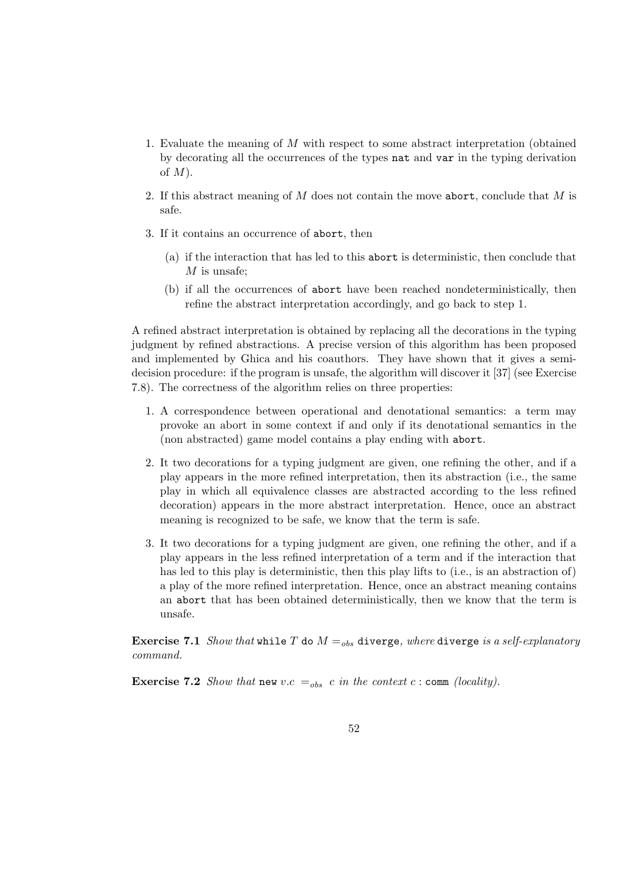1. Evaluate the meaning of $M$ with respect to some abstract interpretation (obtained by decorating all the occurrences of the types `nat` and `var` in the typing derivation of $M$).

2. If this abstract meaning of $M$ does not contain the move `abort`, conclude that $M$ is safe.

3. If it contains an occurrence of `abort`, then

   (a) if the interaction that has led to this `abort` is deterministic, then conclude that $M$ is unsafe;

   (b) if all the occurrences of `abort` have been reached nondeterministically, then refine the abstract interpretation accordingly, and go back to step 1.

A refined abstract interpretation is obtained by replacing all the decorations in the typing judgment by refined abstractions. A precise version of this algorithm has been proposed and implemented by Ghica and his coauthors. They have shown that it gives a semi-decision procedure: if the program is unsafe, the algorithm will discover it [37] (see Exercise 7.8). The correctness of the algorithm relies on three properties:

1. A correspondence between operational and denotational semantics: a term may provoke an abort in some context if and only if its denotational semantics in the (non abstracted) game model contains a play ending with `abort`.

2. It two decorations for a typing judgment are given, one refining the other, and if a play appears in the more refined interpretation, then its abstraction (i.e., the same play in which all equivalence classes are abstracted according to the less refined decoration) appears in the more abstract interpretation. Hence, once an abstract meaning is recognized to be safe, we know that the term is safe.

3. It two decorations for a typing judgment are given, one refining the other, and if a play appears in the less refined interpretation of a term and if the interaction that has led to this play is deterministic, then this play lifts to (i.e., is an abstraction of) a play of the more refined interpretation. Hence, once an abstract meaning contains an `abort` that has been obtained deterministically, then we know that the term is unsafe.

**Exercise 7.1** *Show that* `while` $T$ `do` $M =_{obs}$ `diverge`*, where* `diverge` *is a self-explanatory command.*

**Exercise 7.2** *Show that* `new` $v.c \ =_{obs} \ c$ *in the context* $c : \texttt{comm}$ *(locality).*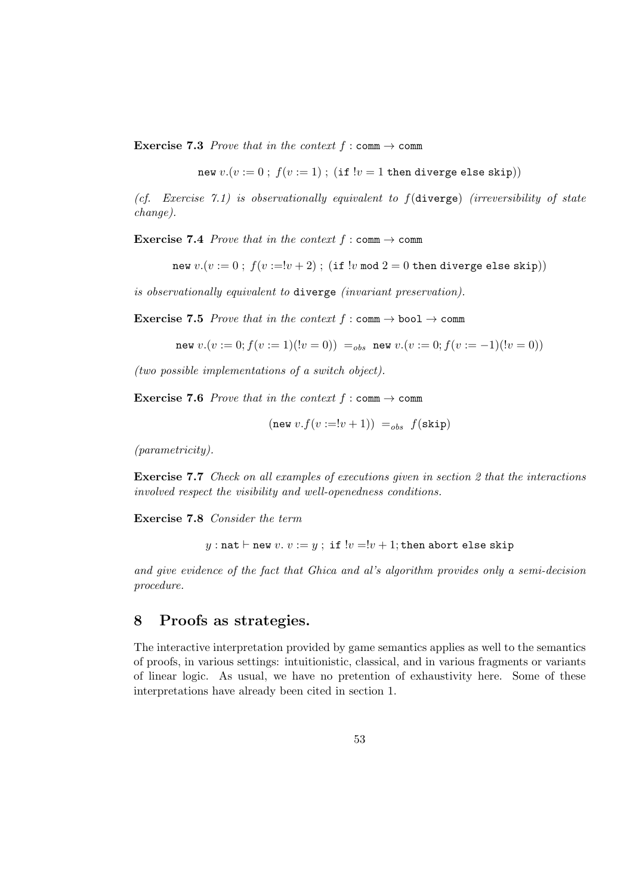**Exercise 7.3** *Prove that in the context* $f : \texttt{comm} \to \texttt{comm}$

$$\texttt{new}\ v.(v := 0\ ;\ f(v := 1)\ ;\ (\texttt{if}\ !v = 1\ \texttt{then diverge else skip}))$$

*(cf. Exercise 7.1) is observationally equivalent to* $f(\texttt{diverge})$ *(irreversibility of state change).*

**Exercise 7.4** *Prove that in the context* $f : \texttt{comm} \to \texttt{comm}$

$$\texttt{new}\ v.(v := 0\ ;\ f(v :=!v + 2)\ ;\ (\texttt{if}\ !v\ \texttt{mod}\ 2 = 0\ \texttt{then diverge else skip}))$$

*is observationally equivalent to* `diverge` *(invariant preservation).*

**Exercise 7.5** *Prove that in the context* $f : \texttt{comm} \to \texttt{bool} \to \texttt{comm}$

$$\texttt{new}\ v.(v := 0; f(v := 1)(!v = 0))\ =_{obs}\ \texttt{new}\ v.(v := 0; f(v := -1)(!v = 0))$$

*(two possible implementations of a switch object).*

**Exercise 7.6** *Prove that in the context* $f : \texttt{comm} \to \texttt{comm}$

$$(\texttt{new}\ v.f(v :=!v + 1))\ =_{obs}\ f(\texttt{skip})$$

*(parametricity).*

**Exercise 7.7** *Check on all examples of executions given in section 2 that the interactions involved respect the visibility and well-openedness conditions.*

**Exercise 7.8** *Consider the term*

$$y : \texttt{nat} \vdash \texttt{new}\ v.\ v := y\ ;\ \texttt{if}\ !v =!v + 1; \texttt{then abort else skip}$$

*and give evidence of the fact that Ghica and al's algorithm provides only a semi-decision procedure.*

## 8 Proofs as strategies.

The interactive interpretation provided by game semantics applies as well to the semantics of proofs, in various settings: intuitionistic, classical, and in various fragments or variants of linear logic. As usual, we have no pretention of exhaustivity here. Some of these interpretations have already been cited in section 1.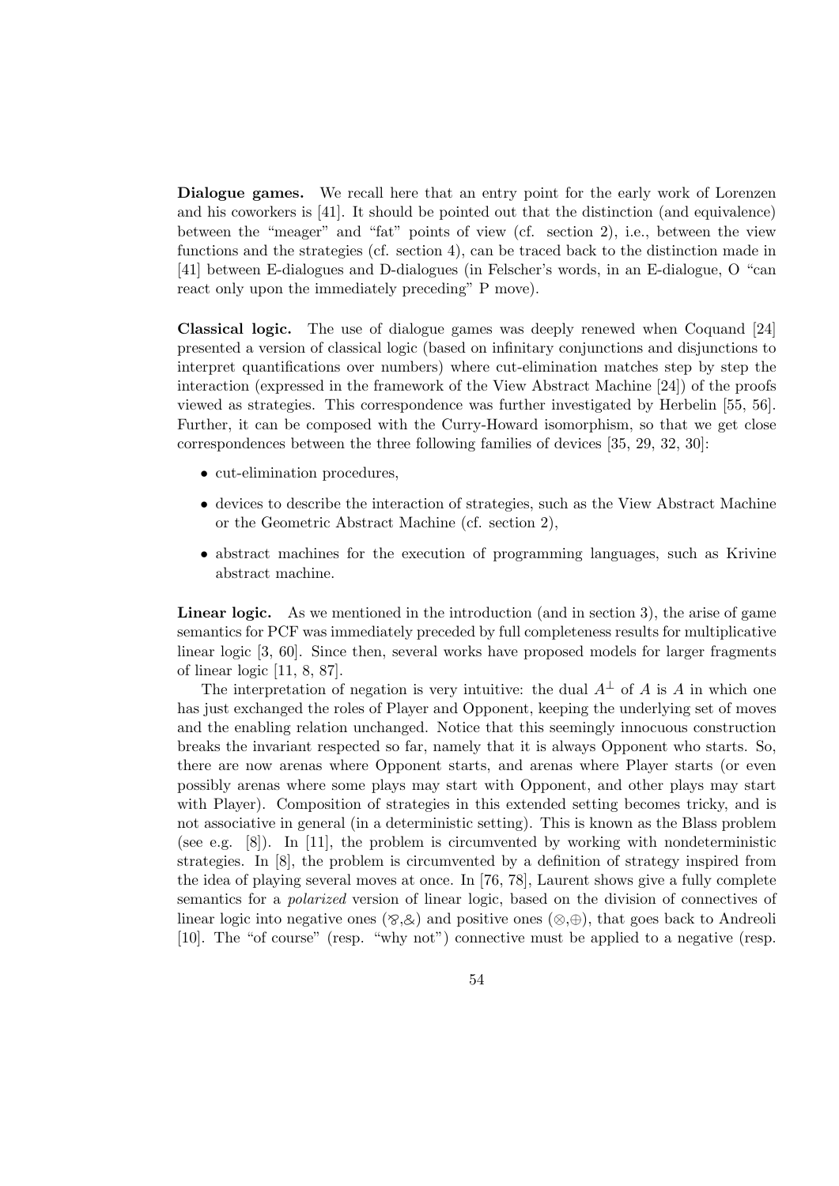**Dialogue games.** We recall here that an entry point for the early work of Lorenzen and his coworkers is [41]. It should be pointed out that the distinction (and equivalence) between the "meager" and "fat" points of view (cf. section 2), i.e., between the view functions and the strategies (cf. section 4), can be traced back to the distinction made in [41] between E-dialogues and D-dialogues (in Felscher's words, in an E-dialogue, O "can react only upon the immediately preceding" P move).

**Classical logic.** The use of dialogue games was deeply renewed when Coquand [24] presented a version of classical logic (based on infinitary conjunctions and disjunctions to interpret quantifications over numbers) where cut-elimination matches step by step the interaction (expressed in the framework of the View Abstract Machine [24]) of the proofs viewed as strategies. This correspondence was further investigated by Herbelin [55, 56]. Further, it can be composed with the Curry-Howard isomorphism, so that we get close correspondences between the three following families of devices [35, 29, 32, 30]:

- cut-elimination procedures,
- devices to describe the interaction of strategies, such as the View Abstract Machine or the Geometric Abstract Machine (cf. section 2),
- abstract machines for the execution of programming languages, such as Krivine abstract machine.

**Linear logic.** As we mentioned in the introduction (and in section 3), the arise of game semantics for PCF was immediately preceded by full completeness results for multiplicative linear logic [3, 60]. Since then, several works have proposed models for larger fragments of linear logic [11, 8, 87].

The interpretation of negation is very intuitive: the dual $A^{\perp}$ of $A$ is $A$ in which one has just exchanged the roles of Player and Opponent, keeping the underlying set of moves and the enabling relation unchanged. Notice that this seemingly innocuous construction breaks the invariant respected so far, namely that it is always Opponent who starts. So, there are now arenas where Opponent starts, and arenas where Player starts (or even possibly arenas where some plays may start with Opponent, and other plays may start with Player). Composition of strategies in this extended setting becomes tricky, and is not associative in general (in a deterministic setting). This is known as the Blass problem (see e.g. [8]). In [11], the problem is circumvented by working with nondeterministic strategies. In [8], the problem is circumvented by a definition of strategy inspired from the idea of playing several moves at once. In [76, 78], Laurent shows give a fully complete semantics for a *polarized* version of linear logic, based on the division of connectives of linear logic into negative ones ($⅋$,$\&$) and positive ones ($\otimes$,$\oplus$), that goes back to Andreoli [10]. The "of course" (resp. "why not") connective must be applied to a negative (resp.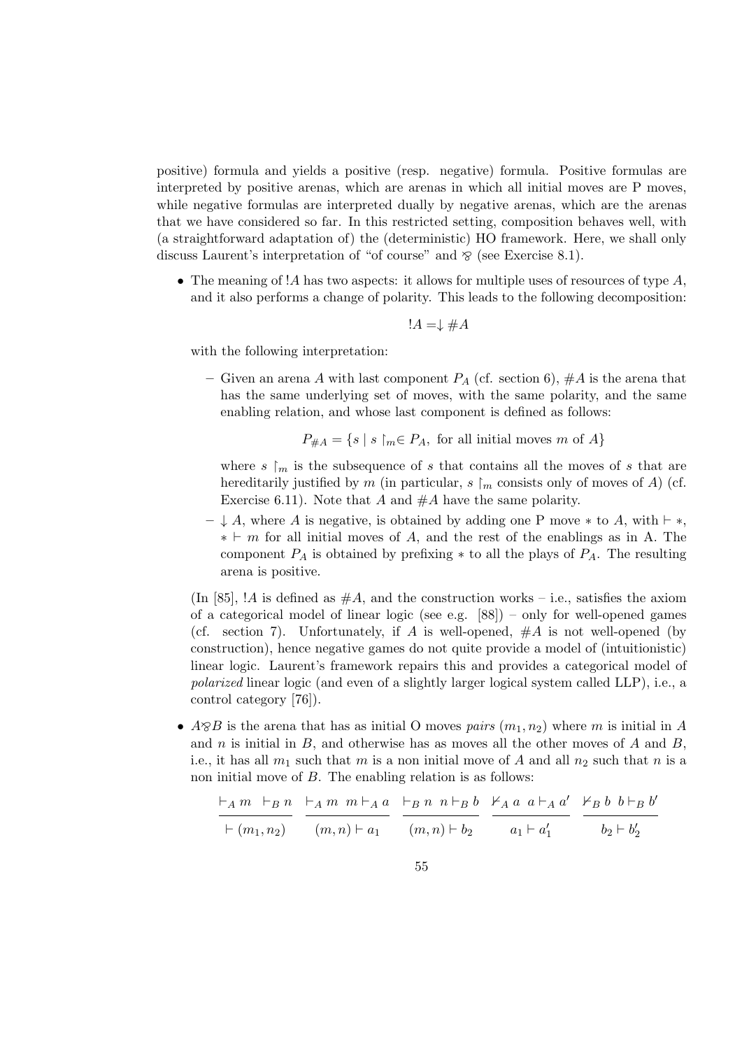positive) formula and yields a positive (resp. negative) formula. Positive formulas are interpreted by positive arenas, which are arenas in which all initial moves are P moves, while negative formulas are interpreted dually by negative arenas, which are the arenas that we have considered so far. In this restricted setting, composition behaves well, with (a straightforward adaptation of) the (deterministic) HO framework. Here, we shall only discuss Laurent's interpretation of "of course" and $\wp$ (see Exercise 8.1).

- The meaning of $!A$ has two aspects: it allows for multiple uses of resources of type $A$, and it also performs a change of polarity. This leads to the following decomposition:

$$!A = \downarrow \# A$$

with the following interpretation:

  - Given an arena $A$ with last component $P_A$ (cf. section 6), $\#A$ is the arena that has the same underlying set of moves, with the same polarity, and the same enabling relation, and whose last component is defined as follows:

$$P_{\#A} = \{s \mid s \restriction_m \in P_A, \text{ for all initial moves } m \text{ of } A\}$$

  where $s \restriction_m$ is the subsequence of $s$ that contains all the moves of $s$ that are hereditarily justified by $m$ (in particular, $s \restriction_m$ consists only of moves of $A$) (cf. Exercise 6.11). Note that $A$ and $\#A$ have the same polarity.

  - $\downarrow A$, where $A$ is negative, is obtained by adding one P move $*$ to $A$, with $\vdash *$, $* \vdash m$ for all initial moves of $A$, and the rest of the enablings as in A. The component $P_A$ is obtained by prefixing $*$ to all the plays of $P_A$. The resulting arena is positive.

(In [85], $!A$ is defined as $\#A$, and the construction works – i.e., satisfies the axiom of a categorical model of linear logic (see e.g. [88]) – only for well-opened games (cf. section 7). Unfortunately, if $A$ is well-opened, $\#A$ is not well-opened (by construction), hence negative games do not quite provide a model of (intuitionistic) linear logic. Laurent's framework repairs this and provides a categorical model of *polarized* linear logic (and even of a slightly larger logical system called LLP), i.e., a control category [76]).

- $A \wp B$ is the arena that has as initial O moves *pairs* $(m_1, n_2)$ where $m$ is initial in $A$ and $n$ is initial in $B$, and otherwise has as moves all the other moves of $A$ and $B$, i.e., it has all $m_1$ such that $m$ is a non initial move of $A$ and all $n_2$ such that $n$ is a non initial move of $B$. The enabling relation is as follows:

$$\frac{\vdash_A m \quad \vdash_B n}{\vdash (m_1, n_2)} \qquad \frac{\vdash_A m \quad m \vdash_A a}{(m,n) \vdash a_1} \qquad \frac{\vdash_B n \quad n \vdash_B b}{(m,n) \vdash b_2} \qquad \frac{\not\vdash_A a \quad a \vdash_A a'}{a_1 \vdash a'_1} \qquad \frac{\not\vdash_B b \quad b \vdash_B b'}{b_2 \vdash b'_2}$$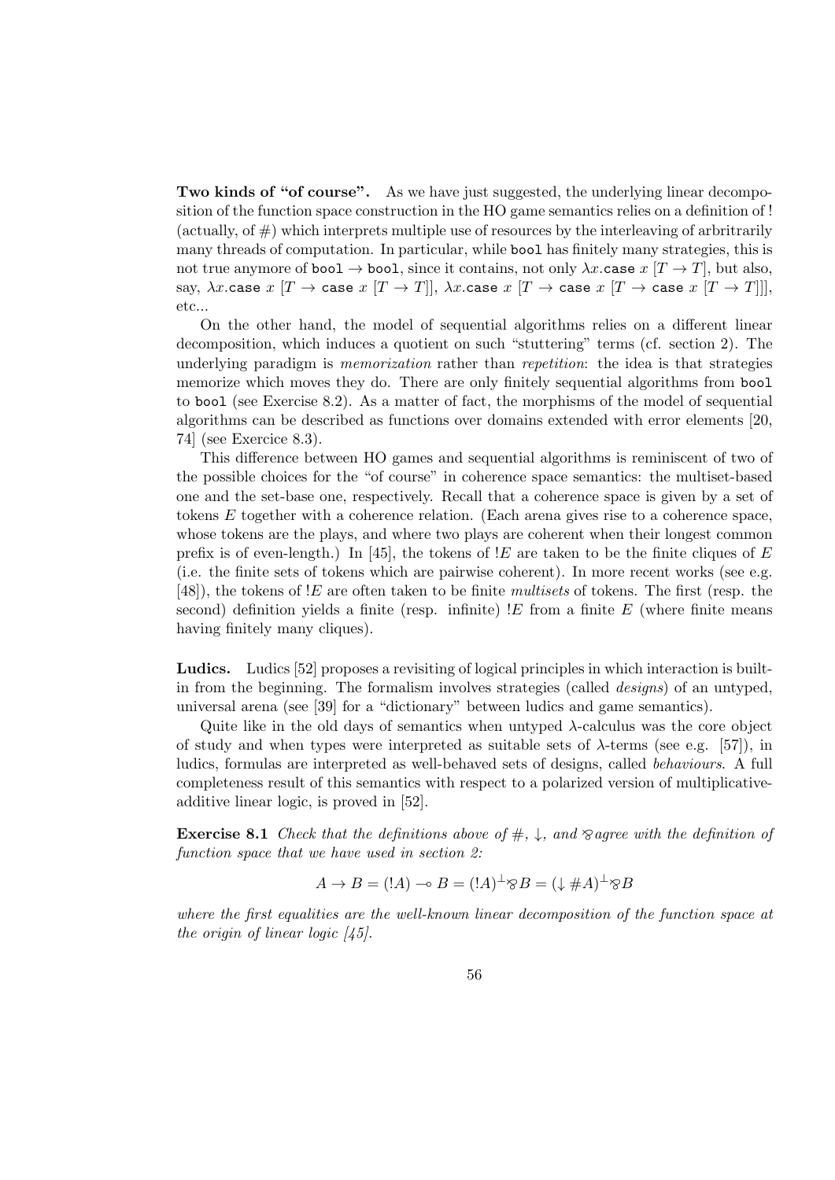**Two kinds of "of course".** As we have just suggested, the underlying linear decomposition of the function space construction in the HO game semantics relies on a definition of ! (actually, of #) which interprets multiple use of resources by the interleaving of arbitrarily many threads of computation. In particular, while `bool` has finitely many strategies, this is not true anymore of $\texttt{bool} \to \texttt{bool}$, since it contains, not only $\lambda x.\texttt{case}\ x\ [T \to T]$, but also, say, $\lambda x.\texttt{case}\ x\ [T \to \texttt{case}\ x\ [T \to T]]$, $\lambda x.\texttt{case}\ x\ [T \to \texttt{case}\ x\ [T \to \texttt{case}\ x\ [T \to T]]]$, etc...

On the other hand, the model of sequential algorithms relies on a different linear decomposition, which induces a quotient on such "stuttering" terms (cf. section 2). The underlying paradigm is *memorization* rather than *repetition*: the idea is that strategies memorize which moves they do. There are only finitely sequential algorithms from `bool` to `bool` (see Exercise 8.2). As a matter of fact, the morphisms of the model of sequential algorithms can be described as functions over domains extended with error elements [20, 74] (see Exercice 8.3).

This difference between HO games and sequential algorithms is reminiscent of two of the possible choices for the "of course" in coherence space semantics: the multiset-based one and the set-base one, respectively. Recall that a coherence space is given by a set of tokens $E$ together with a coherence relation. (Each arena gives rise to a coherence space, whose tokens are the plays, and where two plays are coherent when their longest common prefix is of even-length.) In [45], the tokens of $!E$ are taken to be the finite cliques of $E$ (i.e. the finite sets of tokens which are pairwise coherent). In more recent works (see e.g. [48]), the tokens of $!E$ are often taken to be finite *multisets* of tokens. The first (resp. the second) definition yields a finite (resp. infinite) $!E$ from a finite $E$ (where finite means having finitely many cliques).

**Ludics.** Ludics [52] proposes a revisiting of logical principles in which interaction is built-in from the beginning. The formalism involves strategies (called *designs*) of an untyped, universal arena (see [39] for a "dictionary" between ludics and game semantics).

Quite like in the old days of semantics when untyped $\lambda$-calculus was the core object of study and when types were interpreted as suitable sets of $\lambda$-terms (see e.g. [57]), in ludics, formulas are interpreted as well-behaved sets of designs, called *behaviours*. A full completeness result of this semantics with respect to a polarized version of multiplicative-additive linear logic, is proved in [52].

**Exercise 8.1** *Check that the definitions above of $\#$, $\downarrow$, and $\parr$ agree with the definition of function space that we have used in section 2:*

$$A \to B = (!A) \multimap B = (!A)^{\perp} \parr B = (\downarrow \# A)^{\perp} \parr B$$

*where the first equalities are the well-known linear decomposition of the function space at the origin of linear logic [45].*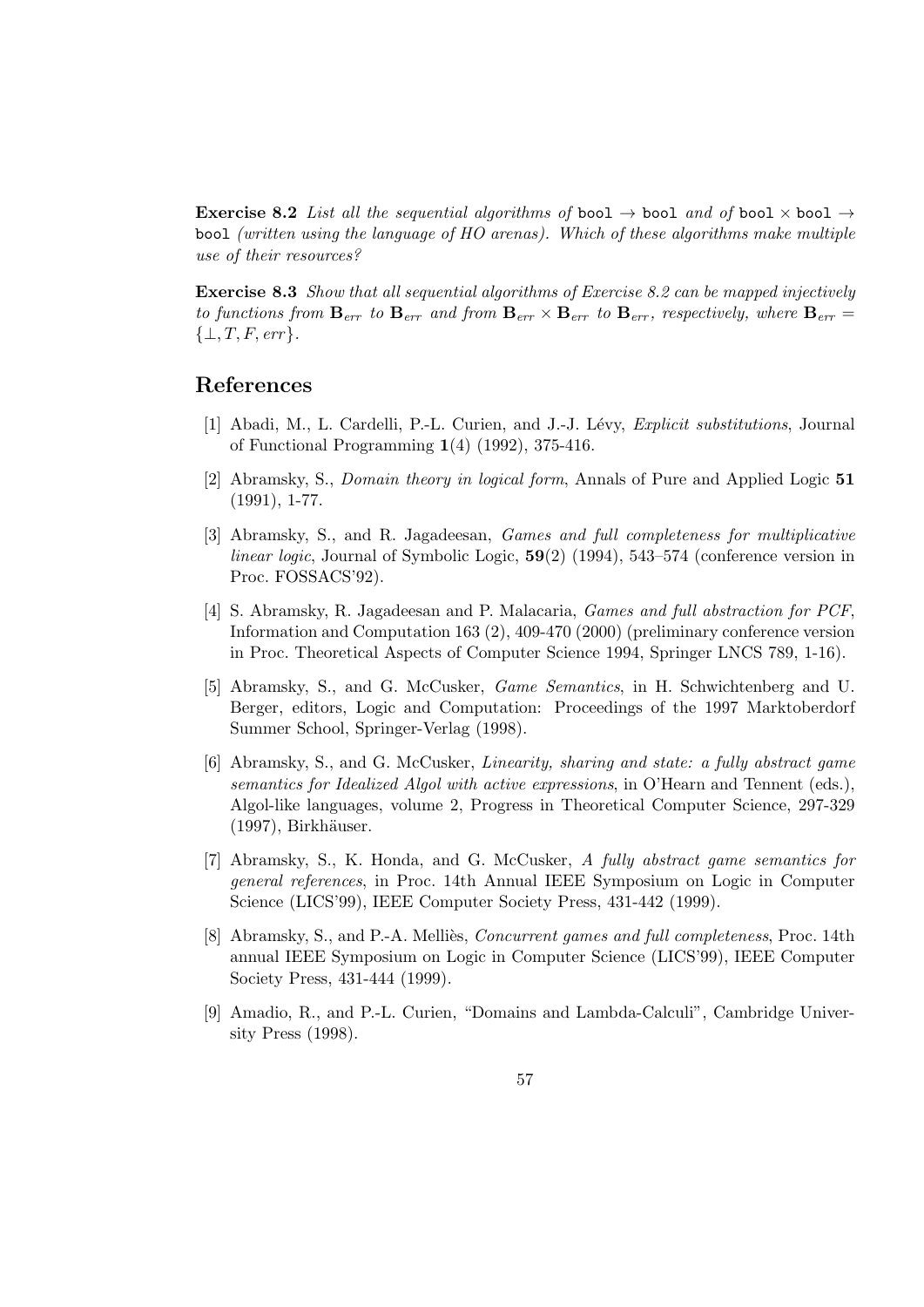**Exercise 8.2** *List all the sequential algorithms of* `bool` $\rightarrow$ `bool` *and of* `bool` $\times$ `bool` $\rightarrow$ `bool` *(written using the language of HO arenas). Which of these algorithms make multiple use of their resources?*

**Exercise 8.3** *Show that all sequential algorithms of Exercise 8.2 can be mapped injectively to functions from* $\mathbf{B}_{err}$ *to* $\mathbf{B}_{err}$ *and from* $\mathbf{B}_{err} \times \mathbf{B}_{err}$ *to* $\mathbf{B}_{err}$*, respectively, where* $\mathbf{B}_{err} = \{\bot, T, F, err\}$*.*

## References

[1] Abadi, M., L. Cardelli, P.-L. Curien, and J.-J. Lévy, *Explicit substitutions*, Journal of Functional Programming **1**(4) (1992), 375-416.

[2] Abramsky, S., *Domain theory in logical form*, Annals of Pure and Applied Logic **51** (1991), 1-77.

[3] Abramsky, S., and R. Jagadeesan, *Games and full completeness for multiplicative linear logic*, Journal of Symbolic Logic, **59**(2) (1994), 543–574 (conference version in Proc. FOSSACS'92).

[4] S. Abramsky, R. Jagadeesan and P. Malacaria, *Games and full abstraction for PCF*, Information and Computation 163 (2), 409-470 (2000) (preliminary conference version in Proc. Theoretical Aspects of Computer Science 1994, Springer LNCS 789, 1-16).

[5] Abramsky, S., and G. McCusker, *Game Semantics*, in H. Schwichtenberg and U. Berger, editors, Logic and Computation: Proceedings of the 1997 Marktoberdorf Summer School, Springer-Verlag (1998).

[6] Abramsky, S., and G. McCusker, *Linearity, sharing and state: a fully abstract game semantics for Idealized Algol with active expressions*, in O'Hearn and Tennent (eds.), Algol-like languages, volume 2, Progress in Theoretical Computer Science, 297-329 (1997), Birkhäuser.

[7] Abramsky, S., K. Honda, and G. McCusker, *A fully abstract game semantics for general references*, in Proc. 14th Annual IEEE Symposium on Logic in Computer Science (LICS'99), IEEE Computer Society Press, 431-442 (1999).

[8] Abramsky, S., and P.-A. Melliès, *Concurrent games and full completeness*, Proc. 14th annual IEEE Symposium on Logic in Computer Science (LICS'99), IEEE Computer Society Press, 431-444 (1999).

[9] Amadio, R., and P.-L. Curien, "Domains and Lambda-Calculi", Cambridge University Press (1998).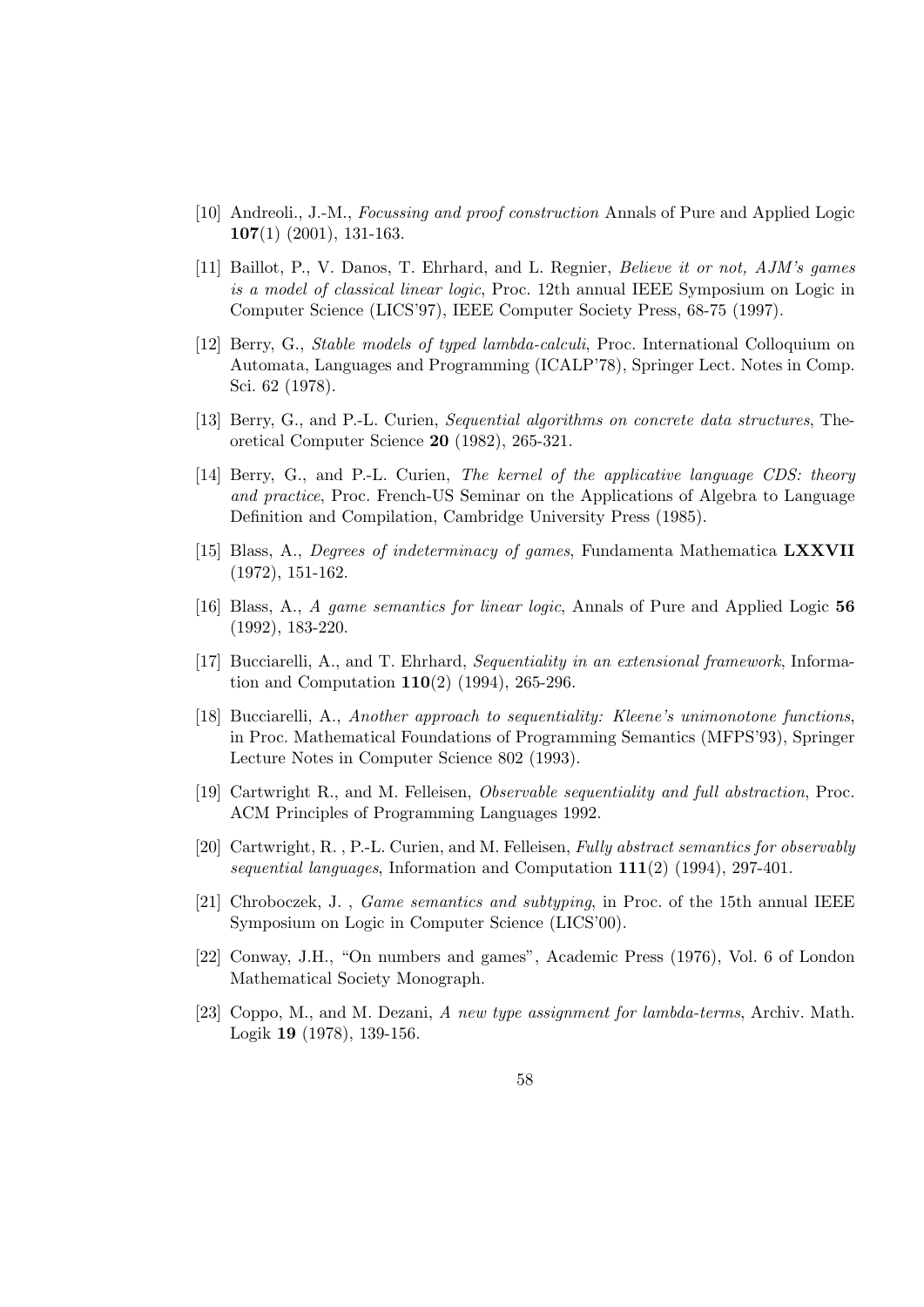[10] Andreoli., J.-M., *Focussing and proof construction* Annals of Pure and Applied Logic **107**(1) (2001), 131-163.

[11] Baillot, P., V. Danos, T. Ehrhard, and L. Regnier, *Believe it or not, AJM's games is a model of classical linear logic*, Proc. 12th annual IEEE Symposium on Logic in Computer Science (LICS'97), IEEE Computer Society Press, 68-75 (1997).

[12] Berry, G., *Stable models of typed lambda-calculi*, Proc. International Colloquium on Automata, Languages and Programming (ICALP'78), Springer Lect. Notes in Comp. Sci. 62 (1978).

[13] Berry, G., and P.-L. Curien, *Sequential algorithms on concrete data structures*, Theoretical Computer Science **20** (1982), 265-321.

[14] Berry, G., and P.-L. Curien, *The kernel of the applicative language CDS: theory and practice*, Proc. French-US Seminar on the Applications of Algebra to Language Definition and Compilation, Cambridge University Press (1985).

[15] Blass, A., *Degrees of indeterminacy of games*, Fundamenta Mathematica **LXXVII** (1972), 151-162.

[16] Blass, A., *A game semantics for linear logic*, Annals of Pure and Applied Logic **56** (1992), 183-220.

[17] Bucciarelli, A., and T. Ehrhard, *Sequentiality in an extensional framework*, Information and Computation **110**(2) (1994), 265-296.

[18] Bucciarelli, A., *Another approach to sequentiality: Kleene's unimonotone functions*, in Proc. Mathematical Foundations of Programming Semantics (MFPS'93), Springer Lecture Notes in Computer Science 802 (1993).

[19] Cartwright R., and M. Felleisen, *Observable sequentiality and full abstraction*, Proc. ACM Principles of Programming Languages 1992.

[20] Cartwright, R. , P.-L. Curien, and M. Felleisen, *Fully abstract semantics for observably sequential languages*, Information and Computation **111**(2) (1994), 297-401.

[21] Chroboczek, J. , *Game semantics and subtyping*, in Proc. of the 15th annual IEEE Symposium on Logic in Computer Science (LICS'00).

[22] Conway, J.H., "On numbers and games", Academic Press (1976), Vol. 6 of London Mathematical Society Monograph.

[23] Coppo, M., and M. Dezani, *A new type assignment for lambda-terms*, Archiv. Math. Logik **19** (1978), 139-156.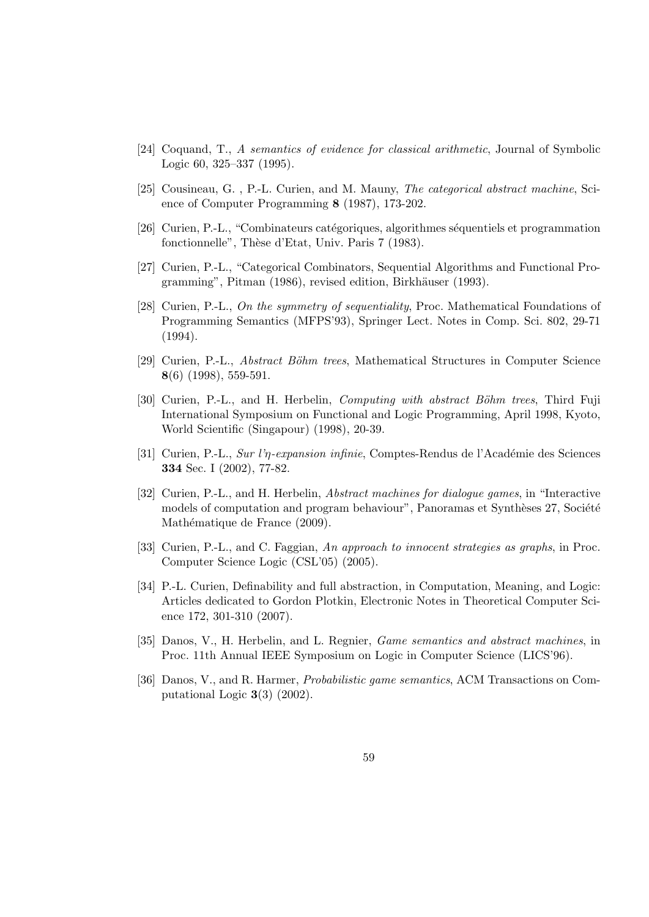[24] Coquand, T., *A semantics of evidence for classical arithmetic*, Journal of Symbolic Logic 60, 325–337 (1995).

[25] Cousineau, G. , P.-L. Curien, and M. Mauny, *The categorical abstract machine*, Science of Computer Programming **8** (1987), 173-202.

[26] Curien, P.-L., "Combinateurs catégoriques, algorithmes séquentiels et programmation fonctionnelle", Thèse d'Etat, Univ. Paris 7 (1983).

[27] Curien, P.-L., "Categorical Combinators, Sequential Algorithms and Functional Programming", Pitman (1986), revised edition, Birkhäuser (1993).

[28] Curien, P.-L., *On the symmetry of sequentiality*, Proc. Mathematical Foundations of Programming Semantics (MFPS'93), Springer Lect. Notes in Comp. Sci. 802, 29-71 (1994).

[29] Curien, P.-L., *Abstract Böhm trees*, Mathematical Structures in Computer Science **8**(6) (1998), 559-591.

[30] Curien, P.-L., and H. Herbelin, *Computing with abstract Böhm trees*, Third Fuji International Symposium on Functional and Logic Programming, April 1998, Kyoto, World Scientific (Singapour) (1998), 20-39.

[31] Curien, P.-L., *Sur l'$\eta$-expansion infinie*, Comptes-Rendus de l'Académie des Sciences **334** Sec. I (2002), 77-82.

[32] Curien, P.-L., and H. Herbelin, *Abstract machines for dialogue games*, in "Interactive models of computation and program behaviour", Panoramas et Synthèses 27, Société Mathématique de France (2009).

[33] Curien, P.-L., and C. Faggian, *An approach to innocent strategies as graphs*, in Proc. Computer Science Logic (CSL'05) (2005).

[34] P.-L. Curien, Definability and full abstraction, in Computation, Meaning, and Logic: Articles dedicated to Gordon Plotkin, Electronic Notes in Theoretical Computer Science 172, 301-310 (2007).

[35] Danos, V., H. Herbelin, and L. Regnier, *Game semantics and abstract machines*, in Proc. 11th Annual IEEE Symposium on Logic in Computer Science (LICS'96).

[36] Danos, V., and R. Harmer, *Probabilistic game semantics*, ACM Transactions on Computational Logic **3**(3) (2002).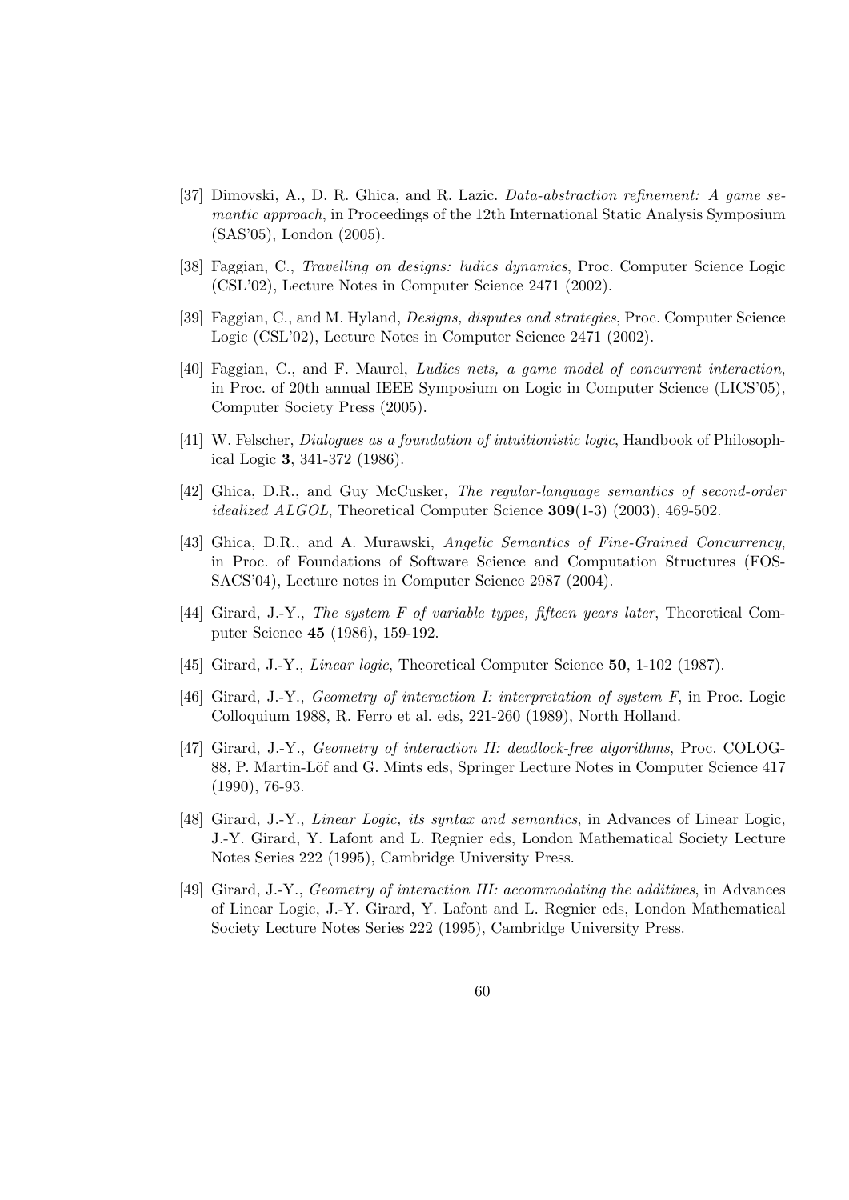[37] Dimovski, A., D. R. Ghica, and R. Lazic. *Data-abstraction refinement: A game semantic approach*, in Proceedings of the 12th International Static Analysis Symposium (SAS'05), London (2005).

[38] Faggian, C., *Travelling on designs: ludics dynamics*, Proc. Computer Science Logic (CSL'02), Lecture Notes in Computer Science 2471 (2002).

[39] Faggian, C., and M. Hyland, *Designs, disputes and strategies*, Proc. Computer Science Logic (CSL'02), Lecture Notes in Computer Science 2471 (2002).

[40] Faggian, C., and F. Maurel, *Ludics nets, a game model of concurrent interaction*, in Proc. of 20th annual IEEE Symposium on Logic in Computer Science (LICS'05), Computer Society Press (2005).

[41] W. Felscher, *Dialogues as a foundation of intuitionistic logic*, Handbook of Philosophical Logic **3**, 341-372 (1986).

[42] Ghica, D.R., and Guy McCusker, *The regular-language semantics of second-order idealized ALGOL*, Theoretical Computer Science **309**(1-3) (2003), 469-502.

[43] Ghica, D.R., and A. Murawski, *Angelic Semantics of Fine-Grained Concurrency*, in Proc. of Foundations of Software Science and Computation Structures (FOSSACS'04), Lecture notes in Computer Science 2987 (2004).

[44] Girard, J.-Y., *The system F of variable types, fifteen years later*, Theoretical Computer Science **45** (1986), 159-192.

[45] Girard, J.-Y., *Linear logic*, Theoretical Computer Science **50**, 1-102 (1987).

[46] Girard, J.-Y., *Geometry of interaction I: interpretation of system F*, in Proc. Logic Colloquium 1988, R. Ferro et al. eds, 221-260 (1989), North Holland.

[47] Girard, J.-Y., *Geometry of interaction II: deadlock-free algorithms*, Proc. COLOG-88, P. Martin-Löf and G. Mints eds, Springer Lecture Notes in Computer Science 417 (1990), 76-93.

[48] Girard, J.-Y., *Linear Logic, its syntax and semantics*, in Advances of Linear Logic, J.-Y. Girard, Y. Lafont and L. Regnier eds, London Mathematical Society Lecture Notes Series 222 (1995), Cambridge University Press.

[49] Girard, J.-Y., *Geometry of interaction III: accommodating the additives*, in Advances of Linear Logic, J.-Y. Girard, Y. Lafont and L. Regnier eds, London Mathematical Society Lecture Notes Series 222 (1995), Cambridge University Press.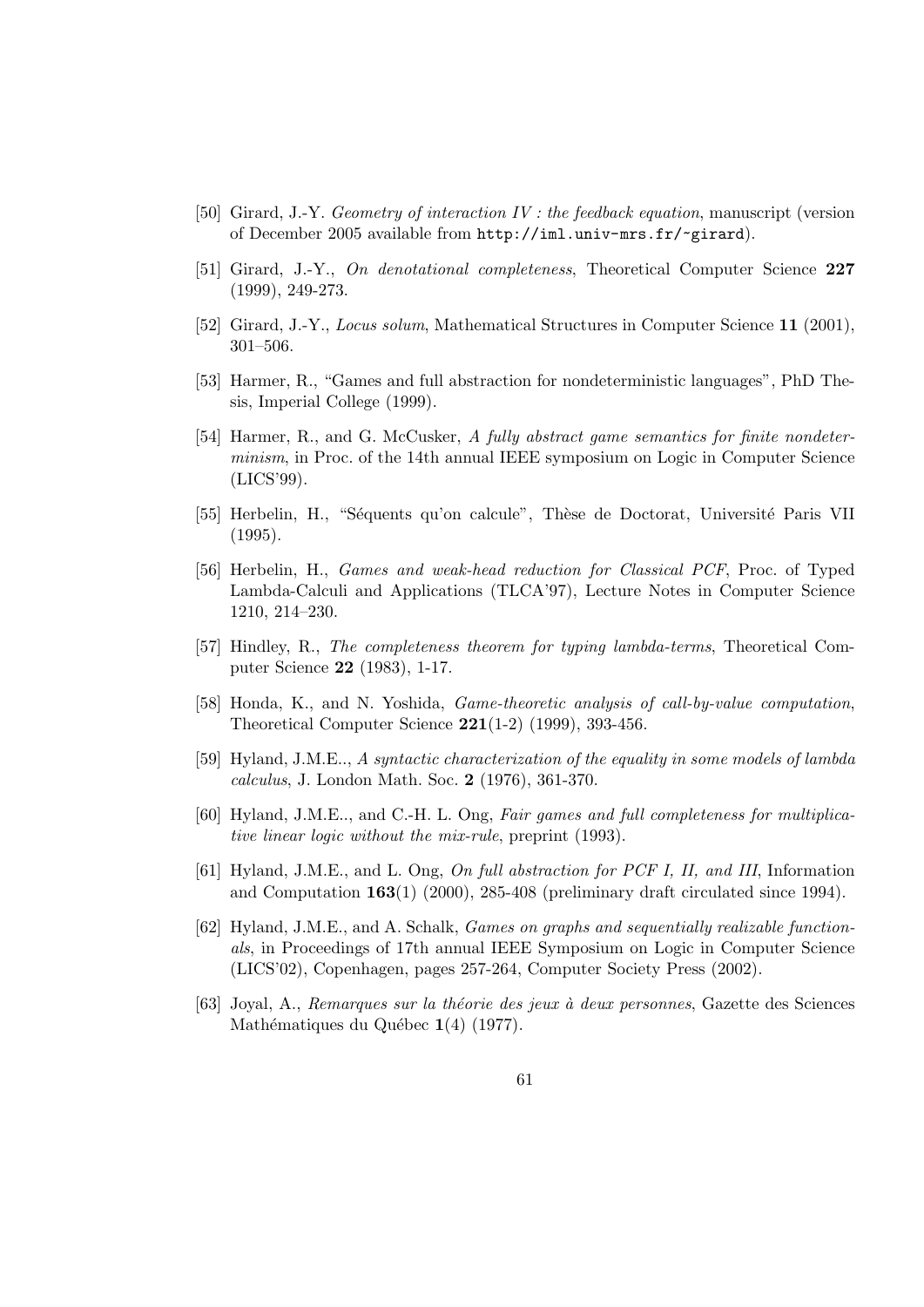[50] Girard, J.-Y. *Geometry of interaction IV : the feedback equation*, manuscript (version of December 2005 available from `http://iml.univ-mrs.fr/~girard`).

[51] Girard, J.-Y., *On denotational completeness*, Theoretical Computer Science **227** (1999), 249-273.

[52] Girard, J.-Y., *Locus solum*, Mathematical Structures in Computer Science **11** (2001), 301–506.

[53] Harmer, R., "Games and full abstraction for nondeterministic languages", PhD Thesis, Imperial College (1999).

[54] Harmer, R., and G. McCusker, *A fully abstract game semantics for finite nondeterminism*, in Proc. of the 14th annual IEEE symposium on Logic in Computer Science (LICS'99).

[55] Herbelin, H., "Séquents qu'on calcule", Thèse de Doctorat, Université Paris VII (1995).

[56] Herbelin, H., *Games and weak-head reduction for Classical PCF*, Proc. of Typed Lambda-Calculi and Applications (TLCA'97), Lecture Notes in Computer Science 1210, 214–230.

[57] Hindley, R., *The completeness theorem for typing lambda-terms*, Theoretical Computer Science **22** (1983), 1-17.

[58] Honda, K., and N. Yoshida, *Game-theoretic analysis of call-by-value computation*, Theoretical Computer Science **221**(1-2) (1999), 393-456.

[59] Hyland, J.M.E.., *A syntactic characterization of the equality in some models of lambda calculus*, J. London Math. Soc. **2** (1976), 361-370.

[60] Hyland, J.M.E.., and C.-H. L. Ong, *Fair games and full completeness for multiplicative linear logic without the mix-rule*, preprint (1993).

[61] Hyland, J.M.E., and L. Ong, *On full abstraction for PCF I, II, and III*, Information and Computation **163**(1) (2000), 285-408 (preliminary draft circulated since 1994).

[62] Hyland, J.M.E., and A. Schalk, *Games on graphs and sequentially realizable functionals*, in Proceedings of 17th annual IEEE Symposium on Logic in Computer Science (LICS'02), Copenhagen, pages 257-264, Computer Society Press (2002).

[63] Joyal, A., *Remarques sur la théorie des jeux à deux personnes*, Gazette des Sciences Mathématiques du Québec **1**(4) (1977).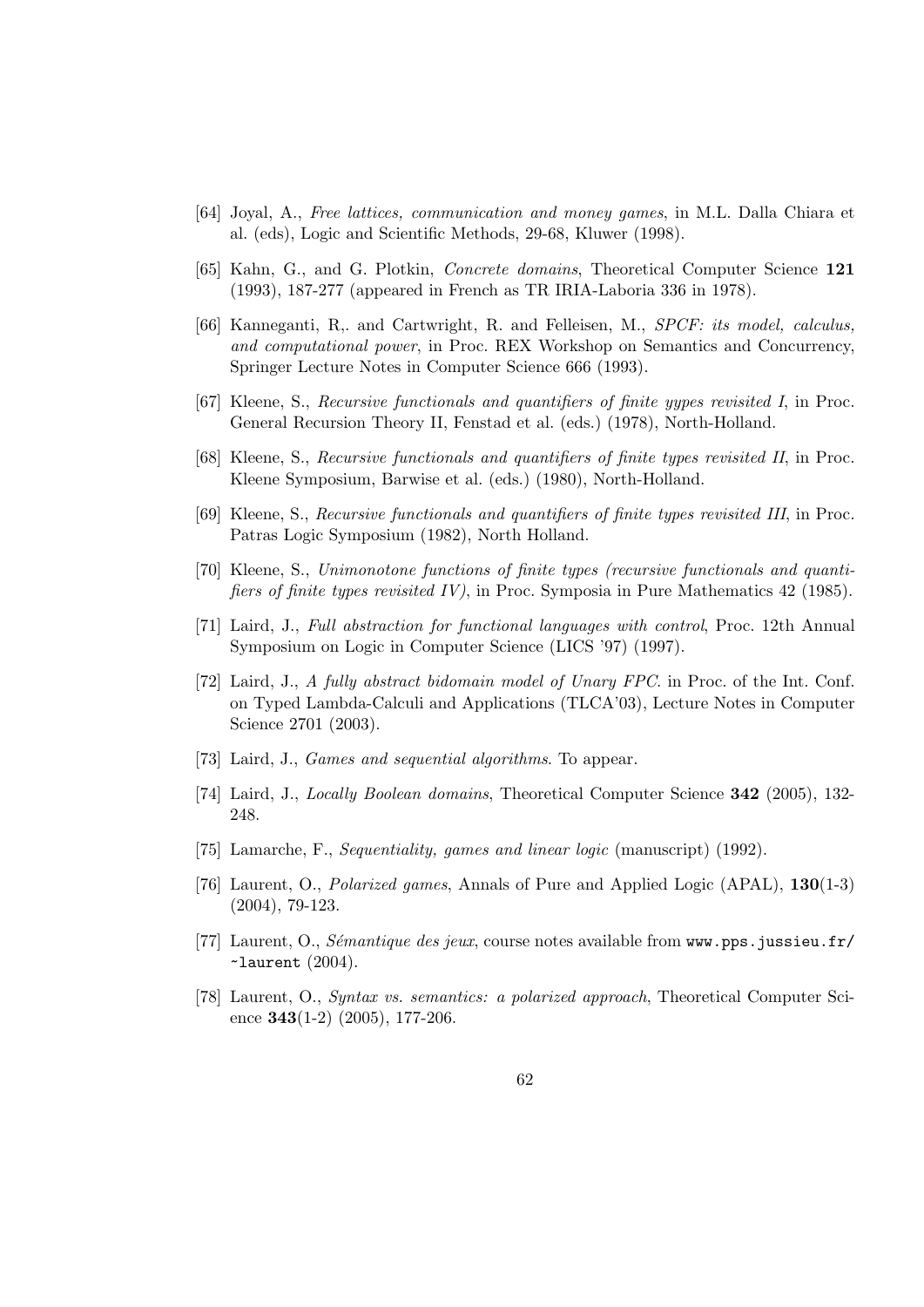[64] Joyal, A., *Free lattices, communication and money games*, in M.L. Dalla Chiara et al. (eds), Logic and Scientific Methods, 29-68, Kluwer (1998).

[65] Kahn, G., and G. Plotkin, *Concrete domains*, Theoretical Computer Science **121** (1993), 187-277 (appeared in French as TR IRIA-Laboria 336 in 1978).

[66] Kanneganti, R,. and Cartwright, R. and Felleisen, M., *SPCF: its model, calculus, and computational power*, in Proc. REX Workshop on Semantics and Concurrency, Springer Lecture Notes in Computer Science 666 (1993).

[67] Kleene, S., *Recursive functionals and quantifiers of finite yypes revisited I*, in Proc. General Recursion Theory II, Fenstad et al. (eds.) (1978), North-Holland.

[68] Kleene, S., *Recursive functionals and quantifiers of finite types revisited II*, in Proc. Kleene Symposium, Barwise et al. (eds.) (1980), North-Holland.

[69] Kleene, S., *Recursive functionals and quantifiers of finite types revisited III*, in Proc. Patras Logic Symposium (1982), North Holland.

[70] Kleene, S., *Unimonotone functions of finite types (recursive functionals and quantifiers of finite types revisited IV)*, in Proc. Symposia in Pure Mathematics 42 (1985).

[71] Laird, J., *Full abstraction for functional languages with control*, Proc. 12th Annual Symposium on Logic in Computer Science (LICS '97) (1997).

[72] Laird, J., *A fully abstract bidomain model of Unary FPC*. in Proc. of the Int. Conf. on Typed Lambda-Calculi and Applications (TLCA'03), Lecture Notes in Computer Science 2701 (2003).

[73] Laird, J., *Games and sequential algorithms*. To appear.

[74] Laird, J., *Locally Boolean domains*, Theoretical Computer Science **342** (2005), 132-248.

[75] Lamarche, F., *Sequentiality, games and linear logic* (manuscript) (1992).

[76] Laurent, O., *Polarized games*, Annals of Pure and Applied Logic (APAL), **130**(1-3) (2004), 79-123.

[77] Laurent, O., *Sémantique des jeux*, course notes available from `www.pps.jussieu.fr/~laurent` (2004).

[78] Laurent, O., *Syntax vs. semantics: a polarized approach*, Theoretical Computer Science **343**(1-2) (2005), 177-206.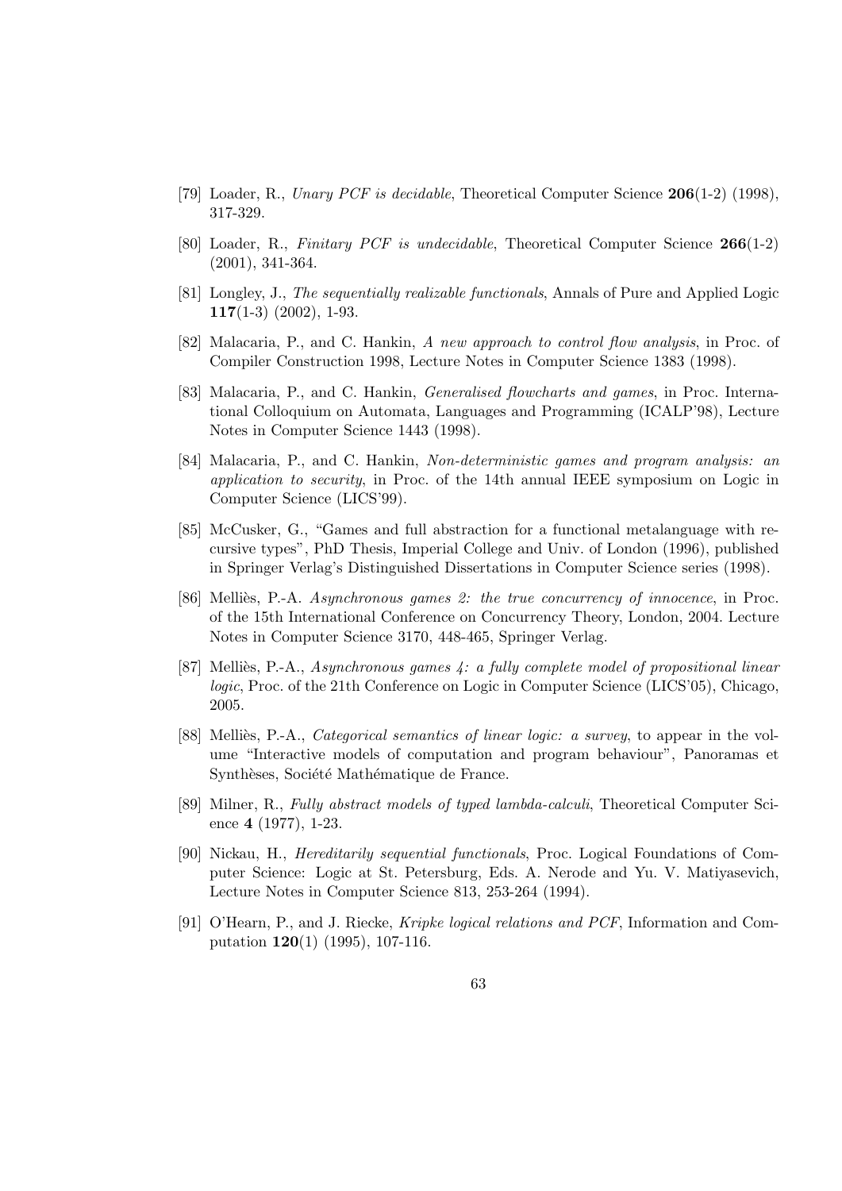[79] Loader, R., *Unary PCF is decidable*, Theoretical Computer Science **206**(1-2) (1998), 317-329.

[80] Loader, R., *Finitary PCF is undecidable*, Theoretical Computer Science **266**(1-2) (2001), 341-364.

[81] Longley, J., *The sequentially realizable functionals*, Annals of Pure and Applied Logic **117**(1-3) (2002), 1-93.

[82] Malacaria, P., and C. Hankin, *A new approach to control flow analysis*, in Proc. of Compiler Construction 1998, Lecture Notes in Computer Science 1383 (1998).

[83] Malacaria, P., and C. Hankin, *Generalised flowcharts and games*, in Proc. International Colloquium on Automata, Languages and Programming (ICALP'98), Lecture Notes in Computer Science 1443 (1998).

[84] Malacaria, P., and C. Hankin, *Non-deterministic games and program analysis: an application to security*, in Proc. of the 14th annual IEEE symposium on Logic in Computer Science (LICS'99).

[85] McCusker, G., "Games and full abstraction for a functional metalanguage with recursive types", PhD Thesis, Imperial College and Univ. of London (1996), published in Springer Verlag's Distinguished Dissertations in Computer Science series (1998).

[86] Melliès, P.-A. *Asynchronous games 2: the true concurrency of innocence*, in Proc. of the 15th International Conference on Concurrency Theory, London, 2004. Lecture Notes in Computer Science 3170, 448-465, Springer Verlag.

[87] Melliès, P.-A., *Asynchronous games 4: a fully complete model of propositional linear logic*, Proc. of the 21th Conference on Logic in Computer Science (LICS'05), Chicago, 2005.

[88] Melliès, P.-A., *Categorical semantics of linear logic: a survey*, to appear in the volume "Interactive models of computation and program behaviour", Panoramas et Synthèses, Société Mathématique de France.

[89] Milner, R., *Fully abstract models of typed lambda-calculi*, Theoretical Computer Science **4** (1977), 1-23.

[90] Nickau, H., *Hereditarily sequential functionals*, Proc. Logical Foundations of Computer Science: Logic at St. Petersburg, Eds. A. Nerode and Yu. V. Matiyasevich, Lecture Notes in Computer Science 813, 253-264 (1994).

[91] O'Hearn, P., and J. Riecke, *Kripke logical relations and PCF*, Information and Computation **120**(1) (1995), 107-116.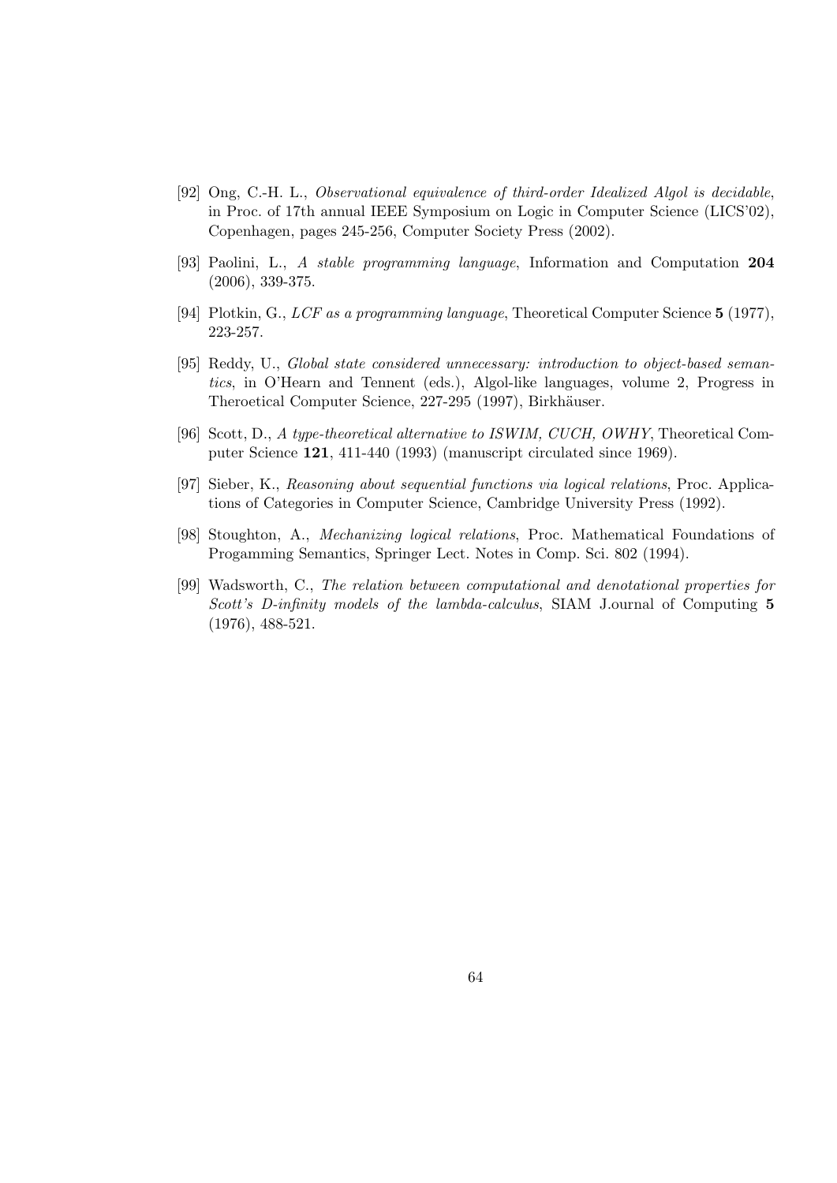[92] Ong, C.-H. L., *Observational equivalence of third-order Idealized Algol is decidable*, in Proc. of 17th annual IEEE Symposium on Logic in Computer Science (LICS'02), Copenhagen, pages 245-256, Computer Society Press (2002).

[93] Paolini, L., *A stable programming language*, Information and Computation **204** (2006), 339-375.

[94] Plotkin, G., *LCF as a programming language*, Theoretical Computer Science **5** (1977), 223-257.

[95] Reddy, U., *Global state considered unnecessary: introduction to object-based semantics*, in O'Hearn and Tennent (eds.), Algol-like languages, volume 2, Progress in Theroetical Computer Science, 227-295 (1997), Birkhäuser.

[96] Scott, D., *A type-theoretical alternative to ISWIM, CUCH, OWHY*, Theoretical Computer Science **121**, 411-440 (1993) (manuscript circulated since 1969).

[97] Sieber, K., *Reasoning about sequential functions via logical relations*, Proc. Applications of Categories in Computer Science, Cambridge University Press (1992).

[98] Stoughton, A., *Mechanizing logical relations*, Proc. Mathematical Foundations of Progamming Semantics, Springer Lect. Notes in Comp. Sci. 802 (1994).

[99] Wadsworth, C., *The relation between computational and denotational properties for Scott's D-infinity models of the lambda-calculus*, SIAM J.ournal of Computing **5** (1976), 488-521.